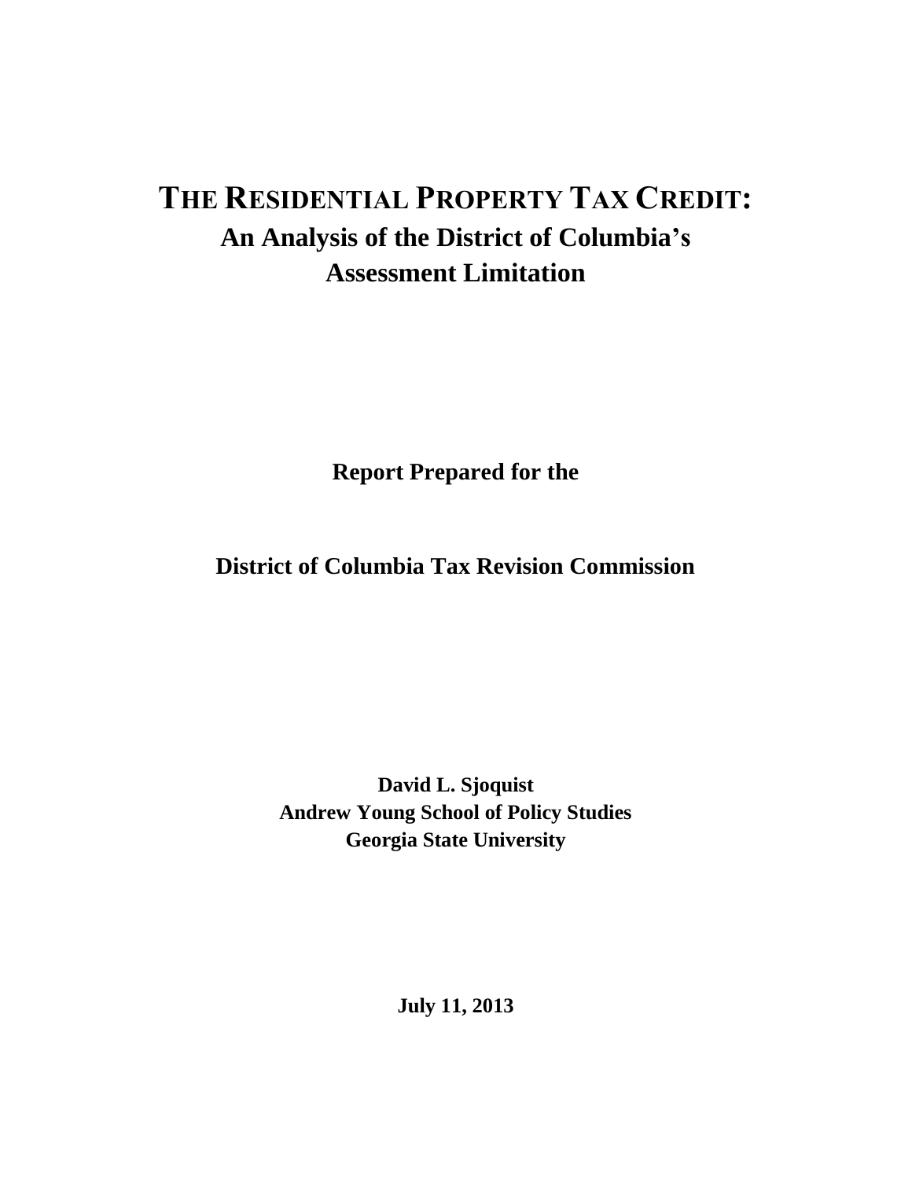# THE RESIDENTIAL PROPERTY TAX CREDIT:

## An Analysis of the District of Columbia's Assessment Limitation

**Report Prepared for the**

**District of Columbia Tax Revision Commission**

**David L. Sjoquist**
**Andrew Young School of Policy Studies**
**Georgia State University**

**July 11, 2013**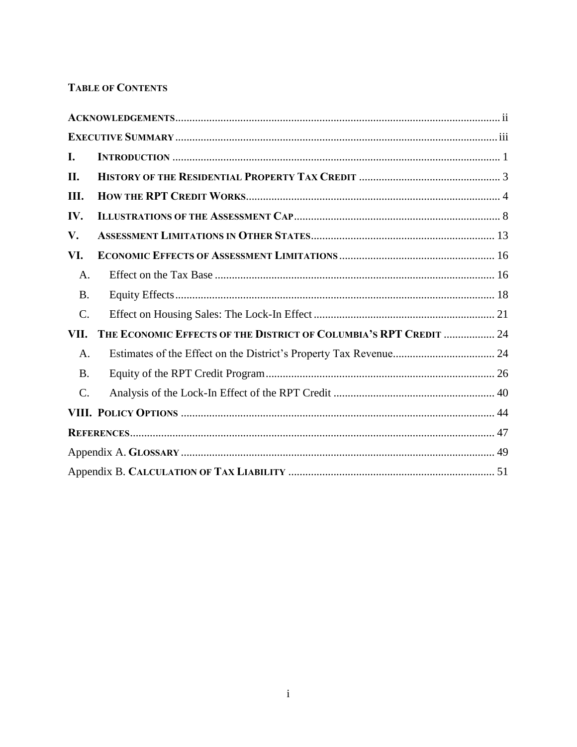## TABLE OF CONTENTS

- ACKNOWLEDGEMENTS ..... ii
- EXECUTIVE SUMMARY ..... iii
- I. INTRODUCTION ..... 1
- II. HISTORY OF THE RESIDENTIAL PROPERTY TAX CREDIT ..... 3
- III. HOW THE RPT CREDIT WORKS ..... 4
- IV. ILLUSTRATIONS OF THE ASSESSMENT CAP ..... 8
- V. ASSESSMENT LIMITATIONS IN OTHER STATES ..... 13
- VI. ECONOMIC EFFECTS OF ASSESSMENT LIMITATIONS ..... 16
  - A. Effect on the Tax Base ..... 16
  - B. Equity Effects ..... 18
  - C. Effect on Housing Sales: The Lock-In Effect ..... 21
- VII. THE ECONOMIC EFFECTS OF THE DISTRICT OF COLUMBIA'S RPT CREDIT ..... 24
  - A. Estimates of the Effect on the District's Property Tax Revenue ..... 24
  - B. Equity of the RPT Credit Program ..... 26
  - C. Analysis of the Lock-In Effect of the RPT Credit ..... 40
- VIII. POLICY OPTIONS ..... 44
- REFERENCES ..... 47
- Appendix A. GLOSSARY ..... 49
- Appendix B. CALCULATION OF TAX LIABILITY ..... 51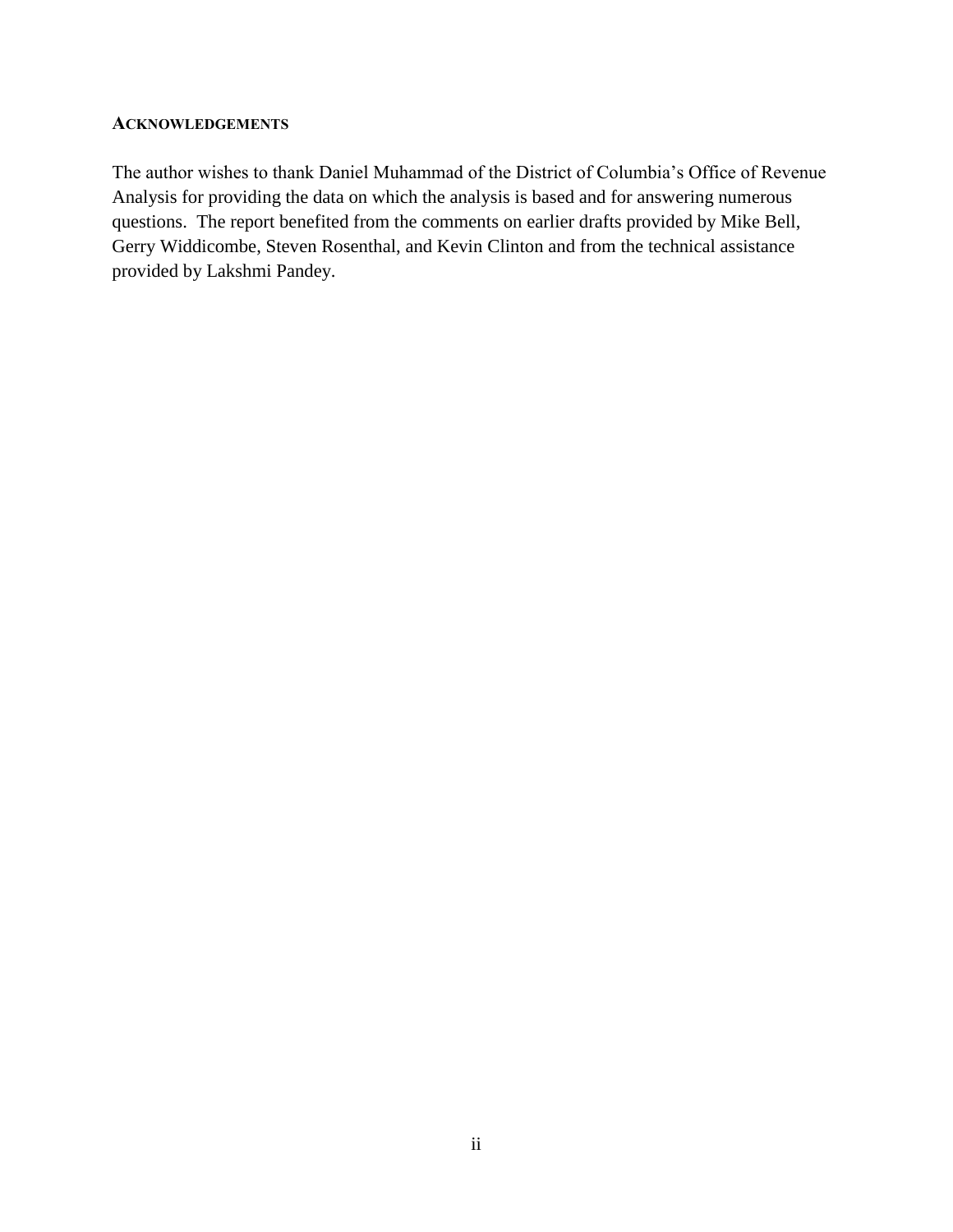## ACKNOWLEDGEMENTS

The author wishes to thank Daniel Muhammad of the District of Columbia's Office of Revenue Analysis for providing the data on which the analysis is based and for answering numerous questions. The report benefited from the comments on earlier drafts provided by Mike Bell, Gerry Widdicombe, Steven Rosenthal, and Kevin Clinton and from the technical assistance provided by Lakshmi Pandey.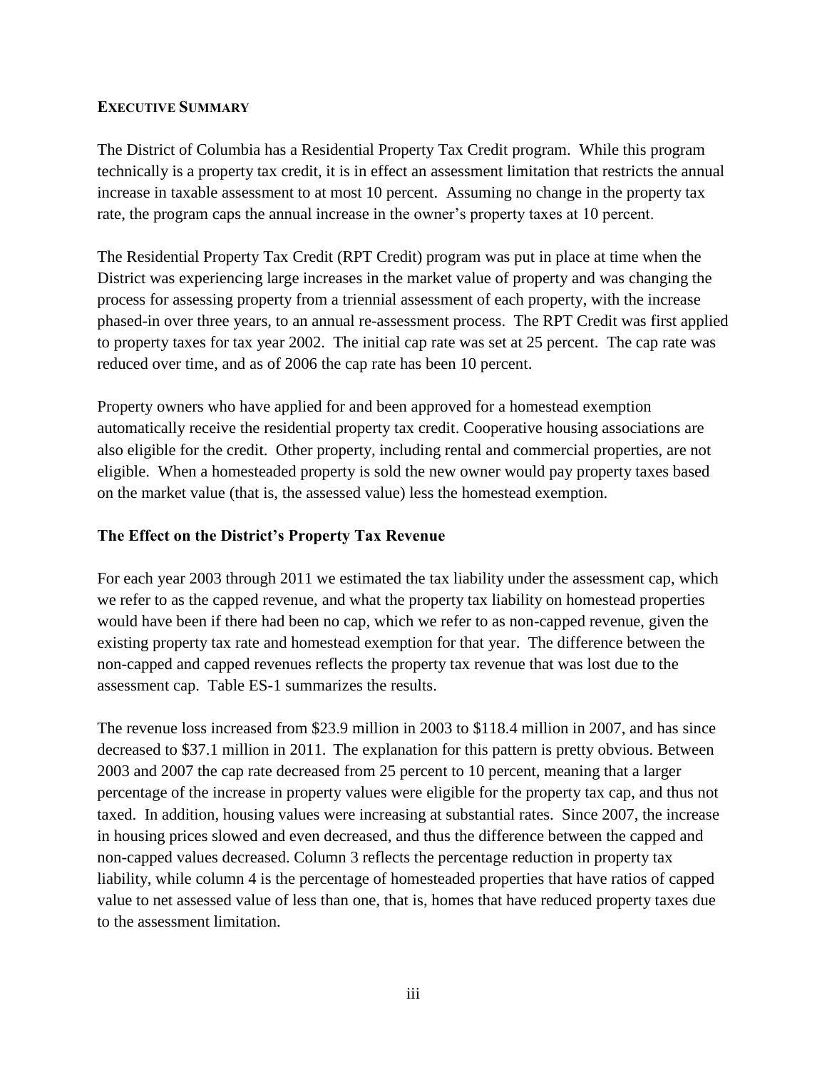## EXECUTIVE SUMMARY

The District of Columbia has a Residential Property Tax Credit program. While this program technically is a property tax credit, it is in effect an assessment limitation that restricts the annual increase in taxable assessment to at most 10 percent. Assuming no change in the property tax rate, the program caps the annual increase in the owner's property taxes at 10 percent.

The Residential Property Tax Credit (RPT Credit) program was put in place at time when the District was experiencing large increases in the market value of property and was changing the process for assessing property from a triennial assessment of each property, with the increase phased-in over three years, to an annual re-assessment process. The RPT Credit was first applied to property taxes for tax year 2002. The initial cap rate was set at 25 percent. The cap rate was reduced over time, and as of 2006 the cap rate has been 10 percent.

Property owners who have applied for and been approved for a homestead exemption automatically receive the residential property tax credit. Cooperative housing associations are also eligible for the credit. Other property, including rental and commercial properties, are not eligible. When a homesteaded property is sold the new owner would pay property taxes based on the market value (that is, the assessed value) less the homestead exemption.

### The Effect on the District's Property Tax Revenue

For each year 2003 through 2011 we estimated the tax liability under the assessment cap, which we refer to as the capped revenue, and what the property tax liability on homestead properties would have been if there had been no cap, which we refer to as non-capped revenue, given the existing property tax rate and homestead exemption for that year. The difference between the non-capped and capped revenues reflects the property tax revenue that was lost due to the assessment cap. Table ES-1 summarizes the results.

The revenue loss increased from $23.9 million in 2003 to $118.4 million in 2007, and has since decreased to $37.1 million in 2011. The explanation for this pattern is pretty obvious. Between 2003 and 2007 the cap rate decreased from 25 percent to 10 percent, meaning that a larger percentage of the increase in property values were eligible for the property tax cap, and thus not taxed. In addition, housing values were increasing at substantial rates. Since 2007, the increase in housing prices slowed and even decreased, and thus the difference between the capped and non-capped values decreased. Column 3 reflects the percentage reduction in property tax liability, while column 4 is the percentage of homesteaded properties that have ratios of capped value to net assessed value of less than one, that is, homes that have reduced property taxes due to the assessment limitation.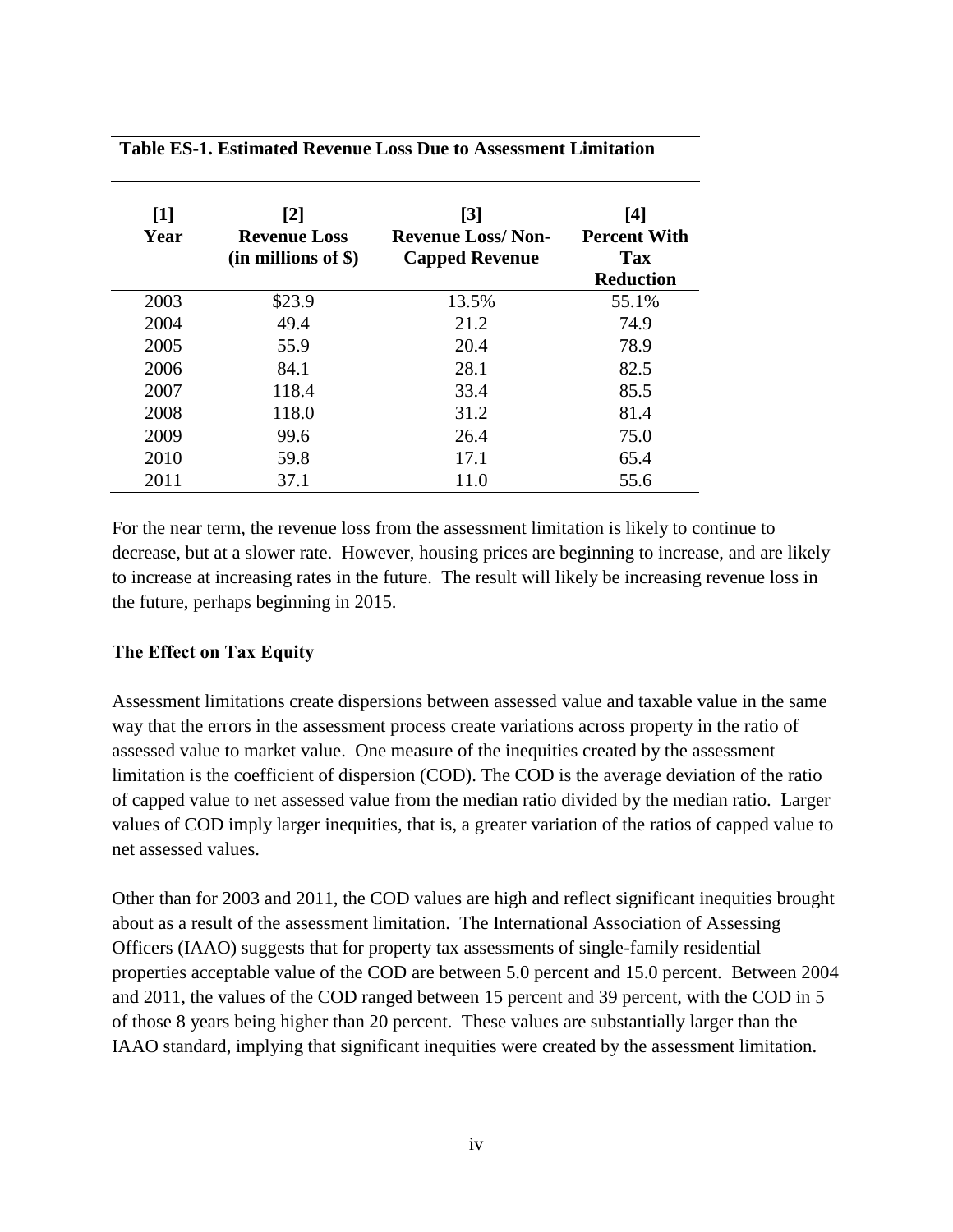**Table ES-1. Estimated Revenue Loss Due to Assessment Limitation**

| [1] Year | [2] Revenue Loss (in millions of $) | [3] Revenue Loss/ Non-Capped Revenue | [4] Percent With Tax Reduction |
|---|---|---|---|
| 2003 | $23.9 | 13.5% | 55.1% |
| 2004 | 49.4 | 21.2 | 74.9 |
| 2005 | 55.9 | 20.4 | 78.9 |
| 2006 | 84.1 | 28.1 | 82.5 |
| 2007 | 118.4 | 33.4 | 85.5 |
| 2008 | 118.0 | 31.2 | 81.4 |
| 2009 | 99.6 | 26.4 | 75.0 |
| 2010 | 59.8 | 17.1 | 65.4 |
| 2011 | 37.1 | 11.0 | 55.6 |

For the near term, the revenue loss from the assessment limitation is likely to continue to decrease, but at a slower rate. However, housing prices are beginning to increase, and are likely to increase at increasing rates in the future. The result will likely be increasing revenue loss in the future, perhaps beginning in 2015.

### The Effect on Tax Equity

Assessment limitations create dispersions between assessed value and taxable value in the same way that the errors in the assessment process create variations across property in the ratio of assessed value to market value. One measure of the inequities created by the assessment limitation is the coefficient of dispersion (COD). The COD is the average deviation of the ratio of capped value to net assessed value from the median ratio divided by the median ratio. Larger values of COD imply larger inequities, that is, a greater variation of the ratios of capped value to net assessed values.

Other than for 2003 and 2011, the COD values are high and reflect significant inequities brought about as a result of the assessment limitation. The International Association of Assessing Officers (IAAO) suggests that for property tax assessments of single-family residential properties acceptable value of the COD are between 5.0 percent and 15.0 percent. Between 2004 and 2011, the values of the COD ranged between 15 percent and 39 percent, with the COD in 5 of those 8 years being higher than 20 percent. These values are substantially larger than the IAAO standard, implying that significant inequities were created by the assessment limitation.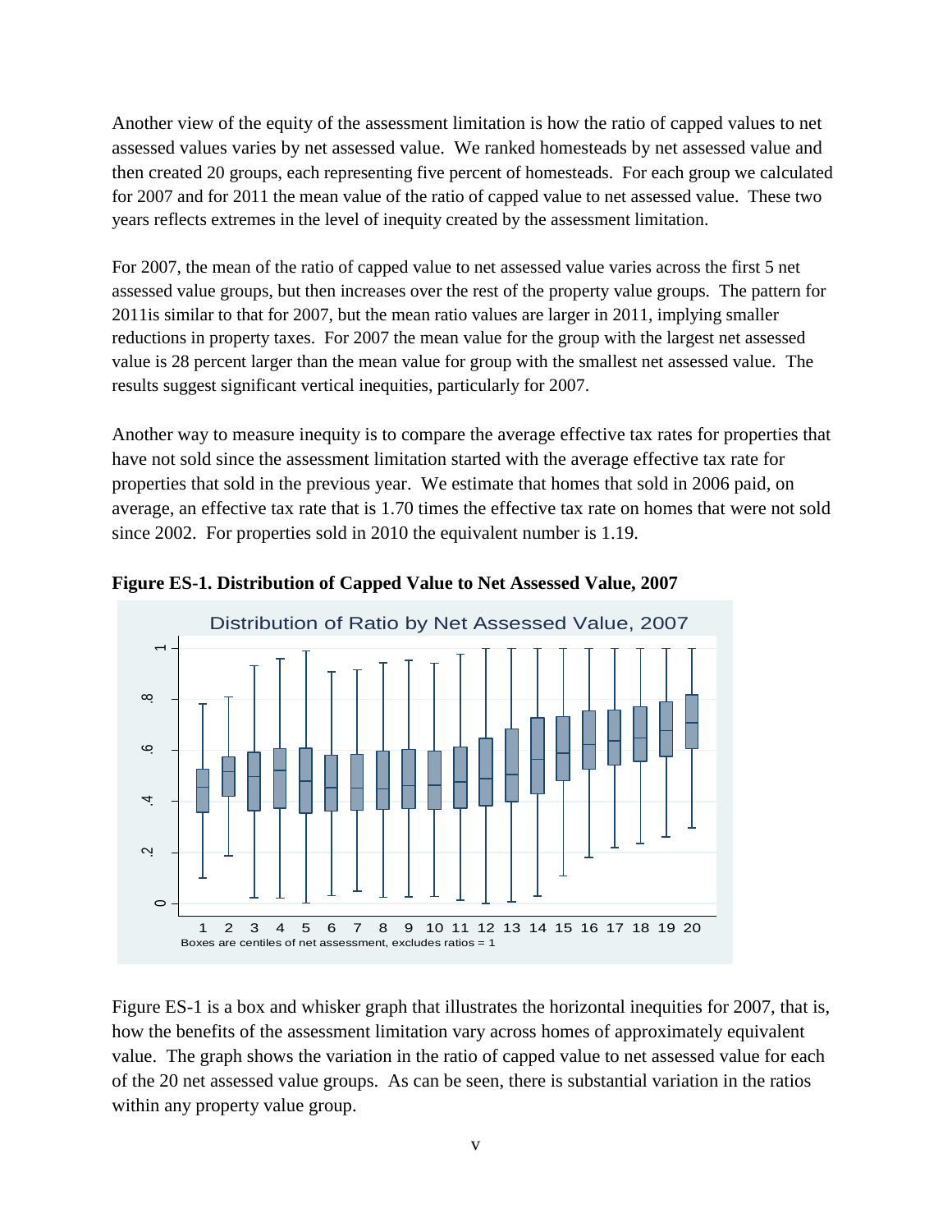Another view of the equity of the assessment limitation is how the ratio of capped values to net assessed values varies by net assessed value. We ranked homesteads by net assessed value and then created 20 groups, each representing five percent of homesteads. For each group we calculated for 2007 and for 2011 the mean value of the ratio of capped value to net assessed value. These two years reflects extremes in the level of inequity created by the assessment limitation.

For 2007, the mean of the ratio of capped value to net assessed value varies across the first 5 net assessed value groups, but then increases over the rest of the property value groups. The pattern for 2011is similar to that for 2007, but the mean ratio values are larger in 2011, implying smaller reductions in property taxes. For 2007 the mean value for the group with the largest net assessed value is 28 percent larger than the mean value for group with the smallest net assessed value. The results suggest significant vertical inequities, particularly for 2007.

Another way to measure inequity is to compare the average effective tax rates for properties that have not sold since the assessment limitation started with the average effective tax rate for properties that sold in the previous year. We estimate that homes that sold in 2006 paid, on average, an effective tax rate that is 1.70 times the effective tax rate on homes that were not sold since 2002. For properties sold in 2010 the equivalent number is 1.19.

**Figure ES-1. Distribution of Capped Value to Net Assessed Value, 2007**

Figure ES-1 is a box and whisker graph that illustrates the horizontal inequities for 2007, that is, how the benefits of the assessment limitation vary across homes of approximately equivalent value. The graph shows the variation in the ratio of capped value to net assessed value for each of the 20 net assessed value groups. As can be seen, there is substantial variation in the ratios within any property value group.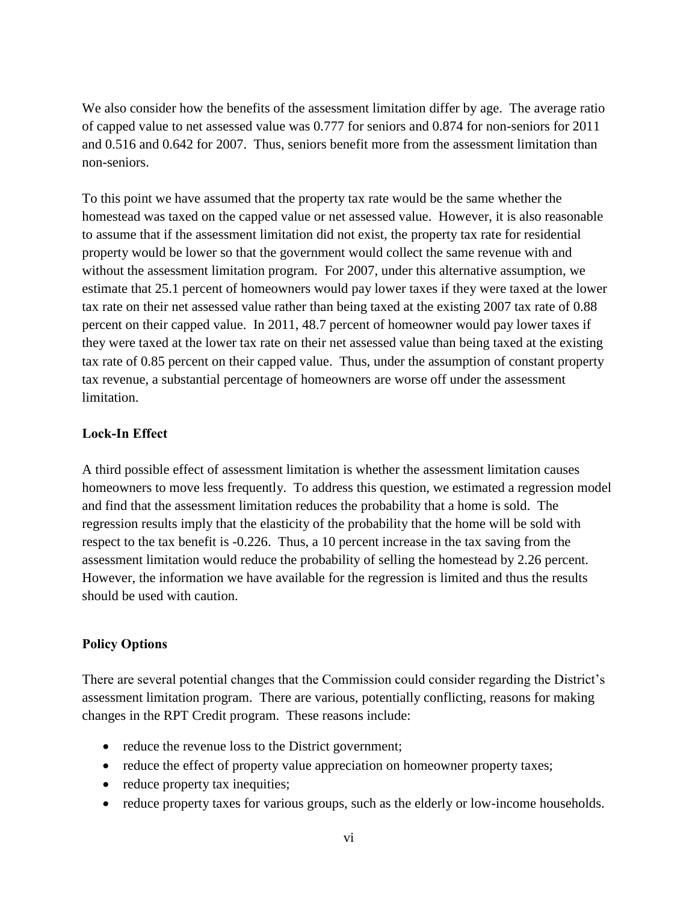We also consider how the benefits of the assessment limitation differ by age. The average ratio of capped value to net assessed value was 0.777 for seniors and 0.874 for non-seniors for 2011 and 0.516 and 0.642 for 2007. Thus, seniors benefit more from the assessment limitation than non-seniors.

To this point we have assumed that the property tax rate would be the same whether the homestead was taxed on the capped value or net assessed value. However, it is also reasonable to assume that if the assessment limitation did not exist, the property tax rate for residential property would be lower so that the government would collect the same revenue with and without the assessment limitation program. For 2007, under this alternative assumption, we estimate that 25.1 percent of homeowners would pay lower taxes if they were taxed at the lower tax rate on their net assessed value rather than being taxed at the existing 2007 tax rate of 0.88 percent on their capped value. In 2011, 48.7 percent of homeowner would pay lower taxes if they were taxed at the lower tax rate on their net assessed value than being taxed at the existing tax rate of 0.85 percent on their capped value. Thus, under the assumption of constant property tax revenue, a substantial percentage of homeowners are worse off under the assessment limitation.

**Lock-In Effect**

A third possible effect of assessment limitation is whether the assessment limitation causes homeowners to move less frequently. To address this question, we estimated a regression model and find that the assessment limitation reduces the probability that a home is sold. The regression results imply that the elasticity of the probability that the home will be sold with respect to the tax benefit is -0.226. Thus, a 10 percent increase in the tax saving from the assessment limitation would reduce the probability of selling the homestead by 2.26 percent. However, the information we have available for the regression is limited and thus the results should be used with caution.

**Policy Options**

There are several potential changes that the Commission could consider regarding the District's assessment limitation program. There are various, potentially conflicting, reasons for making changes in the RPT Credit program. These reasons include:

- reduce the revenue loss to the District government;
- reduce the effect of property value appreciation on homeowner property taxes;
- reduce property tax inequities;
- reduce property taxes for various groups, such as the elderly or low-income households.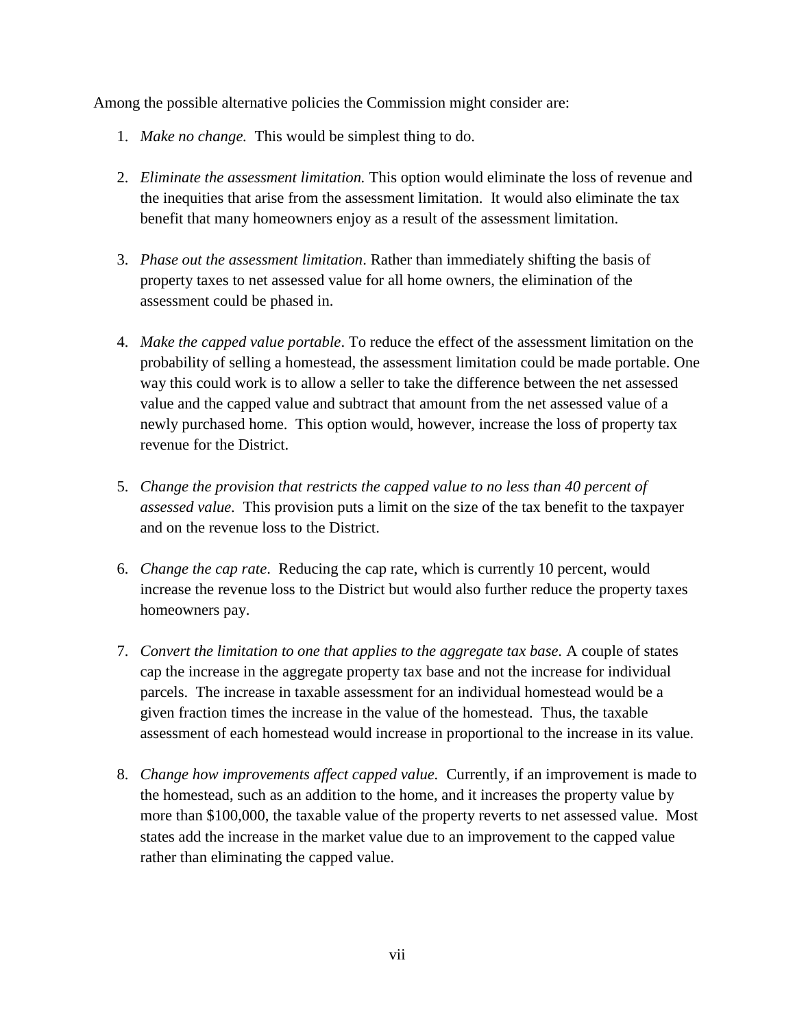Among the possible alternative policies the Commission might consider are:

1. *Make no change.* This would be simplest thing to do.

2. *Eliminate the assessment limitation.* This option would eliminate the loss of revenue and the inequities that arise from the assessment limitation. It would also eliminate the tax benefit that many homeowners enjoy as a result of the assessment limitation.

3. *Phase out the assessment limitation*. Rather than immediately shifting the basis of property taxes to net assessed value for all home owners, the elimination of the assessment could be phased in.

4. *Make the capped value portable*. To reduce the effect of the assessment limitation on the probability of selling a homestead, the assessment limitation could be made portable. One way this could work is to allow a seller to take the difference between the net assessed value and the capped value and subtract that amount from the net assessed value of a newly purchased home. This option would, however, increase the loss of property tax revenue for the District.

5. *Change the provision that restricts the capped value to no less than 40 percent of assessed value.* This provision puts a limit on the size of the tax benefit to the taxpayer and on the revenue loss to the District.

6. *Change the cap rate*. Reducing the cap rate, which is currently 10 percent, would increase the revenue loss to the District but would also further reduce the property taxes homeowners pay.

7. *Convert the limitation to one that applies to the aggregate tax base.* A couple of states cap the increase in the aggregate property tax base and not the increase for individual parcels. The increase in taxable assessment for an individual homestead would be a given fraction times the increase in the value of the homestead. Thus, the taxable assessment of each homestead would increase in proportional to the increase in its value.

8. *Change how improvements affect capped value.* Currently, if an improvement is made to the homestead, such as an addition to the home, and it increases the property value by more than $100,000, the taxable value of the property reverts to net assessed value. Most states add the increase in the market value due to an improvement to the capped value rather than eliminating the capped value.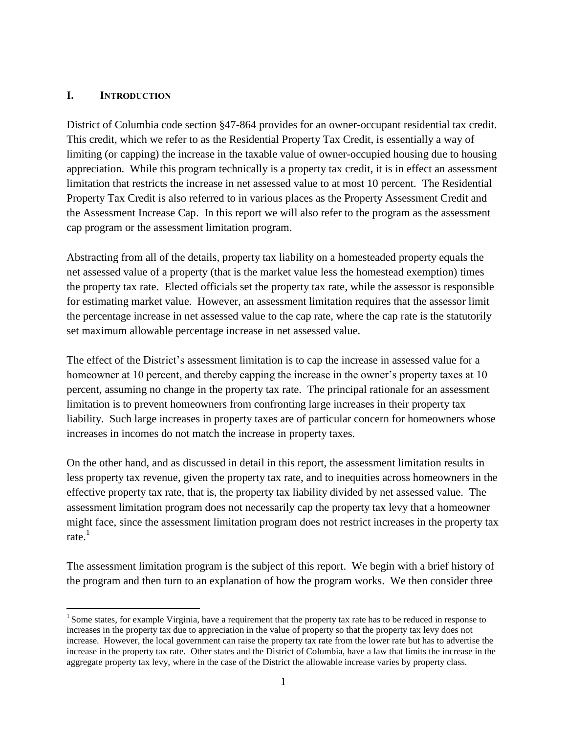## I. Introduction

District of Columbia code section §47-864 provides for an owner-occupant residential tax credit. This credit, which we refer to as the Residential Property Tax Credit, is essentially a way of limiting (or capping) the increase in the taxable value of owner-occupied housing due to housing appreciation. While this program technically is a property tax credit, it is in effect an assessment limitation that restricts the increase in net assessed value to at most 10 percent. The Residential Property Tax Credit is also referred to in various places as the Property Assessment Credit and the Assessment Increase Cap. In this report we will also refer to the program as the assessment cap program or the assessment limitation program.

Abstracting from all of the details, property tax liability on a homesteaded property equals the net assessed value of a property (that is the market value less the homestead exemption) times the property tax rate. Elected officials set the property tax rate, while the assessor is responsible for estimating market value. However, an assessment limitation requires that the assessor limit the percentage increase in net assessed value to the cap rate, where the cap rate is the statutorily set maximum allowable percentage increase in net assessed value.

The effect of the District's assessment limitation is to cap the increase in assessed value for a homeowner at 10 percent, and thereby capping the increase in the owner's property taxes at 10 percent, assuming no change in the property tax rate. The principal rationale for an assessment limitation is to prevent homeowners from confronting large increases in their property tax liability. Such large increases in property taxes are of particular concern for homeowners whose increases in incomes do not match the increase in property taxes.

On the other hand, and as discussed in detail in this report, the assessment limitation results in less property tax revenue, given the property tax rate, and to inequities across homeowners in the effective property tax rate, that is, the property tax liability divided by net assessed value. The assessment limitation program does not necessarily cap the property tax levy that a homeowner might face, since the assessment limitation program does not restrict increases in the property tax rate.[1]

The assessment limitation program is the subject of this report. We begin with a brief history of the program and then turn to an explanation of how the program works. We then consider three

[1] Some states, for example Virginia, have a requirement that the property tax rate has to be reduced in response to increases in the property tax due to appreciation in the value of property so that the property tax levy does not increase. However, the local government can raise the property tax rate from the lower rate but has to advertise the increase in the property tax rate. Other states and the District of Columbia, have a law that limits the increase in the aggregate property tax levy, where in the case of the District the allowable increase varies by property class.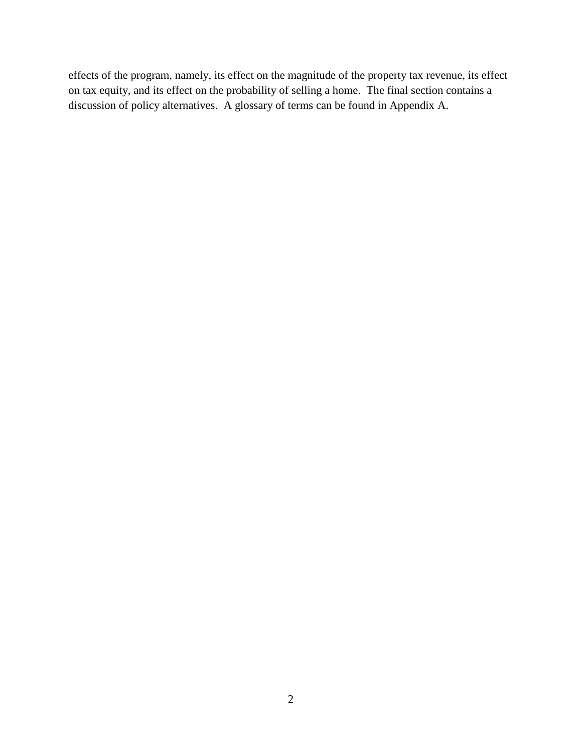effects of the program, namely, its effect on the magnitude of the property tax revenue, its effect on tax equity, and its effect on the probability of selling a home. The final section contains a discussion of policy alternatives. A glossary of terms can be found in Appendix A.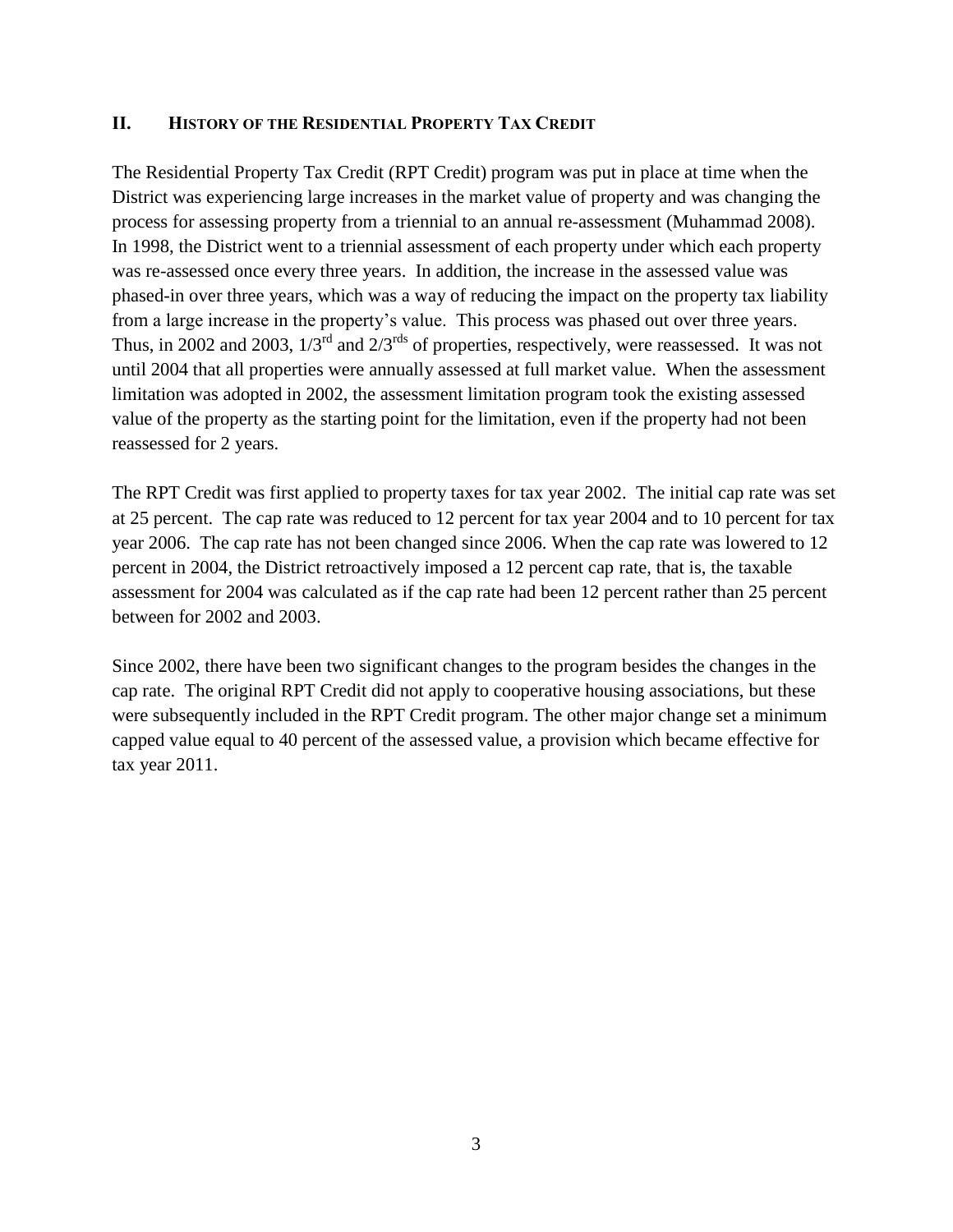## II. History of the Residential Property Tax Credit

The Residential Property Tax Credit (RPT Credit) program was put in place at time when the District was experiencing large increases in the market value of property and was changing the process for assessing property from a triennial to an annual re-assessment (Muhammad 2008). In 1998, the District went to a triennial assessment of each property under which each property was re-assessed once every three years. In addition, the increase in the assessed value was phased-in over three years, which was a way of reducing the impact on the property tax liability from a large increase in the property's value. This process was phased out over three years. Thus, in 2002 and 2003, 1/3rd and 2/3rds of properties, respectively, were reassessed. It was not until 2004 that all properties were annually assessed at full market value. When the assessment limitation was adopted in 2002, the assessment limitation program took the existing assessed value of the property as the starting point for the limitation, even if the property had not been reassessed for 2 years.

The RPT Credit was first applied to property taxes for tax year 2002. The initial cap rate was set at 25 percent. The cap rate was reduced to 12 percent for tax year 2004 and to 10 percent for tax year 2006. The cap rate has not been changed since 2006. When the cap rate was lowered to 12 percent in 2004, the District retroactively imposed a 12 percent cap rate, that is, the taxable assessment for 2004 was calculated as if the cap rate had been 12 percent rather than 25 percent between for 2002 and 2003.

Since 2002, there have been two significant changes to the program besides the changes in the cap rate. The original RPT Credit did not apply to cooperative housing associations, but these were subsequently included in the RPT Credit program. The other major change set a minimum capped value equal to 40 percent of the assessed value, a provision which became effective for tax year 2011.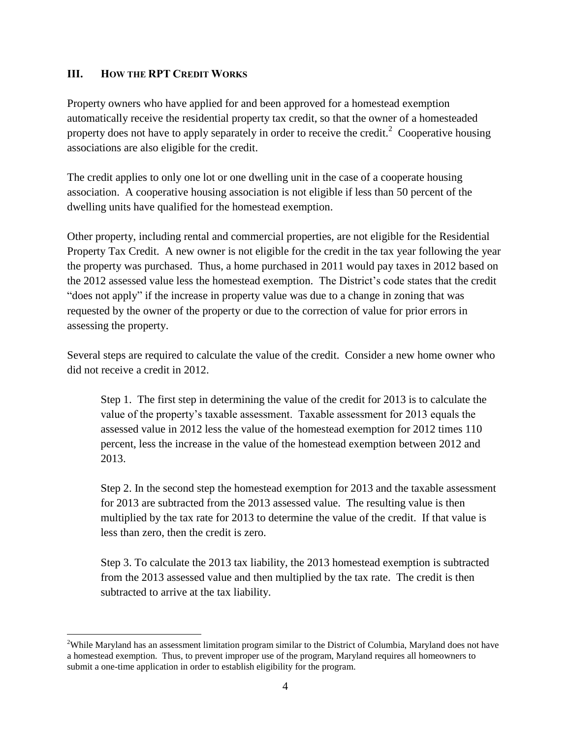## III. How the RPT Credit Works

Property owners who have applied for and been approved for a homestead exemption automatically receive the residential property tax credit, so that the owner of a homesteaded property does not have to apply separately in order to receive the credit.[2] Cooperative housing associations are also eligible for the credit.

The credit applies to only one lot or one dwelling unit in the case of a cooperate housing association. A cooperative housing association is not eligible if less than 50 percent of the dwelling units have qualified for the homestead exemption.

Other property, including rental and commercial properties, are not eligible for the Residential Property Tax Credit. A new owner is not eligible for the credit in the tax year following the year the property was purchased. Thus, a home purchased in 2011 would pay taxes in 2012 based on the 2012 assessed value less the homestead exemption. The District's code states that the credit "does not apply" if the increase in property value was due to a change in zoning that was requested by the owner of the property or due to the correction of value for prior errors in assessing the property.

Several steps are required to calculate the value of the credit. Consider a new home owner who did not receive a credit in 2012.

> Step 1. The first step in determining the value of the credit for 2013 is to calculate the value of the property's taxable assessment. Taxable assessment for 2013 equals the assessed value in 2012 less the value of the homestead exemption for 2012 times 110 percent, less the increase in the value of the homestead exemption between 2012 and 2013.
>
> Step 2. In the second step the homestead exemption for 2013 and the taxable assessment for 2013 are subtracted from the 2013 assessed value. The resulting value is then multiplied by the tax rate for 2013 to determine the value of the credit. If that value is less than zero, then the credit is zero.
>
> Step 3. To calculate the 2013 tax liability, the 2013 homestead exemption is subtracted from the 2013 assessed value and then multiplied by the tax rate. The credit is then subtracted to arrive at the tax liability.

---

[2] While Maryland has an assessment limitation program similar to the District of Columbia, Maryland does not have a homestead exemption. Thus, to prevent improper use of the program, Maryland requires all homeowners to submit a one-time application in order to establish eligibility for the program.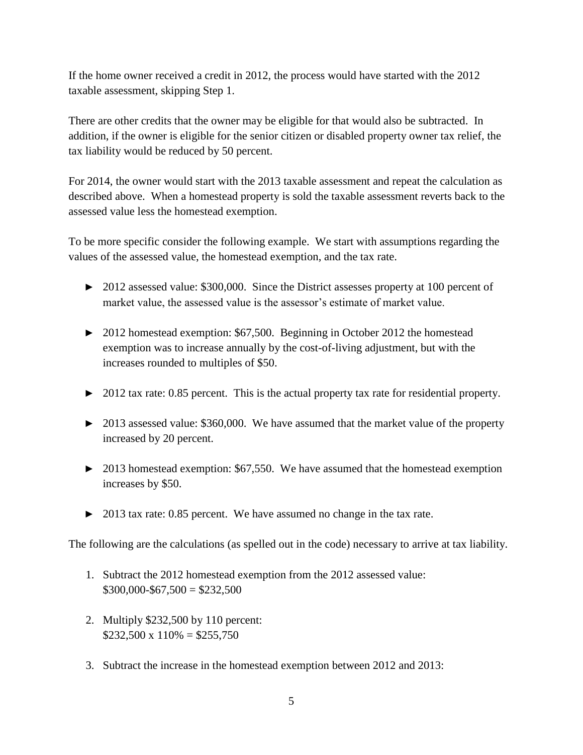If the home owner received a credit in 2012, the process would have started with the 2012 taxable assessment, skipping Step 1.

There are other credits that the owner may be eligible for that would also be subtracted. In addition, if the owner is eligible for the senior citizen or disabled property owner tax relief, the tax liability would be reduced by 50 percent.

For 2014, the owner would start with the 2013 taxable assessment and repeat the calculation as described above. When a homestead property is sold the taxable assessment reverts back to the assessed value less the homestead exemption.

To be more specific consider the following example. We start with assumptions regarding the values of the assessed value, the homestead exemption, and the tax rate.

- 2012 assessed value: $300,000. Since the District assesses property at 100 percent of market value, the assessed value is the assessor's estimate of market value.
- 2012 homestead exemption: $67,500. Beginning in October 2012 the homestead exemption was to increase annually by the cost-of-living adjustment, but with the increases rounded to multiples of $50.
- 2012 tax rate: 0.85 percent. This is the actual property tax rate for residential property.
- 2013 assessed value: $360,000. We have assumed that the market value of the property increased by 20 percent.
- 2013 homestead exemption: $67,550. We have assumed that the homestead exemption increases by $50.
- 2013 tax rate: 0.85 percent. We have assumed no change in the tax rate.

The following are the calculations (as spelled out in the code) necessary to arrive at tax liability.

1. Subtract the 2012 homestead exemption from the 2012 assessed value:
   $300,000-$67,500 = $232,500
2. Multiply $232,500 by 110 percent:
   $232,500 x 110% = $255,750
3. Subtract the increase in the homestead exemption between 2012 and 2013: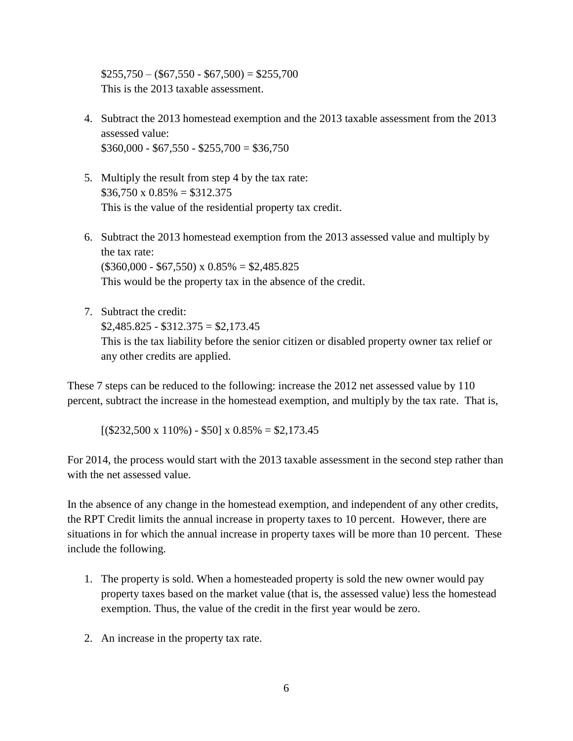$255,750 – ($67,550 - $67,500) = $255,700
This is the 2013 taxable assessment.

4. Subtract the 2013 homestead exemption and the 2013 taxable assessment from the 2013 assessed value:
   $360,000 - $67,550 - $255,700 = $36,750

5. Multiply the result from step 4 by the tax rate:
   $36,750 x 0.85% = $312.375
   This is the value of the residential property tax credit.

6. Subtract the 2013 homestead exemption from the 2013 assessed value and multiply by the tax rate:
   ($360,000 - $67,550) x 0.85% = $2,485.825
   This would be the property tax in the absence of the credit.

7. Subtract the credit:
   $2,485.825 - $312.375 = $2,173.45
   This is the tax liability before the senior citizen or disabled property owner tax relief or any other credits are applied.

These 7 steps can be reduced to the following: increase the 2012 net assessed value by 110 percent, subtract the increase in the homestead exemption, and multiply by the tax rate. That is,

[($232,500 x 110%) - $50] x 0.85% = $2,173.45

For 2014, the process would start with the 2013 taxable assessment in the second step rather than with the net assessed value.

In the absence of any change in the homestead exemption, and independent of any other credits, the RPT Credit limits the annual increase in property taxes to 10 percent. However, there are situations in for which the annual increase in property taxes will be more than 10 percent. These include the following.

1. The property is sold. When a homesteaded property is sold the new owner would pay property taxes based on the market value (that is, the assessed value) less the homestead exemption. Thus, the value of the credit in the first year would be zero.

2. An increase in the property tax rate.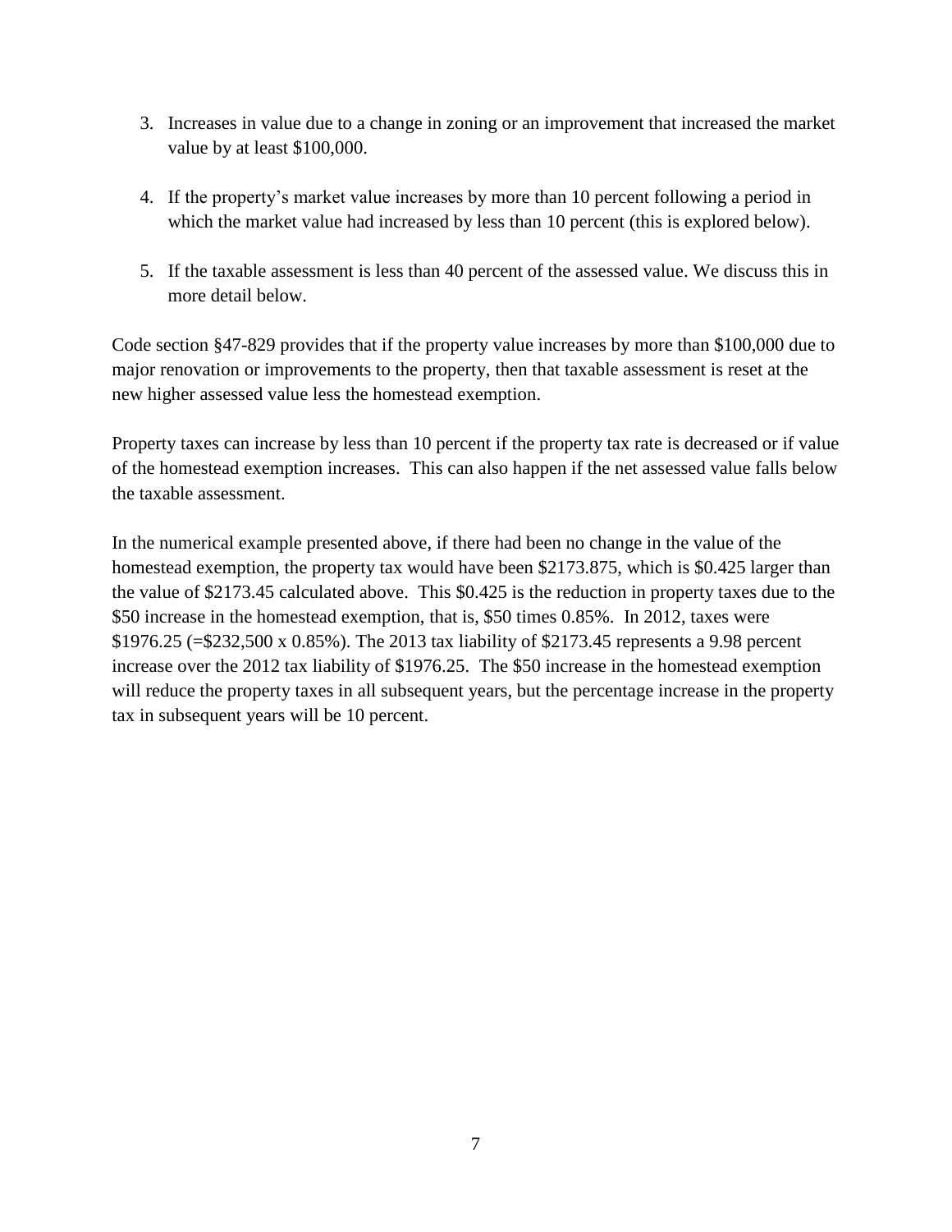3. Increases in value due to a change in zoning or an improvement that increased the market value by at least $100,000.

4. If the property's market value increases by more than 10 percent following a period in which the market value had increased by less than 10 percent (this is explored below).

5. If the taxable assessment is less than 40 percent of the assessed value. We discuss this in more detail below.

Code section §47-829 provides that if the property value increases by more than $100,000 due to major renovation or improvements to the property, then that taxable assessment is reset at the new higher assessed value less the homestead exemption.

Property taxes can increase by less than 10 percent if the property tax rate is decreased or if value of the homestead exemption increases. This can also happen if the net assessed value falls below the taxable assessment.

In the numerical example presented above, if there had been no change in the value of the homestead exemption, the property tax would have been $2173.875, which is $0.425 larger than the value of $2173.45 calculated above. This $0.425 is the reduction in property taxes due to the $50 increase in the homestead exemption, that is, $50 times 0.85%. In 2012, taxes were $1976.25 (=$232,500 x 0.85%). The 2013 tax liability of $2173.45 represents a 9.98 percent increase over the 2012 tax liability of $1976.25. The $50 increase in the homestead exemption will reduce the property taxes in all subsequent years, but the percentage increase in the property tax in subsequent years will be 10 percent.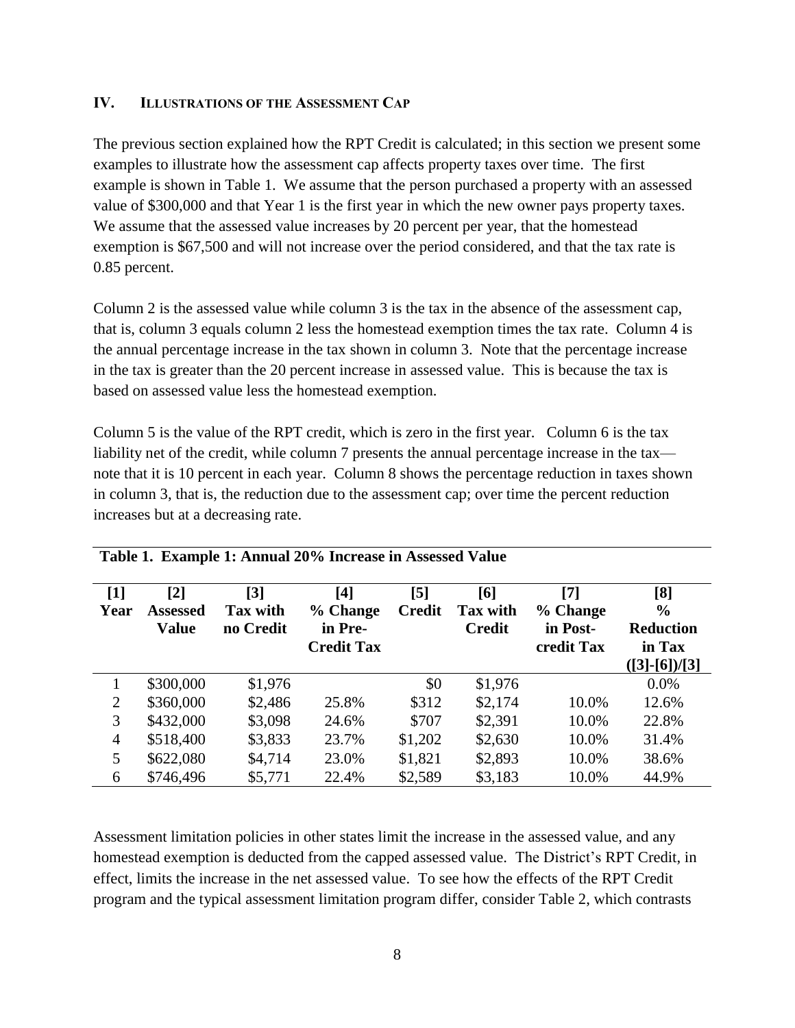## IV. Illustrations of the Assessment Cap

The previous section explained how the RPT Credit is calculated; in this section we present some examples to illustrate how the assessment cap affects property taxes over time. The first example is shown in Table 1. We assume that the person purchased a property with an assessed value of \$300,000 and that Year 1 is the first year in which the new owner pays property taxes. We assume that the assessed value increases by 20 percent per year, that the homestead exemption is \$67,500 and will not increase over the period considered, and that the tax rate is 0.85 percent.

Column 2 is the assessed value while column 3 is the tax in the absence of the assessment cap, that is, column 3 equals column 2 less the homestead exemption times the tax rate. Column 4 is the annual percentage increase in the tax shown in column 3. Note that the percentage increase in the tax is greater than the 20 percent increase in assessed value. This is because the tax is based on assessed value less the homestead exemption.

Column 5 is the value of the RPT credit, which is zero in the first year. Column 6 is the tax liability net of the credit, while column 7 presents the annual percentage increase in the tax—note that it is 10 percent in each year. Column 8 shows the percentage reduction in taxes shown in column 3, that is, the reduction due to the assessment cap; over time the percent reduction increases but at a decreasing rate.

**Table 1. Example 1: Annual 20% Increase in Assessed Value**

| [1] Year | [2] Assessed Value | [3] Tax with no Credit | [4] % Change in Pre-Credit Tax | [5] Credit | [6] Tax with Credit | [7] % Change in Post-credit Tax | [8] % Reduction in Tax ([3]-[6])/[3] |
|---|---|---|---|---|---|---|---|
| 1 | \$300,000 | \$1,976 | | \$0 | \$1,976 | | 0.0% |
| 2 | \$360,000 | \$2,486 | 25.8% | \$312 | \$2,174 | 10.0% | 12.6% |
| 3 | \$432,000 | \$3,098 | 24.6% | \$707 | \$2,391 | 10.0% | 22.8% |
| 4 | \$518,400 | \$3,833 | 23.7% | \$1,202 | \$2,630 | 10.0% | 31.4% |
| 5 | \$622,080 | \$4,714 | 23.0% | \$1,821 | \$2,893 | 10.0% | 38.6% |
| 6 | \$746,496 | \$5,771 | 22.4% | \$2,589 | \$3,183 | 10.0% | 44.9% |

Assessment limitation policies in other states limit the increase in the assessed value, and any homestead exemption is deducted from the capped assessed value. The District's RPT Credit, in effect, limits the increase in the net assessed value. To see how the effects of the RPT Credit program and the typical assessment limitation program differ, consider Table 2, which contrasts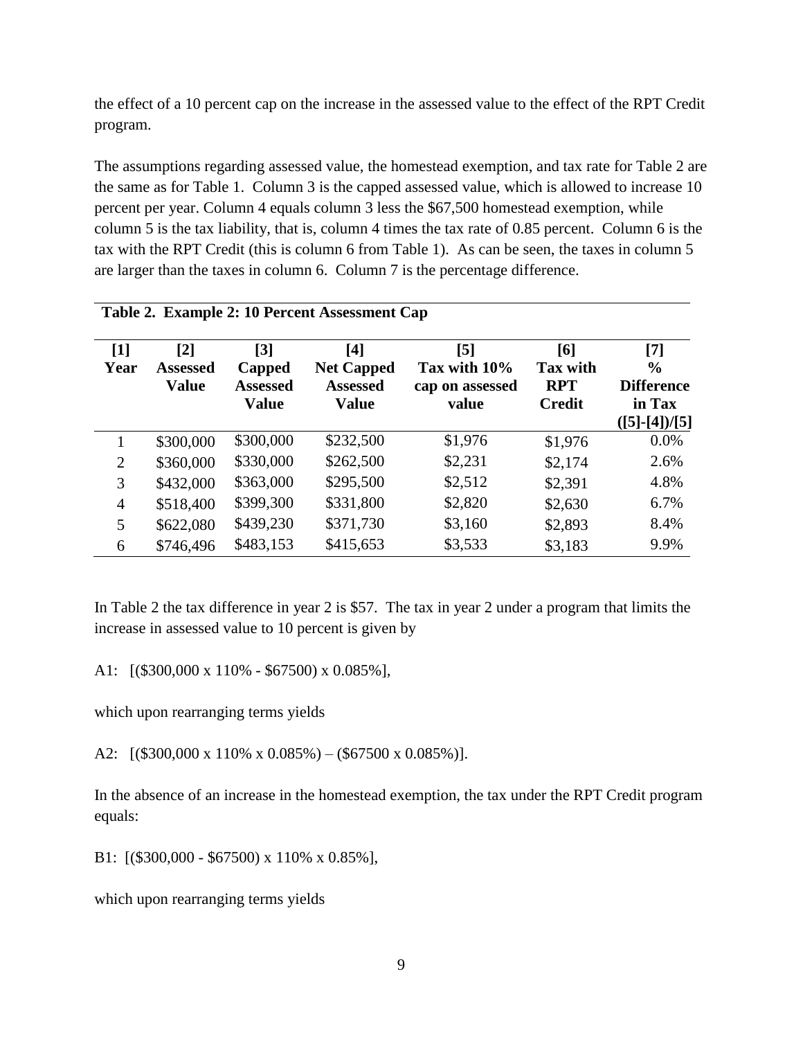the effect of a 10 percent cap on the increase in the assessed value to the effect of the RPT Credit program.

The assumptions regarding assessed value, the homestead exemption, and tax rate for Table 2 are the same as for Table 1. Column 3 is the capped assessed value, which is allowed to increase 10 percent per year. Column 4 equals column 3 less the $67,500 homestead exemption, while column 5 is the tax liability, that is, column 4 times the tax rate of 0.85 percent. Column 6 is the tax with the RPT Credit (this is column 6 from Table 1). As can be seen, the taxes in column 5 are larger than the taxes in column 6. Column 7 is the percentage difference.

**Table 2. Example 2: 10 Percent Assessment Cap**

| [1] Year | [2] Assessed Value | [3] Capped Assessed Value | [4] Net Capped Assessed Value | [5] Tax with 10% cap on assessed value | [6] Tax with RPT Credit | [7] % Difference in Tax ([5]-[4])/[5] |
|---|---|---|---|---|---|---|
| 1 | $300,000 | $300,000 | $232,500 | $1,976 | $1,976 | 0.0% |
| 2 | $360,000 | $330,000 | $262,500 | $2,231 | $2,174 | 2.6% |
| 3 | $432,000 | $363,000 | $295,500 | $2,512 | $2,391 | 4.8% |
| 4 | $518,400 | $399,300 | $331,800 | $2,820 | $2,630 | 6.7% |
| 5 | $622,080 | $439,230 | $371,730 | $3,160 | $2,893 | 8.4% |
| 6 | $746,496 | $483,153 | $415,653 | $3,533 | $3,183 | 9.9% |

In Table 2 the tax difference in year 2 is $57. The tax in year 2 under a program that limits the increase in assessed value to 10 percent is given by

A1: [($300,000 x 110% - $67500) x 0.085%],

which upon rearranging terms yields

A2: [($300,000 x 110% x 0.085%) – ($67500 x 0.085%)].

In the absence of an increase in the homestead exemption, the tax under the RPT Credit program equals:

B1: [($300,000 - $67500) x 110% x 0.85%],

which upon rearranging terms yields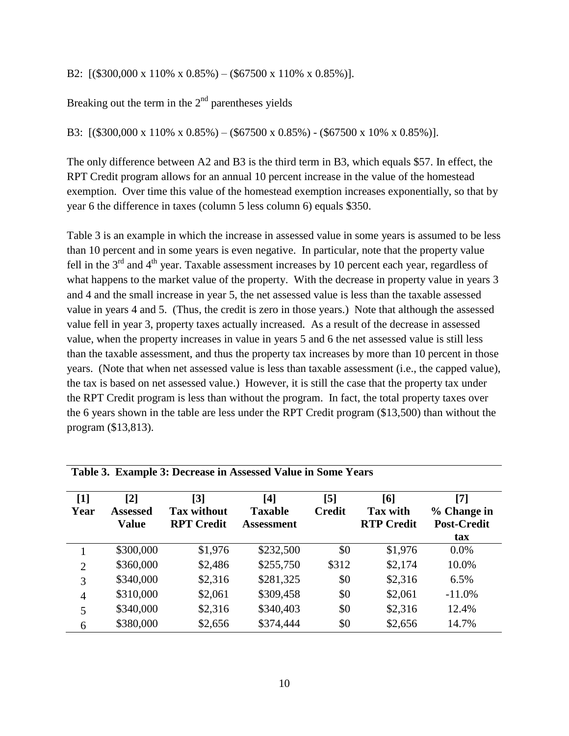B2: [($300,000 x 110% x 0.85%) – ($67500 x 110% x 0.85%)].

Breaking out the term in the 2nd parentheses yields

B3: [($300,000 x 110% x 0.85%) – ($67500 x 0.85%) - ($67500 x 10% x 0.85%)].

The only difference between A2 and B3 is the third term in B3, which equals $57. In effect, the RPT Credit program allows for an annual 10 percent increase in the value of the homestead exemption. Over time this value of the homestead exemption increases exponentially, so that by year 6 the difference in taxes (column 5 less column 6) equals $350.

Table 3 is an example in which the increase in assessed value in some years is assumed to be less than 10 percent and in some years is even negative. In particular, note that the property value fell in the 3rd and 4th year. Taxable assessment increases by 10 percent each year, regardless of what happens to the market value of the property. With the decrease in property value in years 3 and 4 and the small increase in year 5, the net assessed value is less than the taxable assessed value in years 4 and 5. (Thus, the credit is zero in those years.) Note that although the assessed value fell in year 3, property taxes actually increased. As a result of the decrease in assessed value, when the property increases in value in years 5 and 6 the net assessed value is still less than the taxable assessment, and thus the property tax increases by more than 10 percent in those years. (Note that when net assessed value is less than taxable assessment (i.e., the capped value), the tax is based on net assessed value.) However, it is still the case that the property tax under the RPT Credit program is less than without the program. In fact, the total property taxes over the 6 years shown in the table are less under the RPT Credit program ($13,500) than without the program ($13,813).

**Table 3. Example 3: Decrease in Assessed Value in Some Years**

| [1] Year | [2] Assessed Value | [3] Tax without RPT Credit | [4] Taxable Assessment | [5] Credit | [6] Tax with RTP Credit | [7] % Change in Post-Credit tax |
|---|---|---|---|---|---|---|
| 1 | $300,000 | $1,976 | $232,500 | $0 | $1,976 | 0.0% |
| 2 | $360,000 | $2,486 | $255,750 | $312 | $2,174 | 10.0% |
| 3 | $340,000 | $2,316 | $281,325 | $0 | $2,316 | 6.5% |
| 4 | $310,000 | $2,061 | $309,458 | $0 | $2,061 | -11.0% |
| 5 | $340,000 | $2,316 | $340,403 | $0 | $2,316 | 12.4% |
| 6 | $380,000 | $2,656 | $374,444 | $0 | $2,656 | 14.7% |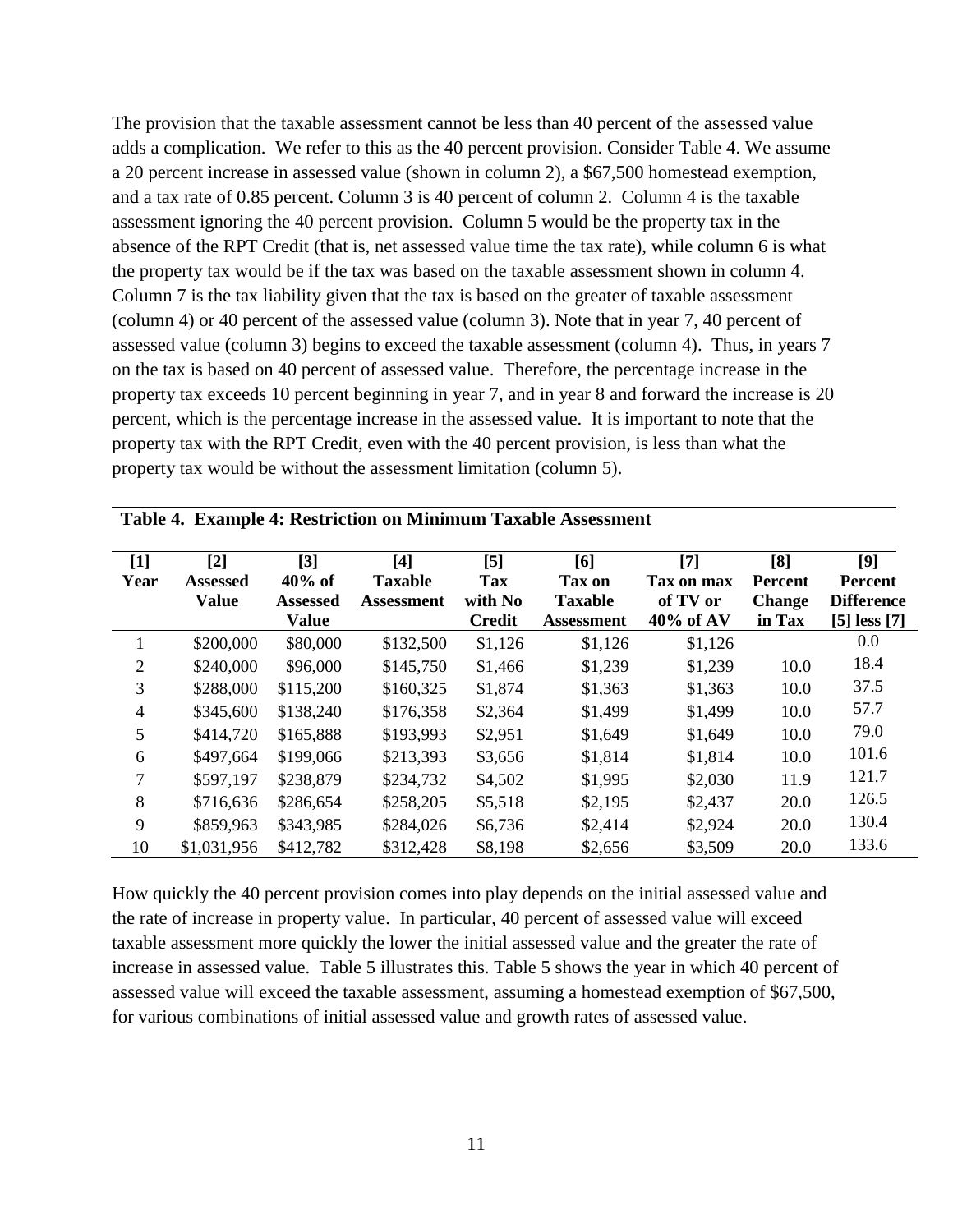The provision that the taxable assessment cannot be less than 40 percent of the assessed value adds a complication. We refer to this as the 40 percent provision. Consider Table 4. We assume a 20 percent increase in assessed value (shown in column 2), a $67,500 homestead exemption, and a tax rate of 0.85 percent. Column 3 is 40 percent of column 2. Column 4 is the taxable assessment ignoring the 40 percent provision. Column 5 would be the property tax in the absence of the RPT Credit (that is, net assessed value time the tax rate), while column 6 is what the property tax would be if the tax was based on the taxable assessment shown in column 4. Column 7 is the tax liability given that the tax is based on the greater of taxable assessment (column 4) or 40 percent of the assessed value (column 3). Note that in year 7, 40 percent of assessed value (column 3) begins to exceed the taxable assessment (column 4). Thus, in years 7 on the tax is based on 40 percent of assessed value. Therefore, the percentage increase in the property tax exceeds 10 percent beginning in year 7, and in year 8 and forward the increase is 20 percent, which is the percentage increase in the assessed value. It is important to note that the property tax with the RPT Credit, even with the 40 percent provision, is less than what the property tax would be without the assessment limitation (column 5).

**Table 4. Example 4: Restriction on Minimum Taxable Assessment**

| [1] Year | [2] Assessed Value | [3] 40% of Assessed Value | [4] Taxable Assessment | [5] Tax with No Credit | [6] Tax on Taxable Assessment | [7] Tax on max of TV or 40% of AV | [8] Percent Change in Tax | [9] Percent Difference [5] less [7] |
|---|---|---|---|---|---|---|---|---|
| 1 | $200,000 | $80,000 | $132,500 | $1,126 | $1,126 | $1,126 | | 0.0 |
| 2 | $240,000 | $96,000 | $145,750 | $1,466 | $1,239 | $1,239 | 10.0 | 18.4 |
| 3 | $288,000 | $115,200 | $160,325 | $1,874 | $1,363 | $1,363 | 10.0 | 37.5 |
| 4 | $345,600 | $138,240 | $176,358 | $2,364 | $1,499 | $1,499 | 10.0 | 57.7 |
| 5 | $414,720 | $165,888 | $193,993 | $2,951 | $1,649 | $1,649 | 10.0 | 79.0 |
| 6 | $497,664 | $199,066 | $213,393 | $3,656 | $1,814 | $1,814 | 10.0 | 101.6 |
| 7 | $597,197 | $238,879 | $234,732 | $4,502 | $1,995 | $2,030 | 11.9 | 121.7 |
| 8 | $716,636 | $286,654 | $258,205 | $5,518 | $2,195 | $2,437 | 20.0 | 126.5 |
| 9 | $859,963 | $343,985 | $284,026 | $6,736 | $2,414 | $2,924 | 20.0 | 130.4 |
| 10 | $1,031,956 | $412,782 | $312,428 | $8,198 | $2,656 | $3,509 | 20.0 | 133.6 |

How quickly the 40 percent provision comes into play depends on the initial assessed value and the rate of increase in property value. In particular, 40 percent of assessed value will exceed taxable assessment more quickly the lower the initial assessed value and the greater the rate of increase in assessed value. Table 5 illustrates this. Table 5 shows the year in which 40 percent of assessed value will exceed the taxable assessment, assuming a homestead exemption of $67,500, for various combinations of initial assessed value and growth rates of assessed value.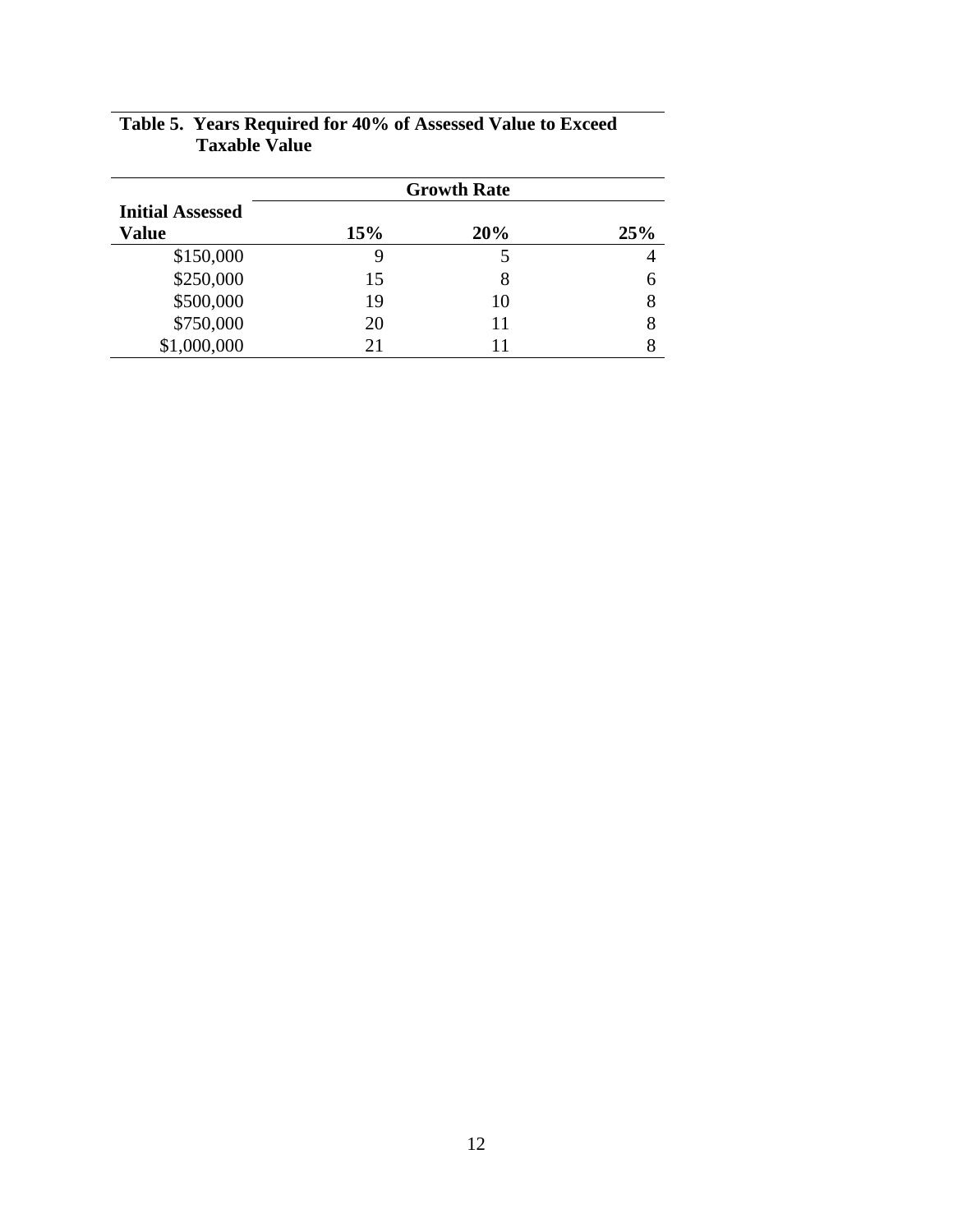**Table 5. Years Required for 40% of Assessed Value to Exceed Taxable Value**

| Initial Assessed Value | Growth Rate | | |
|---|---|---|---|
| | 15% | 20% | 25% |
| $150,000 | 9 | 5 | 4 |
| $250,000 | 15 | 8 | 6 |
| $500,000 | 19 | 10 | 8 |
| $750,000 | 20 | 11 | 8 |
| $1,000,000 | 21 | 11 | 8 |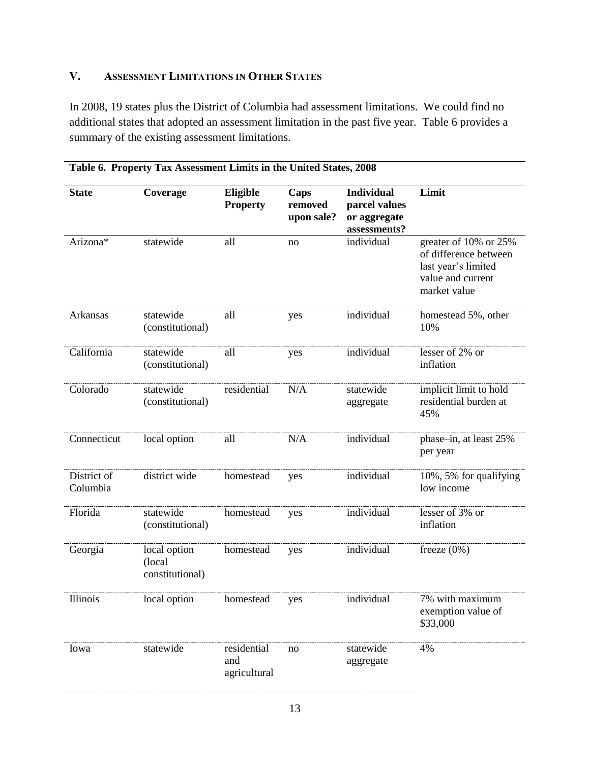## V. ASSESSMENT LIMITATIONS IN OTHER STATES

In 2008, 19 states plus the District of Columbia had assessment limitations. We could find no additional states that adopted an assessment limitation in the past five year. Table 6 provides a summary of the existing assessment limitations.

**Table 6. Property Tax Assessment Limits in the United States, 2008**

| State | Coverage | Eligible Property | Caps removed upon sale? | Individual parcel values or aggregate assessments? | Limit |
|---|---|---|---|---|---|
| Arizona* | statewide | all | no | individual | greater of 10% or 25% of difference between last year's limited value and current market value |
| Arkansas | statewide (constitutional) | all | yes | individual | homestead 5%, other 10% |
| California | statewide (constitutional) | all | yes | individual | lesser of 2% or inflation |
| Colorado | statewide (constitutional) | residential | N/A | statewide aggregate | implicit limit to hold residential burden at 45% |
| Connecticut | local option | all | N/A | individual | phase–in, at least 25% per year |
| District of Columbia | district wide | homestead | yes | individual | 10%, 5% for qualifying low income |
| Florida | statewide (constitutional) | homestead | yes | individual | lesser of 3% or inflation |
| Georgia | local option (local constitutional) | homestead | yes | individual | freeze (0%) |
| Illinois | local option | homestead | yes | individual | 7% with maximum exemption value of $33,000 |
| Iowa | statewide | residential and agricultural | no | statewide aggregate | 4% |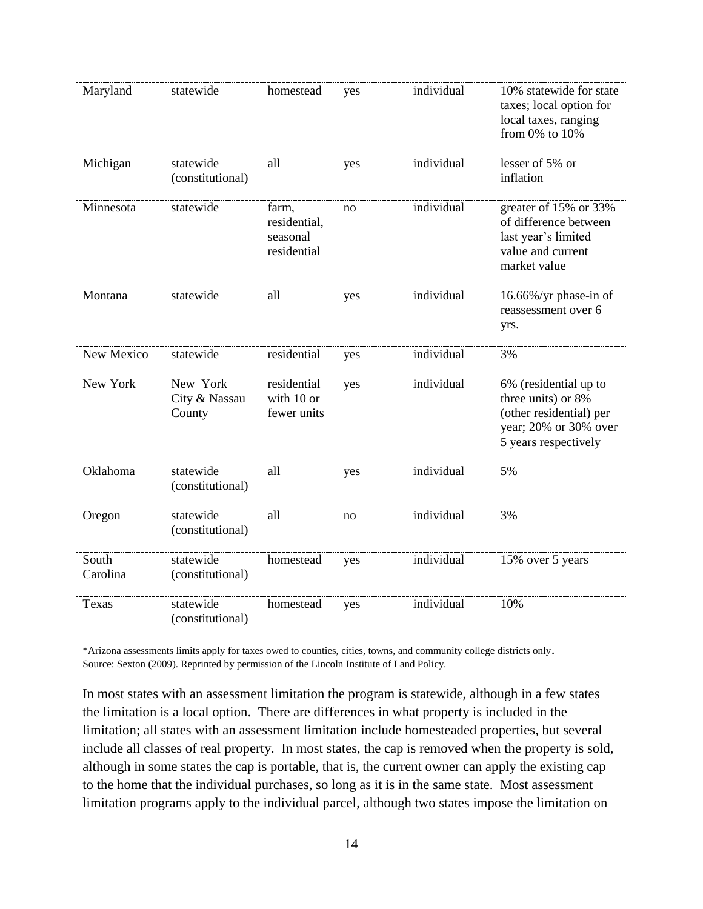| | | | | | |
|---|---|---|---|---|---|
| Maryland | statewide | homestead | yes | individual | 10% statewide for state taxes; local option for local taxes, ranging from 0% to 10% |
| Michigan | statewide (constitutional) | all | yes | individual | lesser of 5% or inflation |
| Minnesota | statewide | farm, residential, seasonal residential | no | individual | greater of 15% or 33% of difference between last year's limited value and current market value |
| Montana | statewide | all | yes | individual | 16.66%/yr phase-in of reassessment over 6 yrs. |
| New Mexico | statewide | residential | yes | individual | 3% |
| New York | New York City & Nassau County | residential with 10 or fewer units | yes | individual | 6% (residential up to three units) or 8% (other residential) per year; 20% or 30% over 5 years respectively |
| Oklahoma | statewide (constitutional) | all | yes | individual | 5% |
| Oregon | statewide (constitutional) | all | no | individual | 3% |
| South Carolina | statewide (constitutional) | homestead | yes | individual | 15% over 5 years |
| Texas | statewide (constitutional) | homestead | yes | individual | 10% |

*Arizona assessments limits apply for taxes owed to counties, cities, towns, and community college districts only.
Source: Sexton (2009). Reprinted by permission of the Lincoln Institute of Land Policy.

In most states with an assessment limitation the program is statewide, although in a few states the limitation is a local option. There are differences in what property is included in the limitation; all states with an assessment limitation include homesteaded properties, but several include all classes of real property. In most states, the cap is removed when the property is sold, although in some states the cap is portable, that is, the current owner can apply the existing cap to the home that the individual purchases, so long as it is in the same state. Most assessment limitation programs apply to the individual parcel, although two states impose the limitation on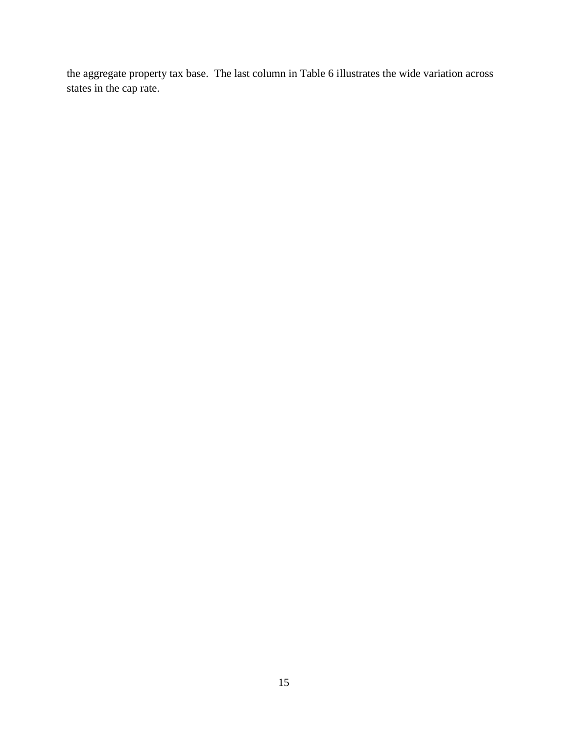the aggregate property tax base. The last column in Table 6 illustrates the wide variation across states in the cap rate.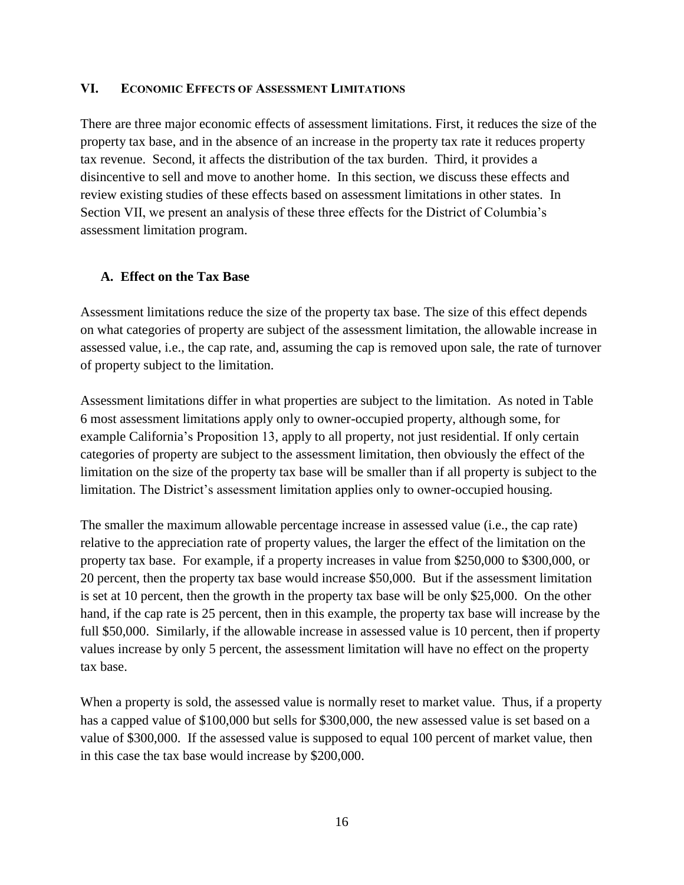## VI. Economic Effects of Assessment Limitations

There are three major economic effects of assessment limitations. First, it reduces the size of the property tax base, and in the absence of an increase in the property tax rate it reduces property tax revenue. Second, it affects the distribution of the tax burden. Third, it provides a disincentive to sell and move to another home. In this section, we discuss these effects and review existing studies of these effects based on assessment limitations in other states. In Section VII, we present an analysis of these three effects for the District of Columbia's assessment limitation program.

### A. Effect on the Tax Base

Assessment limitations reduce the size of the property tax base. The size of this effect depends on what categories of property are subject of the assessment limitation, the allowable increase in assessed value, i.e., the cap rate, and, assuming the cap is removed upon sale, the rate of turnover of property subject to the limitation.

Assessment limitations differ in what properties are subject to the limitation. As noted in Table 6 most assessment limitations apply only to owner-occupied property, although some, for example California's Proposition 13, apply to all property, not just residential. If only certain categories of property are subject to the assessment limitation, then obviously the effect of the limitation on the size of the property tax base will be smaller than if all property is subject to the limitation. The District's assessment limitation applies only to owner-occupied housing.

The smaller the maximum allowable percentage increase in assessed value (i.e., the cap rate) relative to the appreciation rate of property values, the larger the effect of the limitation on the property tax base. For example, if a property increases in value from $250,000 to $300,000, or 20 percent, then the property tax base would increase $50,000. But if the assessment limitation is set at 10 percent, then the growth in the property tax base will be only $25,000. On the other hand, if the cap rate is 25 percent, then in this example, the property tax base will increase by the full $50,000. Similarly, if the allowable increase in assessed value is 10 percent, then if property values increase by only 5 percent, the assessment limitation will have no effect on the property tax base.

When a property is sold, the assessed value is normally reset to market value. Thus, if a property has a capped value of $100,000 but sells for $300,000, the new assessed value is set based on a value of $300,000. If the assessed value is supposed to equal 100 percent of market value, then in this case the tax base would increase by $200,000.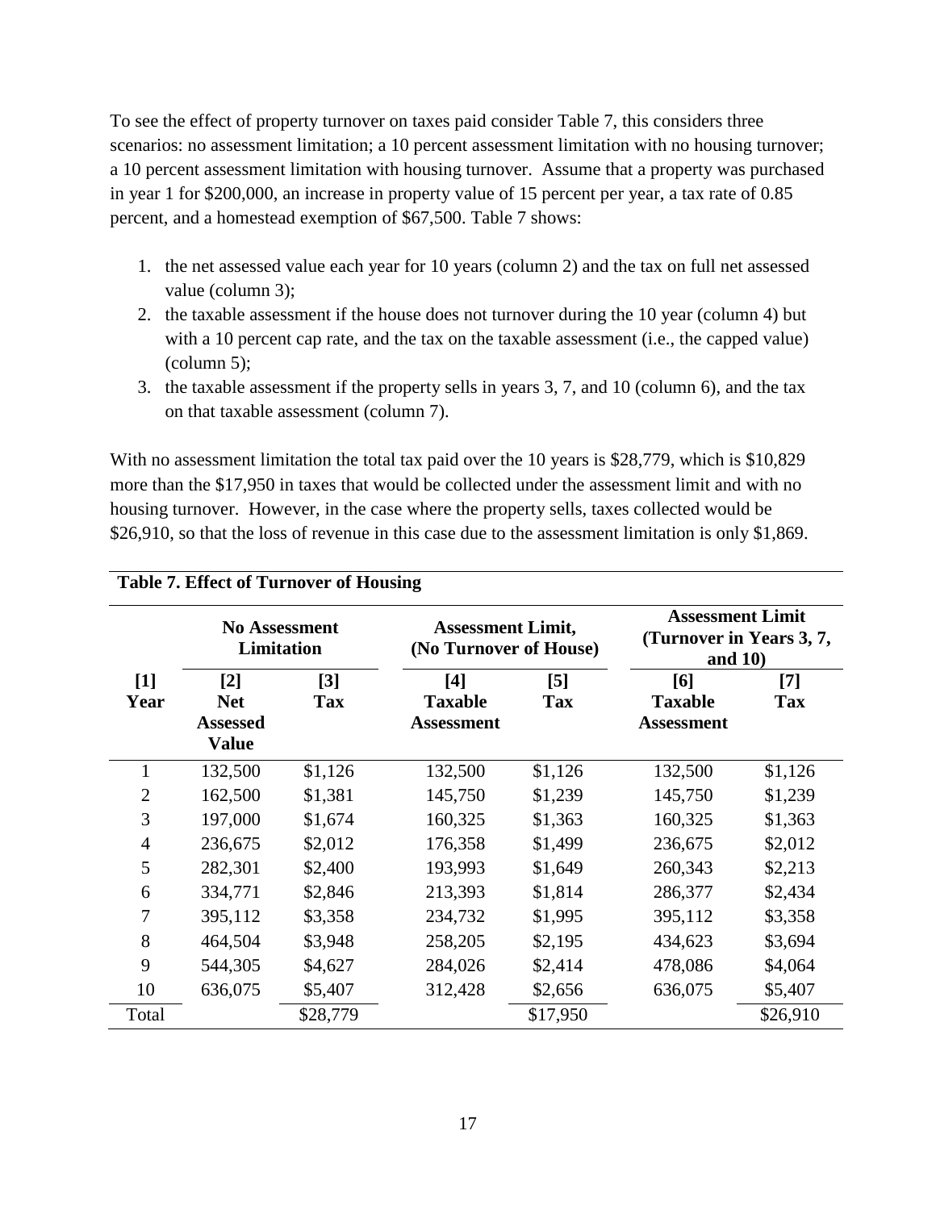To see the effect of property turnover on taxes paid consider Table 7, this considers three scenarios: no assessment limitation; a 10 percent assessment limitation with no housing turnover; a 10 percent assessment limitation with housing turnover. Assume that a property was purchased in year 1 for $200,000, an increase in property value of 15 percent per year, a tax rate of 0.85 percent, and a homestead exemption of $67,500. Table 7 shows:

1. the net assessed value each year for 10 years (column 2) and the tax on full net assessed value (column 3);
2. the taxable assessment if the house does not turnover during the 10 year (column 4) but with a 10 percent cap rate, and the tax on the taxable assessment (i.e., the capped value) (column 5);
3. the taxable assessment if the property sells in years 3, 7, and 10 (column 6), and the tax on that taxable assessment (column 7).

With no assessment limitation the total tax paid over the 10 years is $28,779, which is $10,829 more than the $17,950 in taxes that would be collected under the assessment limit and with no housing turnover. However, in the case where the property sells, taxes collected would be $26,910, so that the loss of revenue in this case due to the assessment limitation is only $1,869.

**Table 7. Effect of Turnover of Housing**

| | No Assessment Limitation | | Assessment Limit, (No Turnover of House) | | Assessment Limit (Turnover in Years 3, 7, and 10) | |
|---|---|---|---|---|---|---|
| **[1] Year** | **[2] Net Assessed Value** | **[3] Tax** | **[4] Taxable Assessment** | **[5] Tax** | **[6] Taxable Assessment** | **[7] Tax** |
| 1 | 132,500 | $1,126 | 132,500 | $1,126 | 132,500 | $1,126 |
| 2 | 162,500 | $1,381 | 145,750 | $1,239 | 145,750 | $1,239 |
| 3 | 197,000 | $1,674 | 160,325 | $1,363 | 160,325 | $1,363 |
| 4 | 236,675 | $2,012 | 176,358 | $1,499 | 236,675 | $2,012 |
| 5 | 282,301 | $2,400 | 193,993 | $1,649 | 260,343 | $2,213 |
| 6 | 334,771 | $2,846 | 213,393 | $1,814 | 286,377 | $2,434 |
| 7 | 395,112 | $3,358 | 234,732 | $1,995 | 395,112 | $3,358 |
| 8 | 464,504 | $3,948 | 258,205 | $2,195 | 434,623 | $3,694 |
| 9 | 544,305 | $4,627 | 284,026 | $2,414 | 478,086 | $4,064 |
| 10 | 636,075 | $5,407 | 312,428 | $2,656 | 636,075 | $5,407 |
| Total | | $28,779 | | $17,950 | | $26,910 |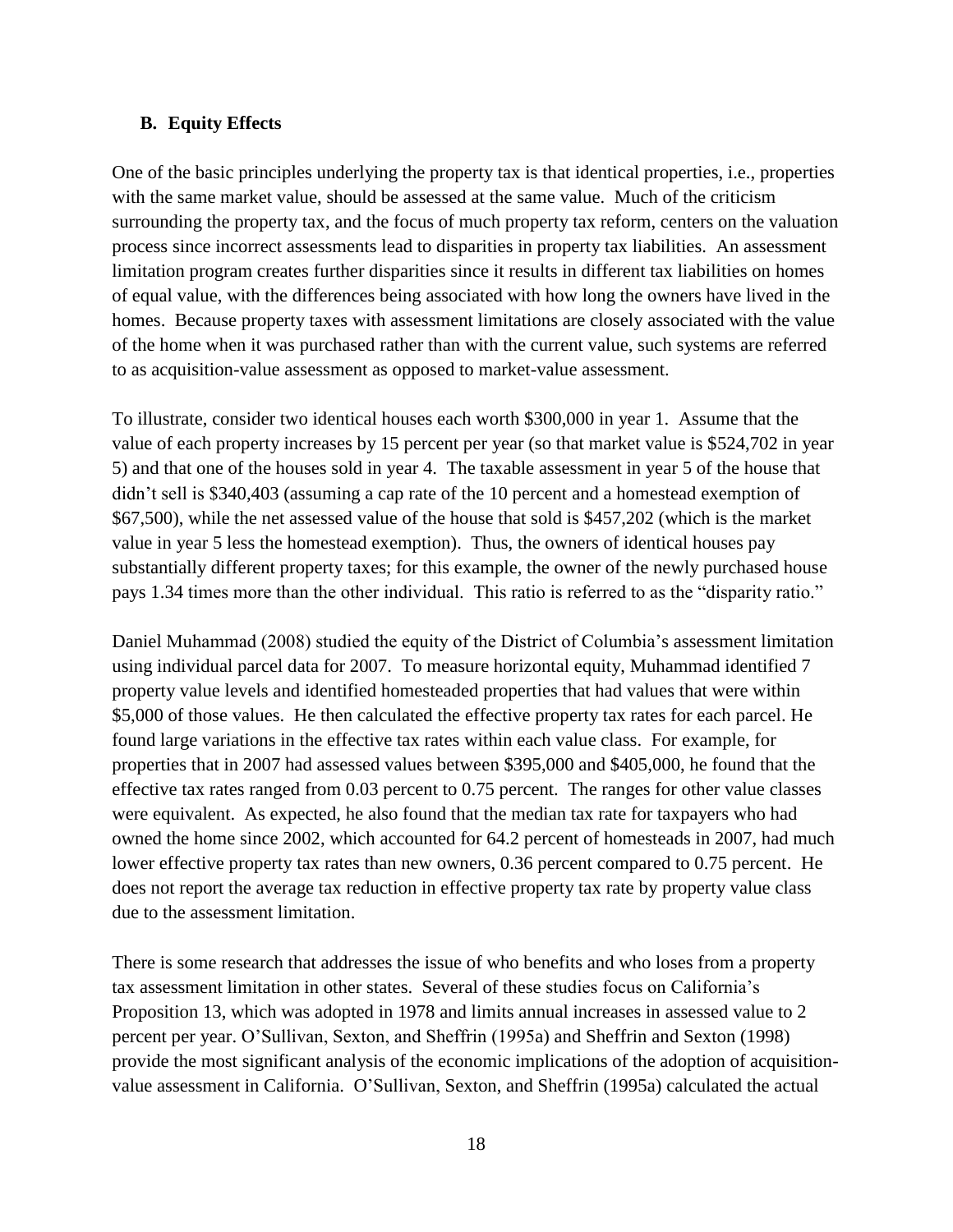### B. Equity Effects

One of the basic principles underlying the property tax is that identical properties, i.e., properties with the same market value, should be assessed at the same value. Much of the criticism surrounding the property tax, and the focus of much property tax reform, centers on the valuation process since incorrect assessments lead to disparities in property tax liabilities. An assessment limitation program creates further disparities since it results in different tax liabilities on homes of equal value, with the differences being associated with how long the owners have lived in the homes. Because property taxes with assessment limitations are closely associated with the value of the home when it was purchased rather than with the current value, such systems are referred to as acquisition-value assessment as opposed to market-value assessment.

To illustrate, consider two identical houses each worth $300,000 in year 1. Assume that the value of each property increases by 15 percent per year (so that market value is $524,702 in year 5) and that one of the houses sold in year 4. The taxable assessment in year 5 of the house that didn't sell is $340,403 (assuming a cap rate of the 10 percent and a homestead exemption of $67,500), while the net assessed value of the house that sold is $457,202 (which is the market value in year 5 less the homestead exemption). Thus, the owners of identical houses pay substantially different property taxes; for this example, the owner of the newly purchased house pays 1.34 times more than the other individual. This ratio is referred to as the "disparity ratio."

Daniel Muhammad (2008) studied the equity of the District of Columbia's assessment limitation using individual parcel data for 2007. To measure horizontal equity, Muhammad identified 7 property value levels and identified homesteaded properties that had values that were within $5,000 of those values. He then calculated the effective property tax rates for each parcel. He found large variations in the effective tax rates within each value class. For example, for properties that in 2007 had assessed values between $395,000 and $405,000, he found that the effective tax rates ranged from 0.03 percent to 0.75 percent. The ranges for other value classes were equivalent. As expected, he also found that the median tax rate for taxpayers who had owned the home since 2002, which accounted for 64.2 percent of homesteads in 2007, had much lower effective property tax rates than new owners, 0.36 percent compared to 0.75 percent. He does not report the average tax reduction in effective property tax rate by property value class due to the assessment limitation.

There is some research that addresses the issue of who benefits and who loses from a property tax assessment limitation in other states. Several of these studies focus on California's Proposition 13, which was adopted in 1978 and limits annual increases in assessed value to 2 percent per year. O'Sullivan, Sexton, and Sheffrin (1995a) and Sheffrin and Sexton (1998) provide the most significant analysis of the economic implications of the adoption of acquisition-value assessment in California. O'Sullivan, Sexton, and Sheffrin (1995a) calculated the actual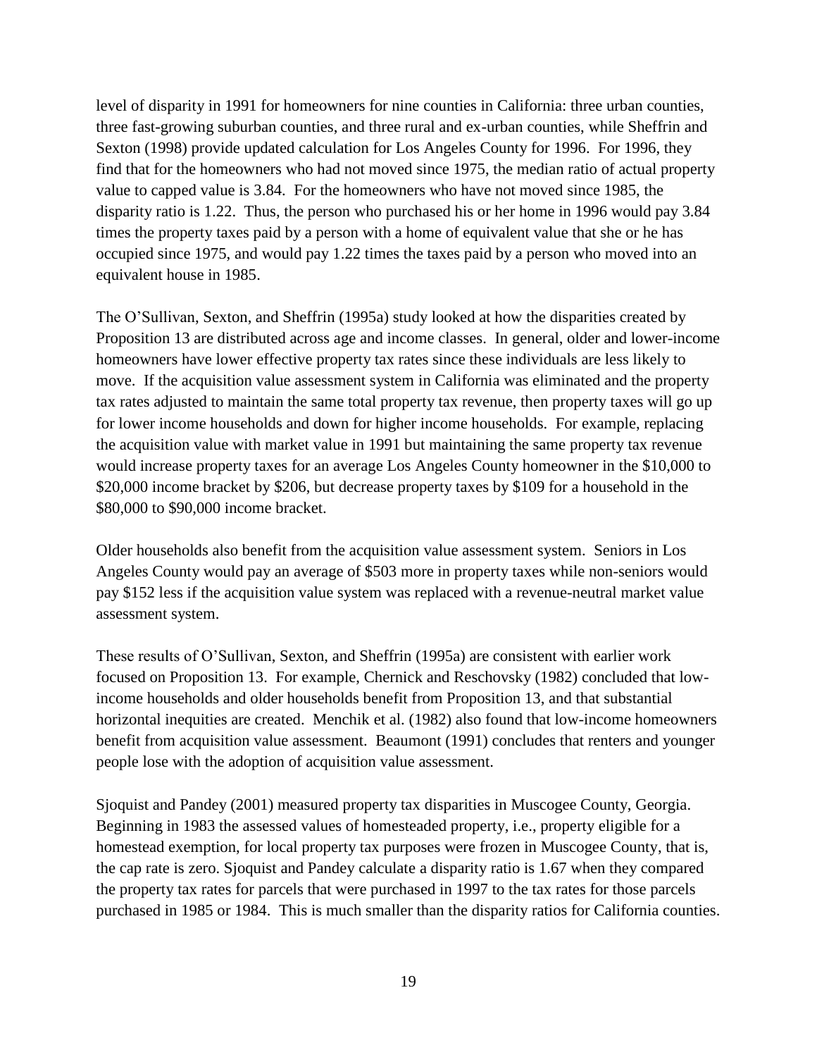level of disparity in 1991 for homeowners for nine counties in California: three urban counties, three fast-growing suburban counties, and three rural and ex-urban counties, while Sheffrin and Sexton (1998) provide updated calculation for Los Angeles County for 1996. For 1996, they find that for the homeowners who had not moved since 1975, the median ratio of actual property value to capped value is 3.84. For the homeowners who have not moved since 1985, the disparity ratio is 1.22. Thus, the person who purchased his or her home in 1996 would pay 3.84 times the property taxes paid by a person with a home of equivalent value that she or he has occupied since 1975, and would pay 1.22 times the taxes paid by a person who moved into an equivalent house in 1985.

The O'Sullivan, Sexton, and Sheffrin (1995a) study looked at how the disparities created by Proposition 13 are distributed across age and income classes. In general, older and lower-income homeowners have lower effective property tax rates since these individuals are less likely to move. If the acquisition value assessment system in California was eliminated and the property tax rates adjusted to maintain the same total property tax revenue, then property taxes will go up for lower income households and down for higher income households. For example, replacing the acquisition value with market value in 1991 but maintaining the same property tax revenue would increase property taxes for an average Los Angeles County homeowner in the $10,000 to $20,000 income bracket by $206, but decrease property taxes by $109 for a household in the $80,000 to $90,000 income bracket.

Older households also benefit from the acquisition value assessment system. Seniors in Los Angeles County would pay an average of $503 more in property taxes while non-seniors would pay $152 less if the acquisition value system was replaced with a revenue-neutral market value assessment system.

These results of O'Sullivan, Sexton, and Sheffrin (1995a) are consistent with earlier work focused on Proposition 13. For example, Chernick and Reschovsky (1982) concluded that low-income households and older households benefit from Proposition 13, and that substantial horizontal inequities are created. Menchik et al. (1982) also found that low-income homeowners benefit from acquisition value assessment. Beaumont (1991) concludes that renters and younger people lose with the adoption of acquisition value assessment.

Sjoquist and Pandey (2001) measured property tax disparities in Muscogee County, Georgia. Beginning in 1983 the assessed values of homesteaded property, i.e., property eligible for a homestead exemption, for local property tax purposes were frozen in Muscogee County, that is, the cap rate is zero. Sjoquist and Pandey calculate a disparity ratio is 1.67 when they compared the property tax rates for parcels that were purchased in 1997 to the tax rates for those parcels purchased in 1985 or 1984. This is much smaller than the disparity ratios for California counties.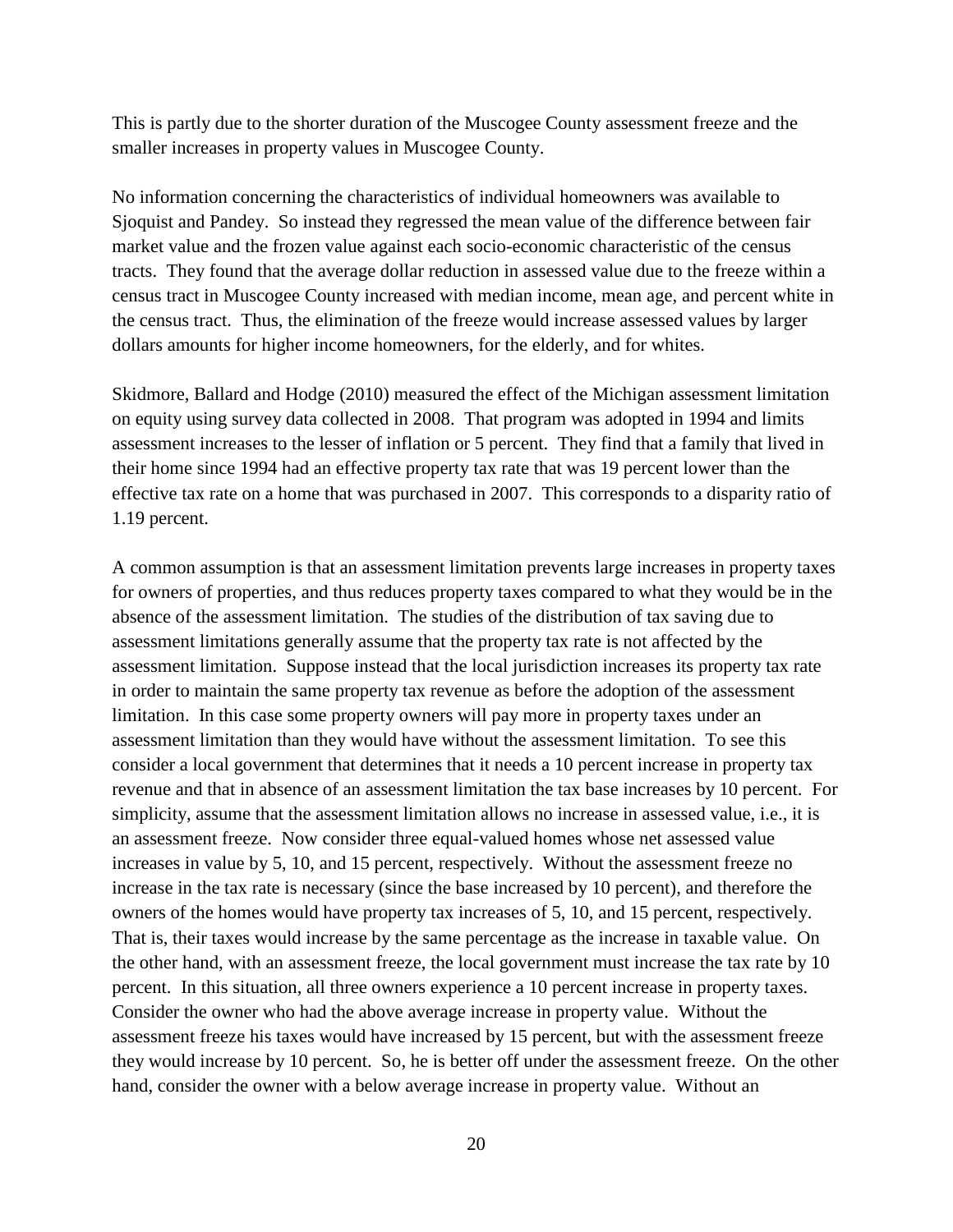This is partly due to the shorter duration of the Muscogee County assessment freeze and the smaller increases in property values in Muscogee County.

No information concerning the characteristics of individual homeowners was available to Sjoquist and Pandey. So instead they regressed the mean value of the difference between fair market value and the frozen value against each socio-economic characteristic of the census tracts. They found that the average dollar reduction in assessed value due to the freeze within a census tract in Muscogee County increased with median income, mean age, and percent white in the census tract. Thus, the elimination of the freeze would increase assessed values by larger dollars amounts for higher income homeowners, for the elderly, and for whites.

Skidmore, Ballard and Hodge (2010) measured the effect of the Michigan assessment limitation on equity using survey data collected in 2008. That program was adopted in 1994 and limits assessment increases to the lesser of inflation or 5 percent. They find that a family that lived in their home since 1994 had an effective property tax rate that was 19 percent lower than the effective tax rate on a home that was purchased in 2007. This corresponds to a disparity ratio of 1.19 percent.

A common assumption is that an assessment limitation prevents large increases in property taxes for owners of properties, and thus reduces property taxes compared to what they would be in the absence of the assessment limitation. The studies of the distribution of tax saving due to assessment limitations generally assume that the property tax rate is not affected by the assessment limitation. Suppose instead that the local jurisdiction increases its property tax rate in order to maintain the same property tax revenue as before the adoption of the assessment limitation. In this case some property owners will pay more in property taxes under an assessment limitation than they would have without the assessment limitation. To see this consider a local government that determines that it needs a 10 percent increase in property tax revenue and that in absence of an assessment limitation the tax base increases by 10 percent. For simplicity, assume that the assessment limitation allows no increase in assessed value, i.e., it is an assessment freeze. Now consider three equal-valued homes whose net assessed value increases in value by 5, 10, and 15 percent, respectively. Without the assessment freeze no increase in the tax rate is necessary (since the base increased by 10 percent), and therefore the owners of the homes would have property tax increases of 5, 10, and 15 percent, respectively. That is, their taxes would increase by the same percentage as the increase in taxable value. On the other hand, with an assessment freeze, the local government must increase the tax rate by 10 percent. In this situation, all three owners experience a 10 percent increase in property taxes. Consider the owner who had the above average increase in property value. Without the assessment freeze his taxes would have increased by 15 percent, but with the assessment freeze they would increase by 10 percent. So, he is better off under the assessment freeze. On the other hand, consider the owner with a below average increase in property value. Without an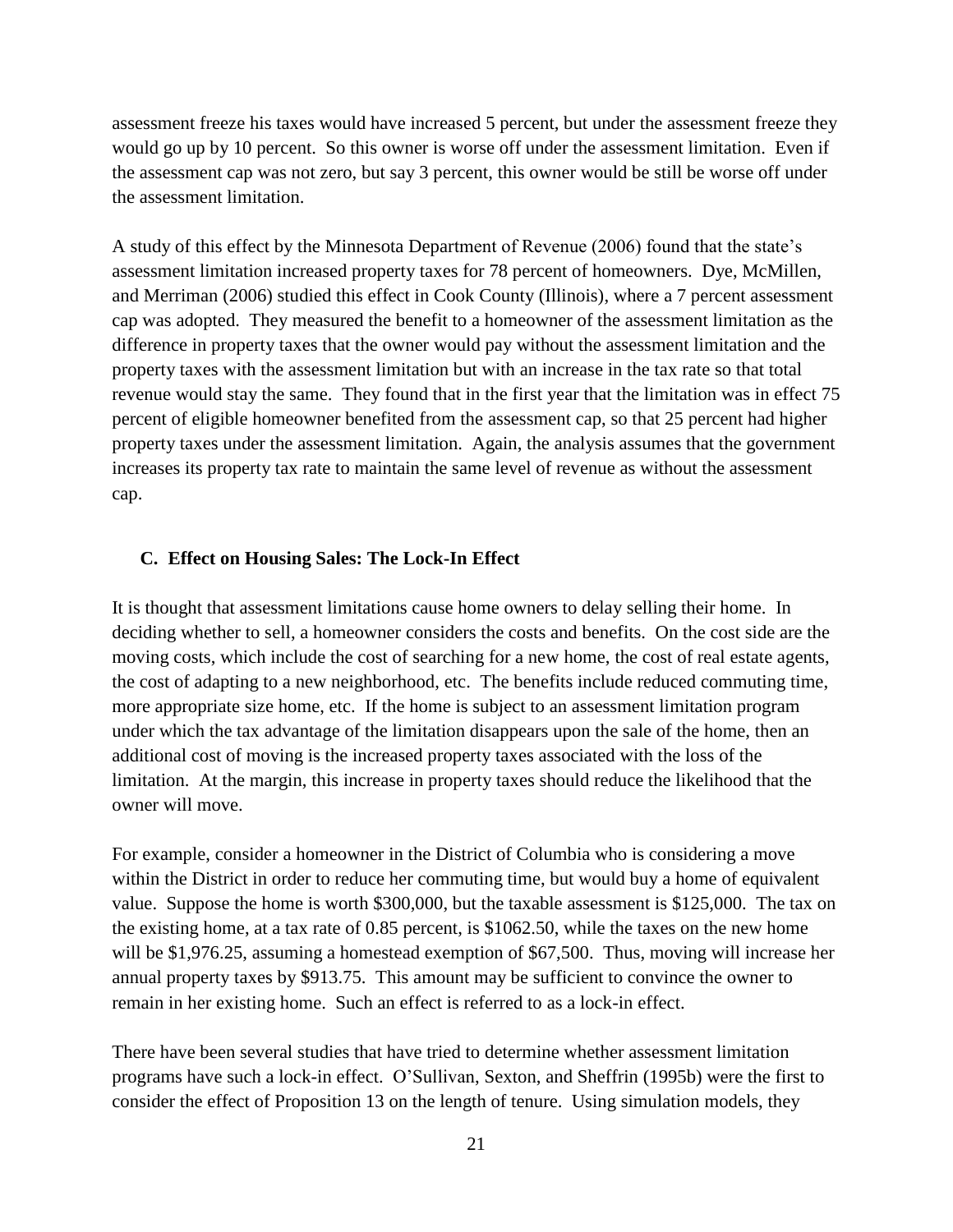assessment freeze his taxes would have increased 5 percent, but under the assessment freeze they would go up by 10 percent. So this owner is worse off under the assessment limitation. Even if the assessment cap was not zero, but say 3 percent, this owner would be still be worse off under the assessment limitation.

A study of this effect by the Minnesota Department of Revenue (2006) found that the state's assessment limitation increased property taxes for 78 percent of homeowners. Dye, McMillen, and Merriman (2006) studied this effect in Cook County (Illinois), where a 7 percent assessment cap was adopted. They measured the benefit to a homeowner of the assessment limitation as the difference in property taxes that the owner would pay without the assessment limitation and the property taxes with the assessment limitation but with an increase in the tax rate so that total revenue would stay the same. They found that in the first year that the limitation was in effect 75 percent of eligible homeowner benefited from the assessment cap, so that 25 percent had higher property taxes under the assessment limitation. Again, the analysis assumes that the government increases its property tax rate to maintain the same level of revenue as without the assessment cap.

### C. Effect on Housing Sales: The Lock-In Effect

It is thought that assessment limitations cause home owners to delay selling their home. In deciding whether to sell, a homeowner considers the costs and benefits. On the cost side are the moving costs, which include the cost of searching for a new home, the cost of real estate agents, the cost of adapting to a new neighborhood, etc. The benefits include reduced commuting time, more appropriate size home, etc. If the home is subject to an assessment limitation program under which the tax advantage of the limitation disappears upon the sale of the home, then an additional cost of moving is the increased property taxes associated with the loss of the limitation. At the margin, this increase in property taxes should reduce the likelihood that the owner will move.

For example, consider a homeowner in the District of Columbia who is considering a move within the District in order to reduce her commuting time, but would buy a home of equivalent value. Suppose the home is worth $300,000, but the taxable assessment is $125,000. The tax on the existing home, at a tax rate of 0.85 percent, is $1062.50, while the taxes on the new home will be $1,976.25, assuming a homestead exemption of $67,500. Thus, moving will increase her annual property taxes by $913.75. This amount may be sufficient to convince the owner to remain in her existing home. Such an effect is referred to as a lock-in effect.

There have been several studies that have tried to determine whether assessment limitation programs have such a lock-in effect. O'Sullivan, Sexton, and Sheffrin (1995b) were the first to consider the effect of Proposition 13 on the length of tenure. Using simulation models, they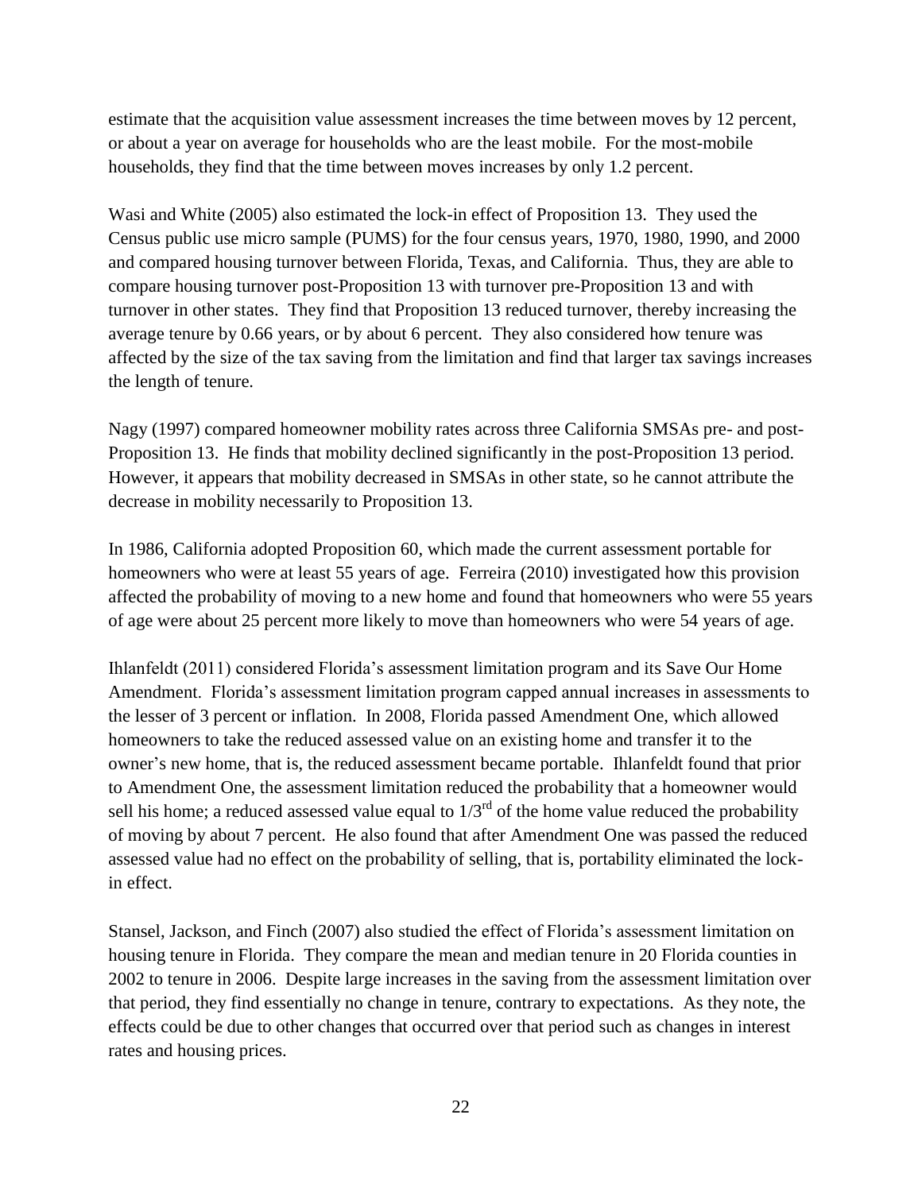estimate that the acquisition value assessment increases the time between moves by 12 percent, or about a year on average for households who are the least mobile. For the most-mobile households, they find that the time between moves increases by only 1.2 percent.

Wasi and White (2005) also estimated the lock-in effect of Proposition 13. They used the Census public use micro sample (PUMS) for the four census years, 1970, 1980, 1990, and 2000 and compared housing turnover between Florida, Texas, and California. Thus, they are able to compare housing turnover post-Proposition 13 with turnover pre-Proposition 13 and with turnover in other states. They find that Proposition 13 reduced turnover, thereby increasing the average tenure by 0.66 years, or by about 6 percent. They also considered how tenure was affected by the size of the tax saving from the limitation and find that larger tax savings increases the length of tenure.

Nagy (1997) compared homeowner mobility rates across three California SMSAs pre- and post-Proposition 13. He finds that mobility declined significantly in the post-Proposition 13 period. However, it appears that mobility decreased in SMSAs in other state, so he cannot attribute the decrease in mobility necessarily to Proposition 13.

In 1986, California adopted Proposition 60, which made the current assessment portable for homeowners who were at least 55 years of age. Ferreira (2010) investigated how this provision affected the probability of moving to a new home and found that homeowners who were 55 years of age were about 25 percent more likely to move than homeowners who were 54 years of age.

Ihlanfeldt (2011) considered Florida's assessment limitation program and its Save Our Home Amendment. Florida's assessment limitation program capped annual increases in assessments to the lesser of 3 percent or inflation. In 2008, Florida passed Amendment One, which allowed homeowners to take the reduced assessed value on an existing home and transfer it to the owner's new home, that is, the reduced assessment became portable. Ihlanfeldt found that prior to Amendment One, the assessment limitation reduced the probability that a homeowner would sell his home; a reduced assessed value equal to 1/3rd of the home value reduced the probability of moving by about 7 percent. He also found that after Amendment One was passed the reduced assessed value had no effect on the probability of selling, that is, portability eliminated the lock-in effect.

Stansel, Jackson, and Finch (2007) also studied the effect of Florida's assessment limitation on housing tenure in Florida. They compare the mean and median tenure in 20 Florida counties in 2002 to tenure in 2006. Despite large increases in the saving from the assessment limitation over that period, they find essentially no change in tenure, contrary to expectations. As they note, the effects could be due to other changes that occurred over that period such as changes in interest rates and housing prices.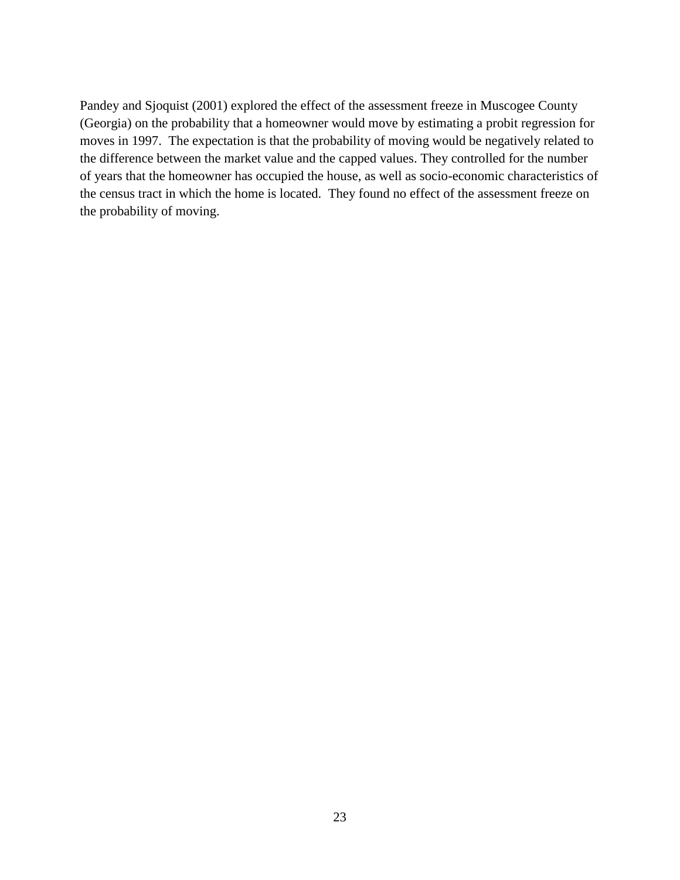Pandey and Sjoquist (2001) explored the effect of the assessment freeze in Muscogee County (Georgia) on the probability that a homeowner would move by estimating a probit regression for moves in 1997. The expectation is that the probability of moving would be negatively related to the difference between the market value and the capped values. They controlled for the number of years that the homeowner has occupied the house, as well as socio-economic characteristics of the census tract in which the home is located. They found no effect of the assessment freeze on the probability of moving.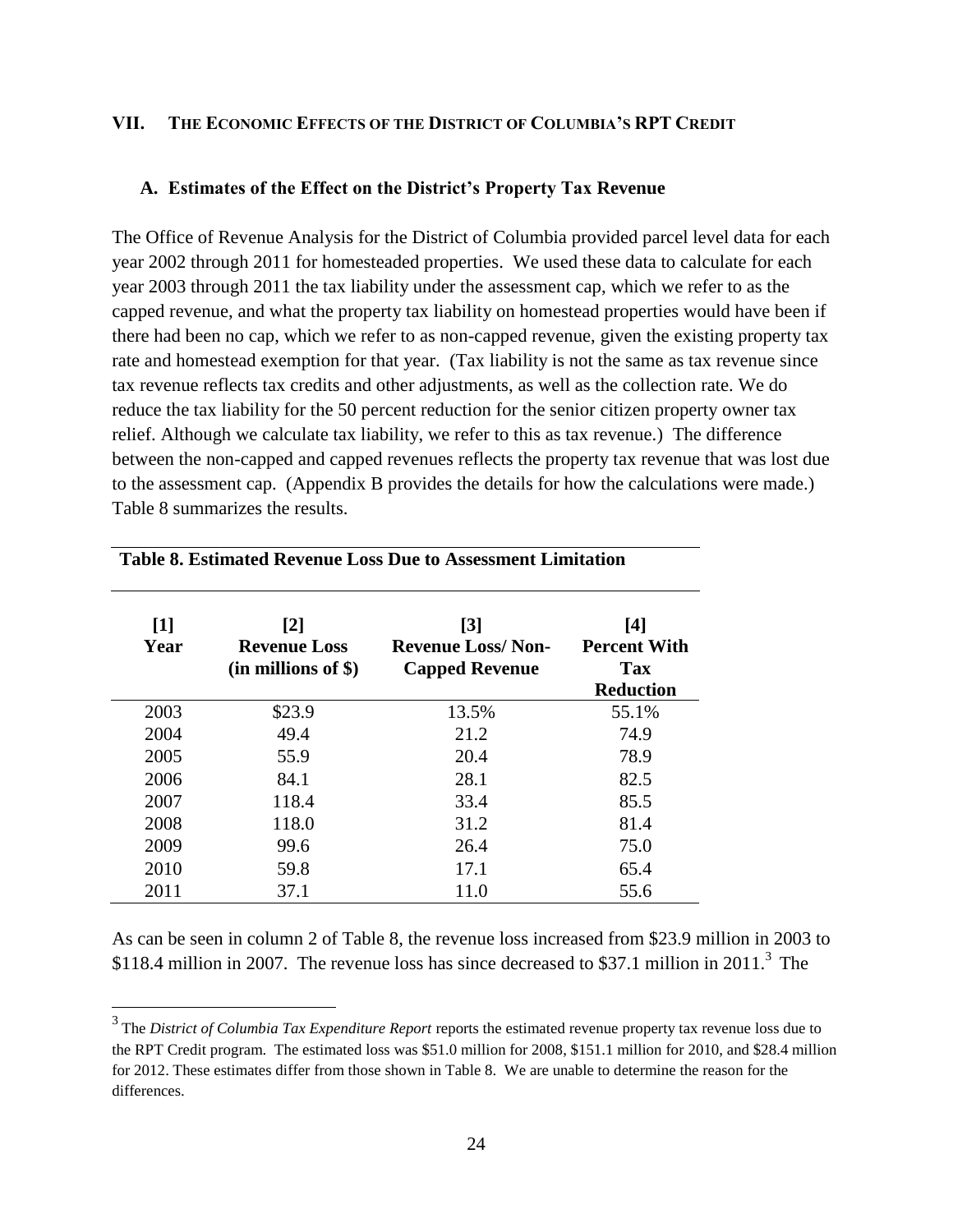## VII. THE ECONOMIC EFFECTS OF THE DISTRICT OF COLUMBIA'S RPT CREDIT

### A. Estimates of the Effect on the District's Property Tax Revenue

The Office of Revenue Analysis for the District of Columbia provided parcel level data for each year 2002 through 2011 for homesteaded properties. We used these data to calculate for each year 2003 through 2011 the tax liability under the assessment cap, which we refer to as the capped revenue, and what the property tax liability on homestead properties would have been if there had been no cap, which we refer to as non-capped revenue, given the existing property tax rate and homestead exemption for that year. (Tax liability is not the same as tax revenue since tax revenue reflects tax credits and other adjustments, as well as the collection rate. We do reduce the tax liability for the 50 percent reduction for the senior citizen property owner tax relief. Although we calculate tax liability, we refer to this as tax revenue.) The difference between the non-capped and capped revenues reflects the property tax revenue that was lost due to the assessment cap. (Appendix B provides the details for how the calculations were made.) Table 8 summarizes the results.

**Table 8. Estimated Revenue Loss Due to Assessment Limitation**

| [1] Year | [2] Revenue Loss (in millions of $) | [3] Revenue Loss/ Non-Capped Revenue | [4] Percent With Tax Reduction |
|---|---|---|---|
| 2003 | $23.9 | 13.5% | 55.1% |
| 2004 | 49.4 | 21.2 | 74.9 |
| 2005 | 55.9 | 20.4 | 78.9 |
| 2006 | 84.1 | 28.1 | 82.5 |
| 2007 | 118.4 | 33.4 | 85.5 |
| 2008 | 118.0 | 31.2 | 81.4 |
| 2009 | 99.6 | 26.4 | 75.0 |
| 2010 | 59.8 | 17.1 | 65.4 |
| 2011 | 37.1 | 11.0 | 55.6 |

As can be seen in column 2 of Table 8, the revenue loss increased from $23.9 million in 2003 to $118.4 million in 2007. The revenue loss has since decreased to $37.1 million in 2011.[3] The

[3] The *District of Columbia Tax Expenditure Report* reports the estimated revenue property tax revenue loss due to the RPT Credit program. The estimated loss was $51.0 million for 2008, $151.1 million for 2010, and $28.4 million for 2012. These estimates differ from those shown in Table 8. We are unable to determine the reason for the differences.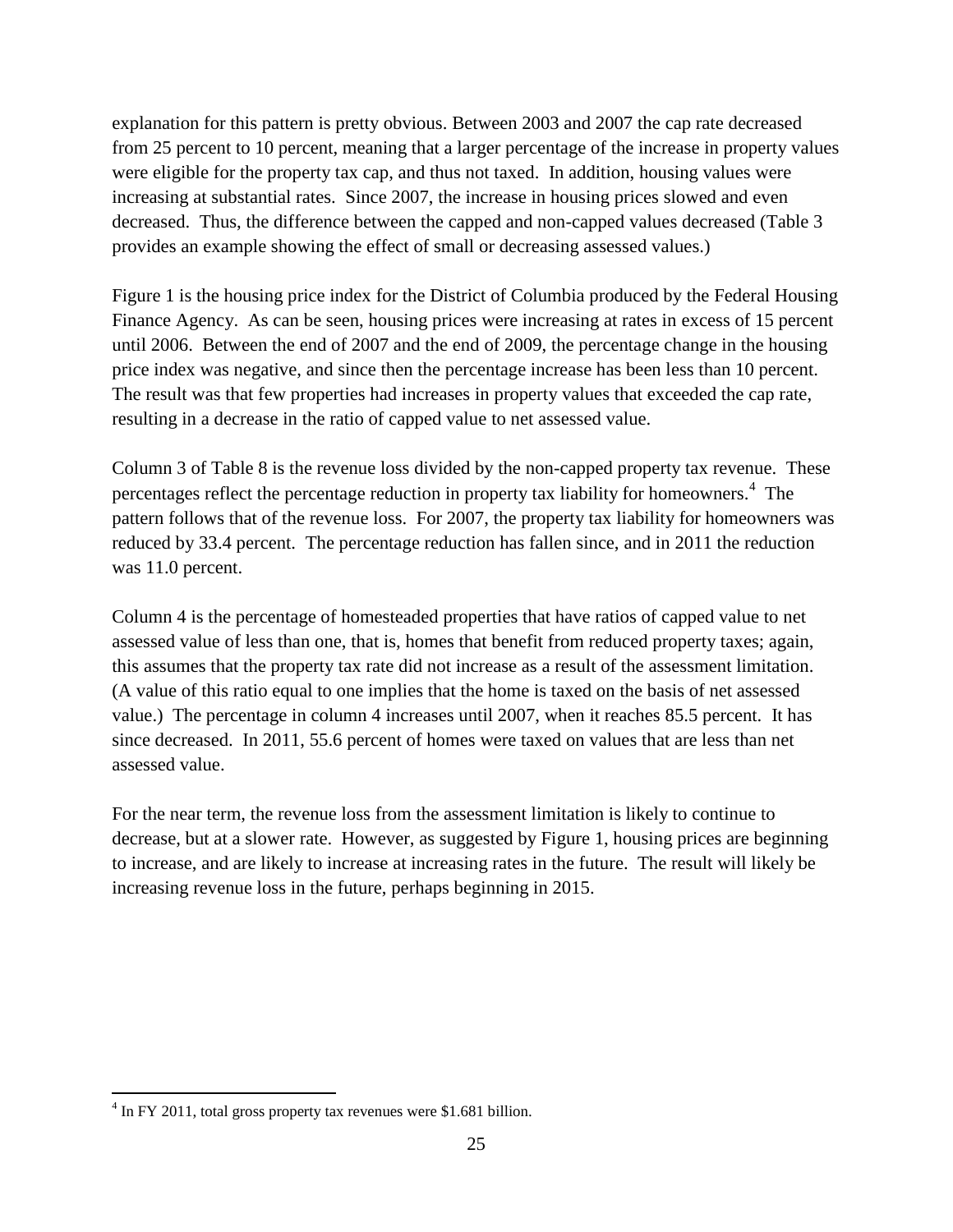explanation for this pattern is pretty obvious. Between 2003 and 2007 the cap rate decreased from 25 percent to 10 percent, meaning that a larger percentage of the increase in property values were eligible for the property tax cap, and thus not taxed. In addition, housing values were increasing at substantial rates. Since 2007, the increase in housing prices slowed and even decreased. Thus, the difference between the capped and non-capped values decreased (Table 3 provides an example showing the effect of small or decreasing assessed values.)

Figure 1 is the housing price index for the District of Columbia produced by the Federal Housing Finance Agency. As can be seen, housing prices were increasing at rates in excess of 15 percent until 2006. Between the end of 2007 and the end of 2009, the percentage change in the housing price index was negative, and since then the percentage increase has been less than 10 percent. The result was that few properties had increases in property values that exceeded the cap rate, resulting in a decrease in the ratio of capped value to net assessed value.

Column 3 of Table 8 is the revenue loss divided by the non-capped property tax revenue. These percentages reflect the percentage reduction in property tax liability for homeowners.[4] The pattern follows that of the revenue loss. For 2007, the property tax liability for homeowners was reduced by 33.4 percent. The percentage reduction has fallen since, and in 2011 the reduction was 11.0 percent.

Column 4 is the percentage of homesteaded properties that have ratios of capped value to net assessed value of less than one, that is, homes that benefit from reduced property taxes; again, this assumes that the property tax rate did not increase as a result of the assessment limitation. (A value of this ratio equal to one implies that the home is taxed on the basis of net assessed value.) The percentage in column 4 increases until 2007, when it reaches 85.5 percent. It has since decreased. In 2011, 55.6 percent of homes were taxed on values that are less than net assessed value.

For the near term, the revenue loss from the assessment limitation is likely to continue to decrease, but at a slower rate. However, as suggested by Figure 1, housing prices are beginning to increase, and are likely to increase at increasing rates in the future. The result will likely be increasing revenue loss in the future, perhaps beginning in 2015.

[4] In FY 2011, total gross property tax revenues were $1.681 billion.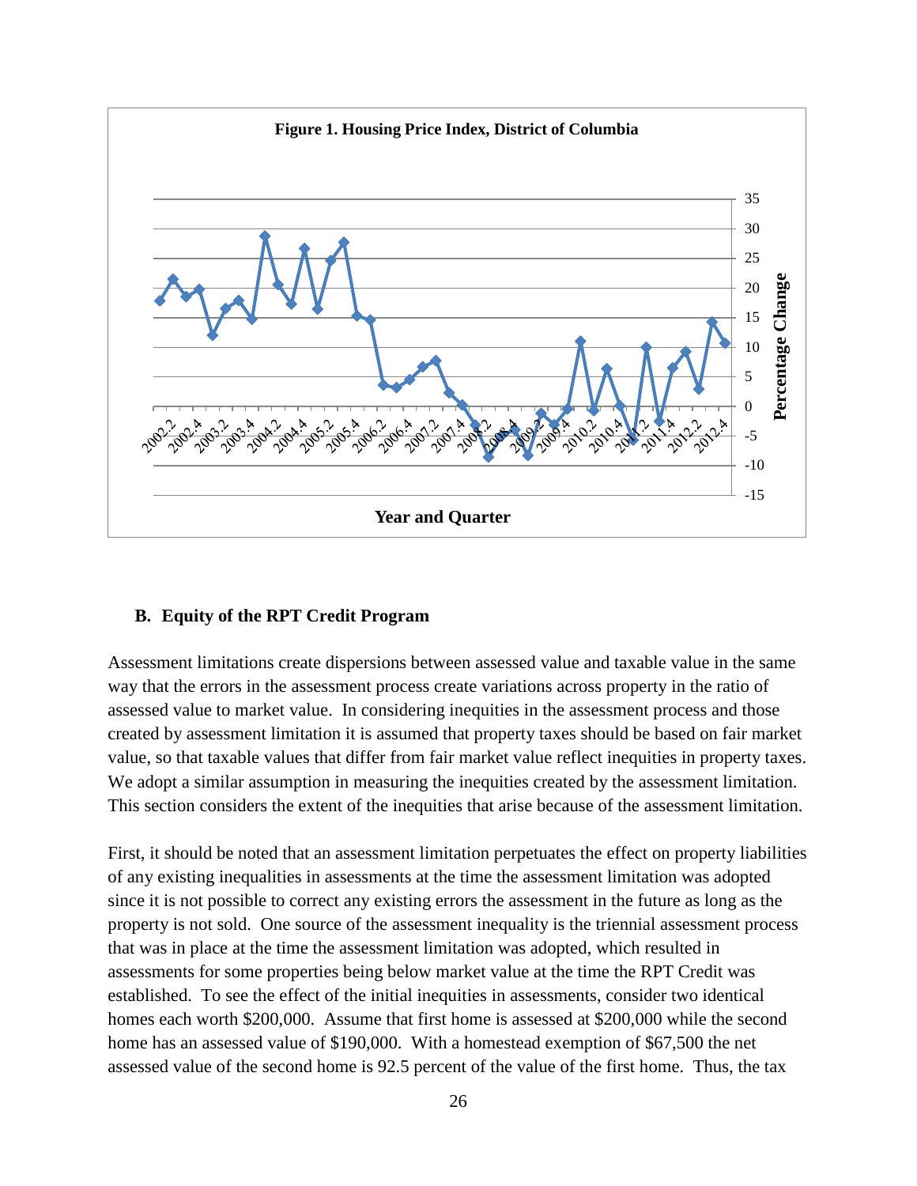**Figure 1. Housing Price Index, District of Columbia**

## B. Equity of the RPT Credit Program

Assessment limitations create dispersions between assessed value and taxable value in the same way that the errors in the assessment process create variations across property in the ratio of assessed value to market value. In considering inequities in the assessment process and those created by assessment limitation it is assumed that property taxes should be based on fair market value, so that taxable values that differ from fair market value reflect inequities in property taxes. We adopt a similar assumption in measuring the inequities created by the assessment limitation. This section considers the extent of the inequities that arise because of the assessment limitation.

First, it should be noted that an assessment limitation perpetuates the effect on property liabilities of any existing inequalities in assessments at the time the assessment limitation was adopted since it is not possible to correct any existing errors the assessment in the future as long as the property is not sold. One source of the assessment inequality is the triennial assessment process that was in place at the time the assessment limitation was adopted, which resulted in assessments for some properties being below market value at the time the RPT Credit was established. To see the effect of the initial inequities in assessments, consider two identical homes each worth \$200,000. Assume that first home is assessed at \$200,000 while the second home has an assessed value of \$190,000. With a homestead exemption of \$67,500 the net assessed value of the second home is 92.5 percent of the value of the first home. Thus, the tax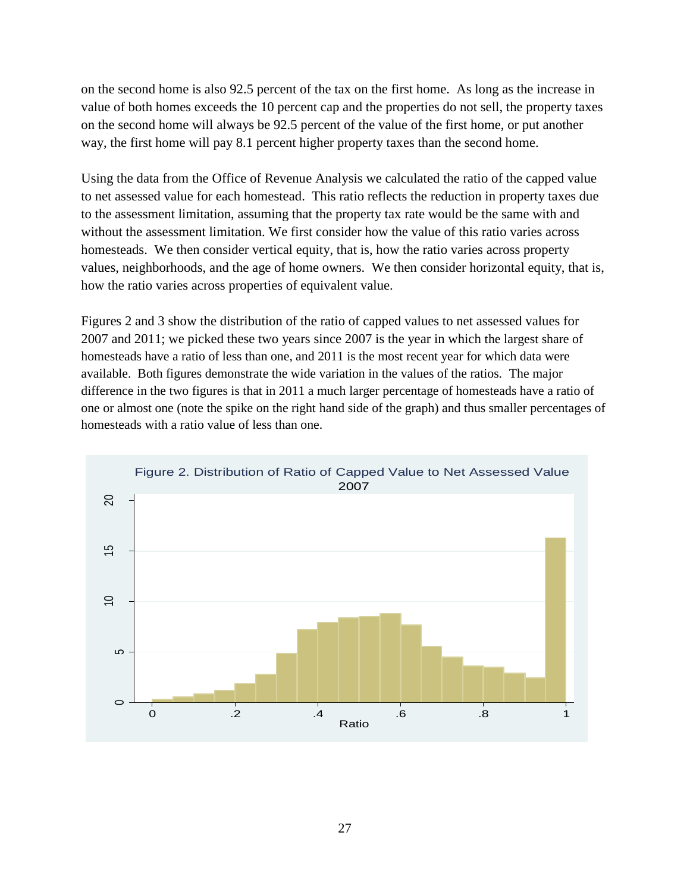on the second home is also 92.5 percent of the tax on the first home. As long as the increase in value of both homes exceeds the 10 percent cap and the properties do not sell, the property taxes on the second home will always be 92.5 percent of the value of the first home, or put another way, the first home will pay 8.1 percent higher property taxes than the second home.

Using the data from the Office of Revenue Analysis we calculated the ratio of the capped value to net assessed value for each homestead. This ratio reflects the reduction in property taxes due to the assessment limitation, assuming that the property tax rate would be the same with and without the assessment limitation. We first consider how the value of this ratio varies across homesteads. We then consider vertical equity, that is, how the ratio varies across property values, neighborhoods, and the age of home owners. We then consider horizontal equity, that is, how the ratio varies across properties of equivalent value.

Figures 2 and 3 show the distribution of the ratio of capped values to net assessed values for 2007 and 2011; we picked these two years since 2007 is the year in which the largest share of homesteads have a ratio of less than one, and 2011 is the most recent year for which data were available. Both figures demonstrate the wide variation in the values of the ratios. The major difference in the two figures is that in 2011 a much larger percentage of homesteads have a ratio of one or almost one (note the spike on the right hand side of the graph) and thus smaller percentages of homesteads with a ratio value of less than one.

Figure 2. Distribution of Ratio of Capped Value to Net Assessed Value 2007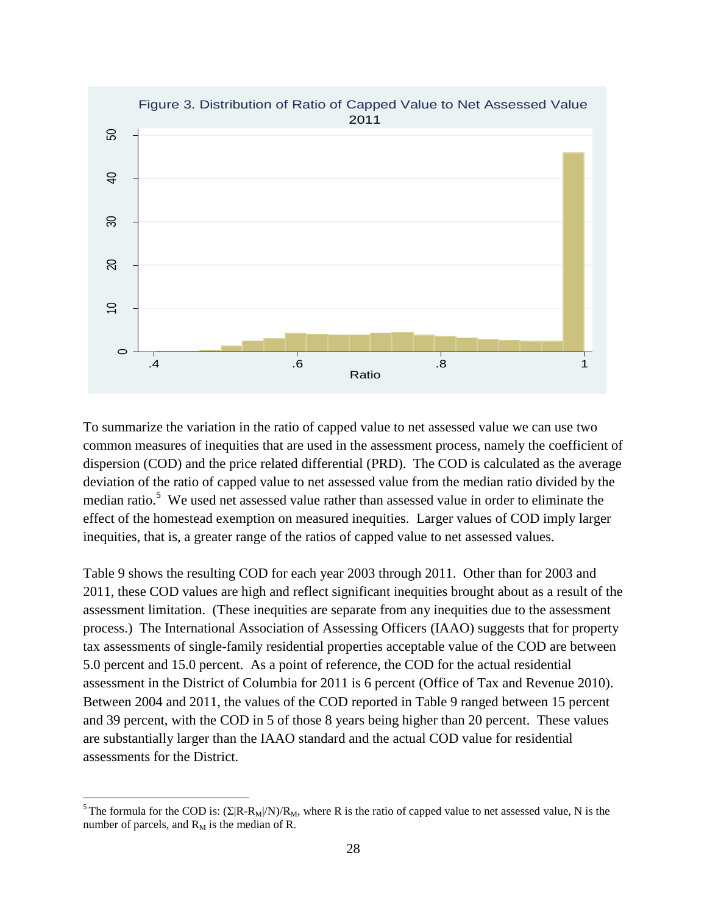Figure 3. Distribution of Ratio of Capped Value to Net Assessed Value 2011

To summarize the variation in the ratio of capped value to net assessed value we can use two common measures of inequities that are used in the assessment process, namely the coefficient of dispersion (COD) and the price related differential (PRD). The COD is calculated as the average deviation of the ratio of capped value to net assessed value from the median ratio divided by the median ratio.[5] We used net assessed value rather than assessed value in order to eliminate the effect of the homestead exemption on measured inequities. Larger values of COD imply larger inequities, that is, a greater range of the ratios of capped value to net assessed values.

Table 9 shows the resulting COD for each year 2003 through 2011. Other than for 2003 and 2011, these COD values are high and reflect significant inequities brought about as a result of the assessment limitation. (These inequities are separate from any inequities due to the assessment process.) The International Association of Assessing Officers (IAAO) suggests that for property tax assessments of single-family residential properties acceptable value of the COD are between 5.0 percent and 15.0 percent. As a point of reference, the COD for the actual residential assessment in the District of Columbia for 2011 is 6 percent (Office of Tax and Revenue 2010). Between 2004 and 2011, the values of the COD reported in Table 9 ranged between 15 percent and 39 percent, with the COD in 5 of those 8 years being higher than 20 percent. These values are substantially larger than the IAAO standard and the actual COD value for residential assessments for the District.

[5] The formula for the COD is: $(\Sigma|R-R_M|/N)/R_M$, where R is the ratio of capped value to net assessed value, N is the number of parcels, and $R_M$ is the median of R.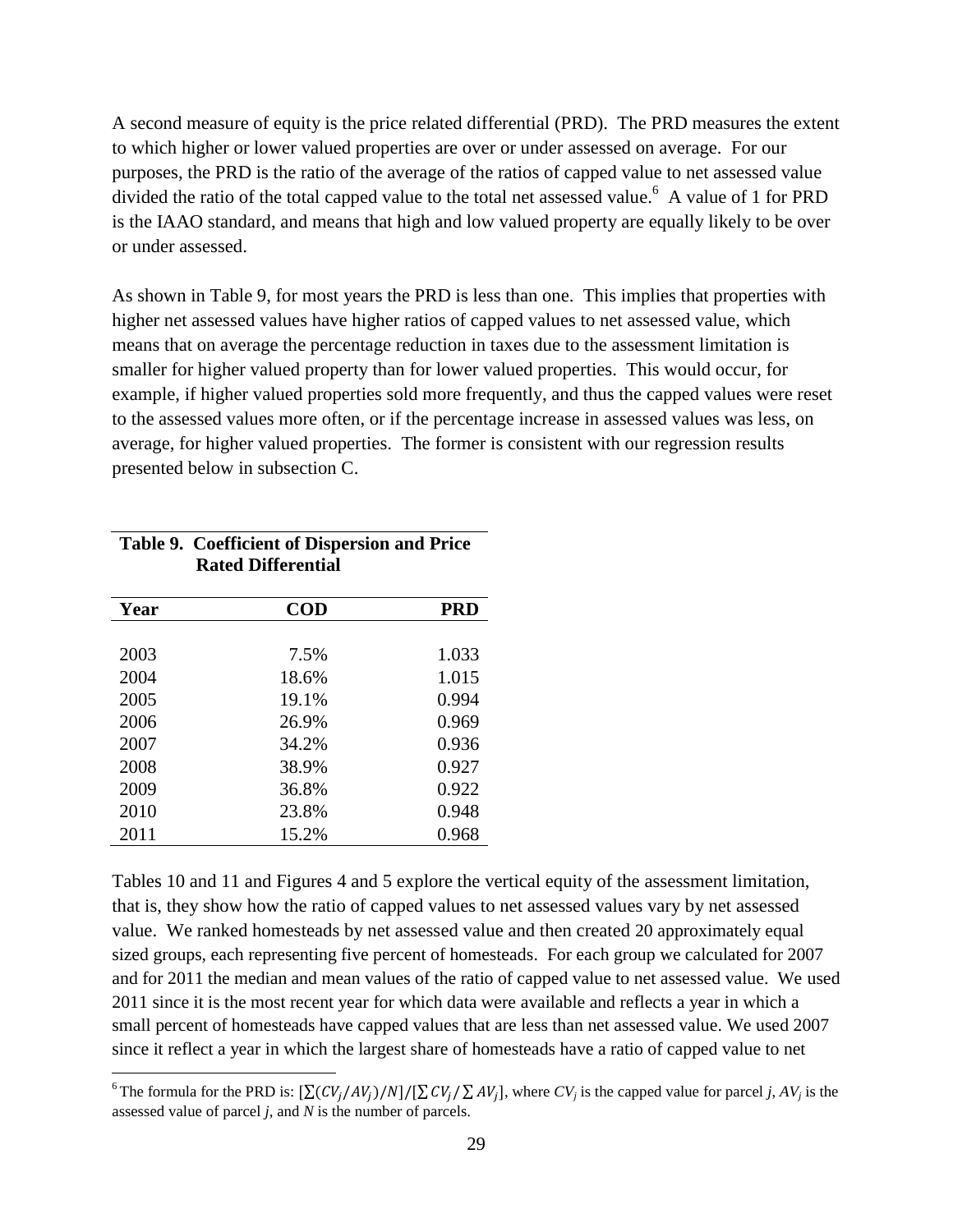A second measure of equity is the price related differential (PRD). The PRD measures the extent to which higher or lower valued properties are over or under assessed on average. For our purposes, the PRD is the ratio of the average of the ratios of capped value to net assessed value divided the ratio of the total capped value to the total net assessed value.[6] A value of 1 for PRD is the IAAO standard, and means that high and low valued property are equally likely to be over or under assessed.

As shown in Table 9, for most years the PRD is less than one. This implies that properties with higher net assessed values have higher ratios of capped values to net assessed value, which means that on average the percentage reduction in taxes due to the assessment limitation is smaller for higher valued property than for lower valued properties. This would occur, for example, if higher valued properties sold more frequently, and thus the capped values were reset to the assessed values more often, or if the percentage increase in assessed values was less, on average, for higher valued properties. The former is consistent with our regression results presented below in subsection C.

**Table 9. Coefficient of Dispersion and Price Rated Differential**

| Year | COD | PRD |
|---|---|---|
| 2003 | 7.5% | 1.033 |
| 2004 | 18.6% | 1.015 |
| 2005 | 19.1% | 0.994 |
| 2006 | 26.9% | 0.969 |
| 2007 | 34.2% | 0.936 |
| 2008 | 38.9% | 0.927 |
| 2009 | 36.8% | 0.922 |
| 2010 | 23.8% | 0.948 |
| 2011 | 15.2% | 0.968 |

Tables 10 and 11 and Figures 4 and 5 explore the vertical equity of the assessment limitation, that is, they show how the ratio of capped values to net assessed values vary by net assessed value. We ranked homesteads by net assessed value and then created 20 approximately equal sized groups, each representing five percent of homesteads. For each group we calculated for 2007 and for 2011 the median and mean values of the ratio of capped value to net assessed value. We used 2011 since it is the most recent year for which data were available and reflects a year in which a small percent of homesteads have capped values that are less than net assessed value. We used 2007 since it reflect a year in which the largest share of homesteads have a ratio of capped value to net

[6] The formula for the PRD is: $[\sum(CV_j/AV_j)/N]/[\sum CV_j/\sum AV_j]$, where $CV_j$ is the capped value for parcel $j$, $AV_j$ is the assessed value of parcel $j$, and $N$ is the number of parcels.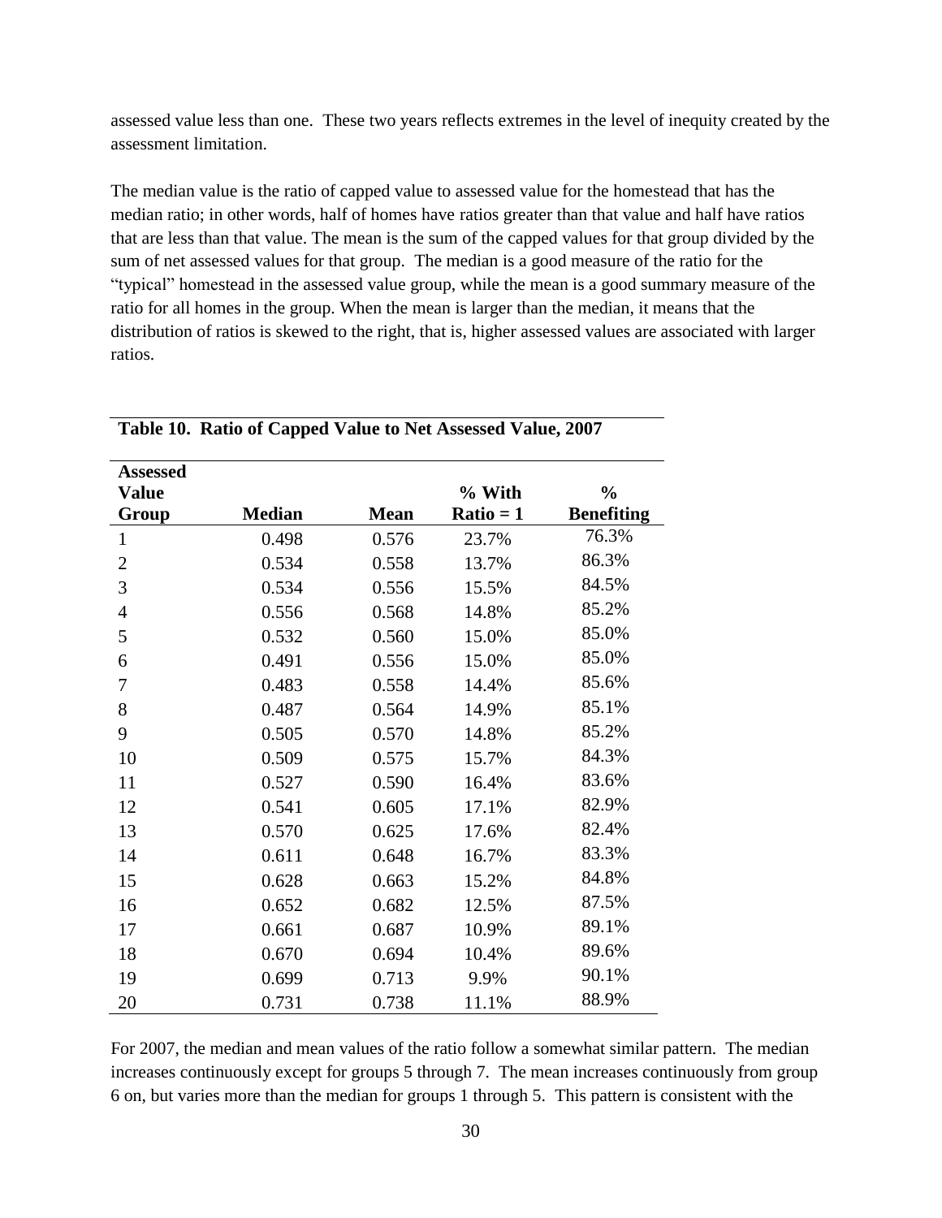assessed value less than one. These two years reflects extremes in the level of inequity created by the assessment limitation.

The median value is the ratio of capped value to assessed value for the homestead that has the median ratio; in other words, half of homes have ratios greater than that value and half have ratios that are less than that value. The mean is the sum of the capped values for that group divided by the sum of net assessed values for that group. The median is a good measure of the ratio for the "typical" homestead in the assessed value group, while the mean is a good summary measure of the ratio for all homes in the group. When the mean is larger than the median, it means that the distribution of ratios is skewed to the right, that is, higher assessed values are associated with larger ratios.

**Table 10. Ratio of Capped Value to Net Assessed Value, 2007**

| Assessed Value Group | Median | Mean | % With Ratio = 1 | % Benefiting |
|---|---|---|---|---|
| 1 | 0.498 | 0.576 | 23.7% | 76.3% |
| 2 | 0.534 | 0.558 | 13.7% | 86.3% |
| 3 | 0.534 | 0.556 | 15.5% | 84.5% |
| 4 | 0.556 | 0.568 | 14.8% | 85.2% |
| 5 | 0.532 | 0.560 | 15.0% | 85.0% |
| 6 | 0.491 | 0.556 | 15.0% | 85.0% |
| 7 | 0.483 | 0.558 | 14.4% | 85.6% |
| 8 | 0.487 | 0.564 | 14.9% | 85.1% |
| 9 | 0.505 | 0.570 | 14.8% | 85.2% |
| 10 | 0.509 | 0.575 | 15.7% | 84.3% |
| 11 | 0.527 | 0.590 | 16.4% | 83.6% |
| 12 | 0.541 | 0.605 | 17.1% | 82.9% |
| 13 | 0.570 | 0.625 | 17.6% | 82.4% |
| 14 | 0.611 | 0.648 | 16.7% | 83.3% |
| 15 | 0.628 | 0.663 | 15.2% | 84.8% |
| 16 | 0.652 | 0.682 | 12.5% | 87.5% |
| 17 | 0.661 | 0.687 | 10.9% | 89.1% |
| 18 | 0.670 | 0.694 | 10.4% | 89.6% |
| 19 | 0.699 | 0.713 | 9.9% | 90.1% |
| 20 | 0.731 | 0.738 | 11.1% | 88.9% |

For 2007, the median and mean values of the ratio follow a somewhat similar pattern. The median increases continuously except for groups 5 through 7. The mean increases continuously from group 6 on, but varies more than the median for groups 1 through 5. This pattern is consistent with the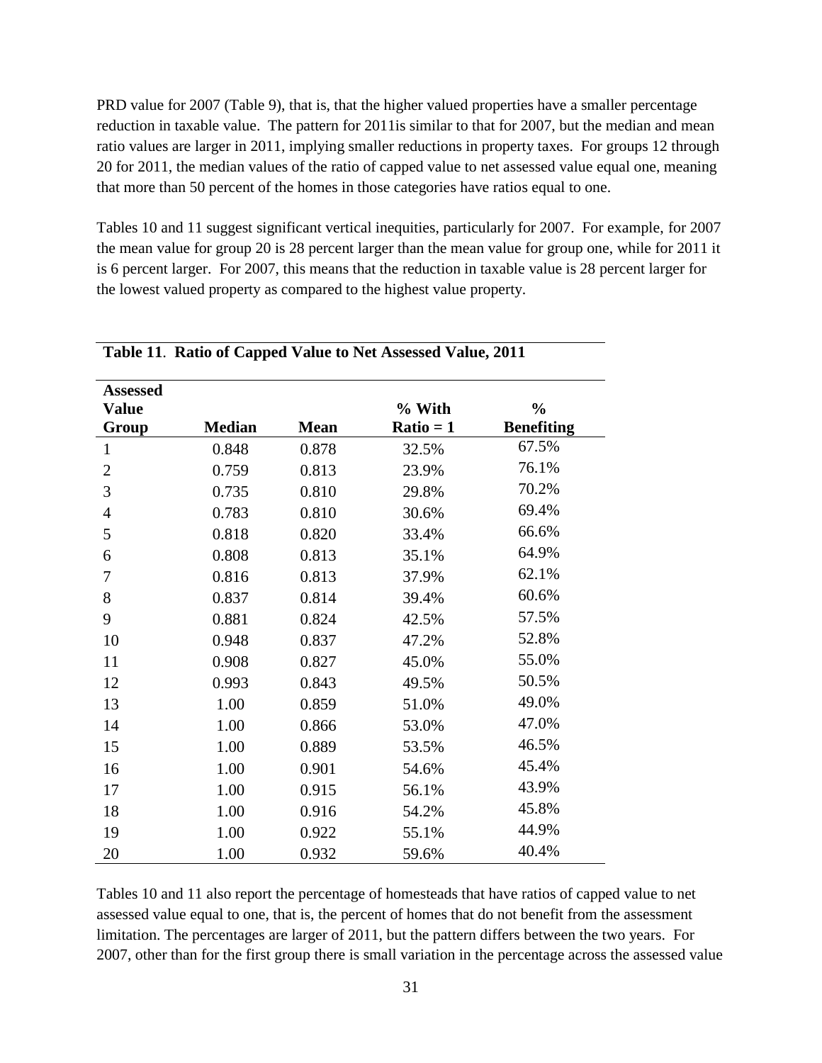PRD value for 2007 (Table 9), that is, that the higher valued properties have a smaller percentage reduction in taxable value. The pattern for 2011is similar to that for 2007, but the median and mean ratio values are larger in 2011, implying smaller reductions in property taxes. For groups 12 through 20 for 2011, the median values of the ratio of capped value to net assessed value equal one, meaning that more than 50 percent of the homes in those categories have ratios equal to one.

Tables 10 and 11 suggest significant vertical inequities, particularly for 2007. For example, for 2007 the mean value for group 20 is 28 percent larger than the mean value for group one, while for 2011 it is 6 percent larger. For 2007, this means that the reduction in taxable value is 28 percent larger for the lowest valued property as compared to the highest value property.

**Table 11. Ratio of Capped Value to Net Assessed Value, 2011**

| Assessed Value Group | Median | Mean | % With Ratio = 1 | % Benefiting |
|---|---|---|---|---|
| 1 | 0.848 | 0.878 | 32.5% | 67.5% |
| 2 | 0.759 | 0.813 | 23.9% | 76.1% |
| 3 | 0.735 | 0.810 | 29.8% | 70.2% |
| 4 | 0.783 | 0.810 | 30.6% | 69.4% |
| 5 | 0.818 | 0.820 | 33.4% | 66.6% |
| 6 | 0.808 | 0.813 | 35.1% | 64.9% |
| 7 | 0.816 | 0.813 | 37.9% | 62.1% |
| 8 | 0.837 | 0.814 | 39.4% | 60.6% |
| 9 | 0.881 | 0.824 | 42.5% | 57.5% |
| 10 | 0.948 | 0.837 | 47.2% | 52.8% |
| 11 | 0.908 | 0.827 | 45.0% | 55.0% |
| 12 | 0.993 | 0.843 | 49.5% | 50.5% |
| 13 | 1.00 | 0.859 | 51.0% | 49.0% |
| 14 | 1.00 | 0.866 | 53.0% | 47.0% |
| 15 | 1.00 | 0.889 | 53.5% | 46.5% |
| 16 | 1.00 | 0.901 | 54.6% | 45.4% |
| 17 | 1.00 | 0.915 | 56.1% | 43.9% |
| 18 | 1.00 | 0.916 | 54.2% | 45.8% |
| 19 | 1.00 | 0.922 | 55.1% | 44.9% |
| 20 | 1.00 | 0.932 | 59.6% | 40.4% |

Tables 10 and 11 also report the percentage of homesteads that have ratios of capped value to net assessed value equal to one, that is, the percent of homes that do not benefit from the assessment limitation. The percentages are larger of 2011, but the pattern differs between the two years. For 2007, other than for the first group there is small variation in the percentage across the assessed value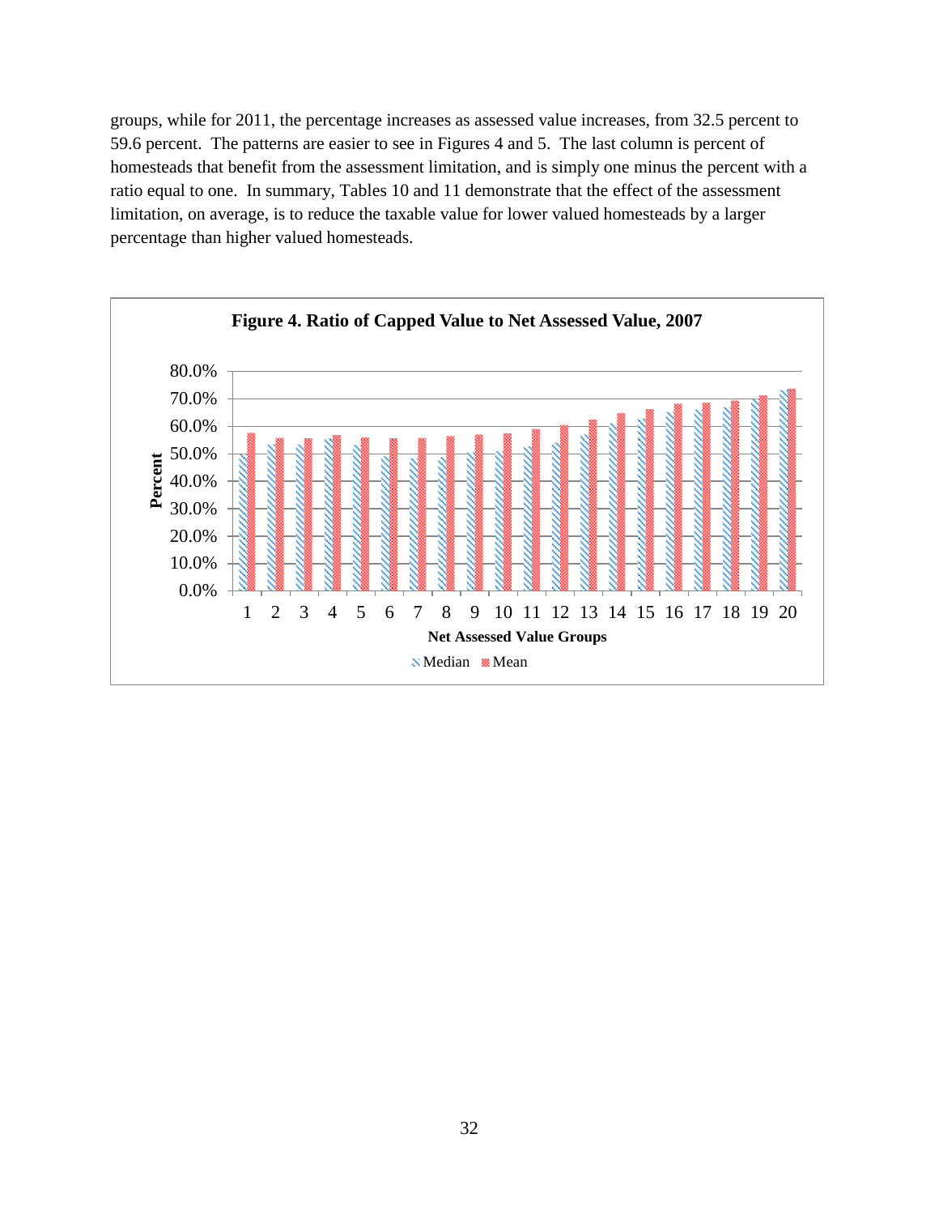groups, while for 2011, the percentage increases as assessed value increases, from 32.5 percent to 59.6 percent. The patterns are easier to see in Figures 4 and 5. The last column is percent of homesteads that benefit from the assessment limitation, and is simply one minus the percent with a ratio equal to one. In summary, Tables 10 and 11 demonstrate that the effect of the assessment limitation, on average, is to reduce the taxable value for lower valued homesteads by a larger percentage than higher valued homesteads.

**Figure 4. Ratio of Capped Value to Net Assessed Value, 2007**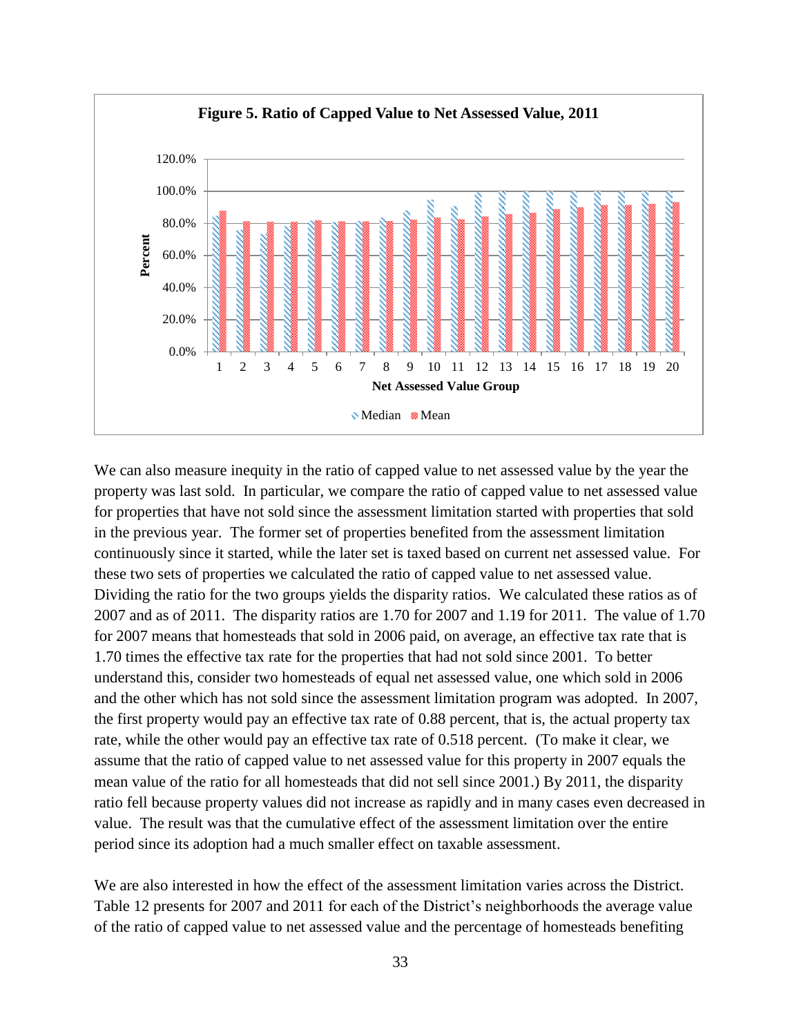**Figure 5. Ratio of Capped Value to Net Assessed Value, 2011**

We can also measure inequity in the ratio of capped value to net assessed value by the year the property was last sold. In particular, we compare the ratio of capped value to net assessed value for properties that have not sold since the assessment limitation started with properties that sold in the previous year. The former set of properties benefited from the assessment limitation continuously since it started, while the later set is taxed based on current net assessed value. For these two sets of properties we calculated the ratio of capped value to net assessed value. Dividing the ratio for the two groups yields the disparity ratios. We calculated these ratios as of 2007 and as of 2011. The disparity ratios are 1.70 for 2007 and 1.19 for 2011. The value of 1.70 for 2007 means that homesteads that sold in 2006 paid, on average, an effective tax rate that is 1.70 times the effective tax rate for the properties that had not sold since 2001. To better understand this, consider two homesteads of equal net assessed value, one which sold in 2006 and the other which has not sold since the assessment limitation program was adopted. In 2007, the first property would pay an effective tax rate of 0.88 percent, that is, the actual property tax rate, while the other would pay an effective tax rate of 0.518 percent. (To make it clear, we assume that the ratio of capped value to net assessed value for this property in 2007 equals the mean value of the ratio for all homesteads that did not sell since 2001.) By 2011, the disparity ratio fell because property values did not increase as rapidly and in many cases even decreased in value. The result was that the cumulative effect of the assessment limitation over the entire period since its adoption had a much smaller effect on taxable assessment.

We are also interested in how the effect of the assessment limitation varies across the District. Table 12 presents for 2007 and 2011 for each of the District's neighborhoods the average value of the ratio of capped value to net assessed value and the percentage of homesteads benefiting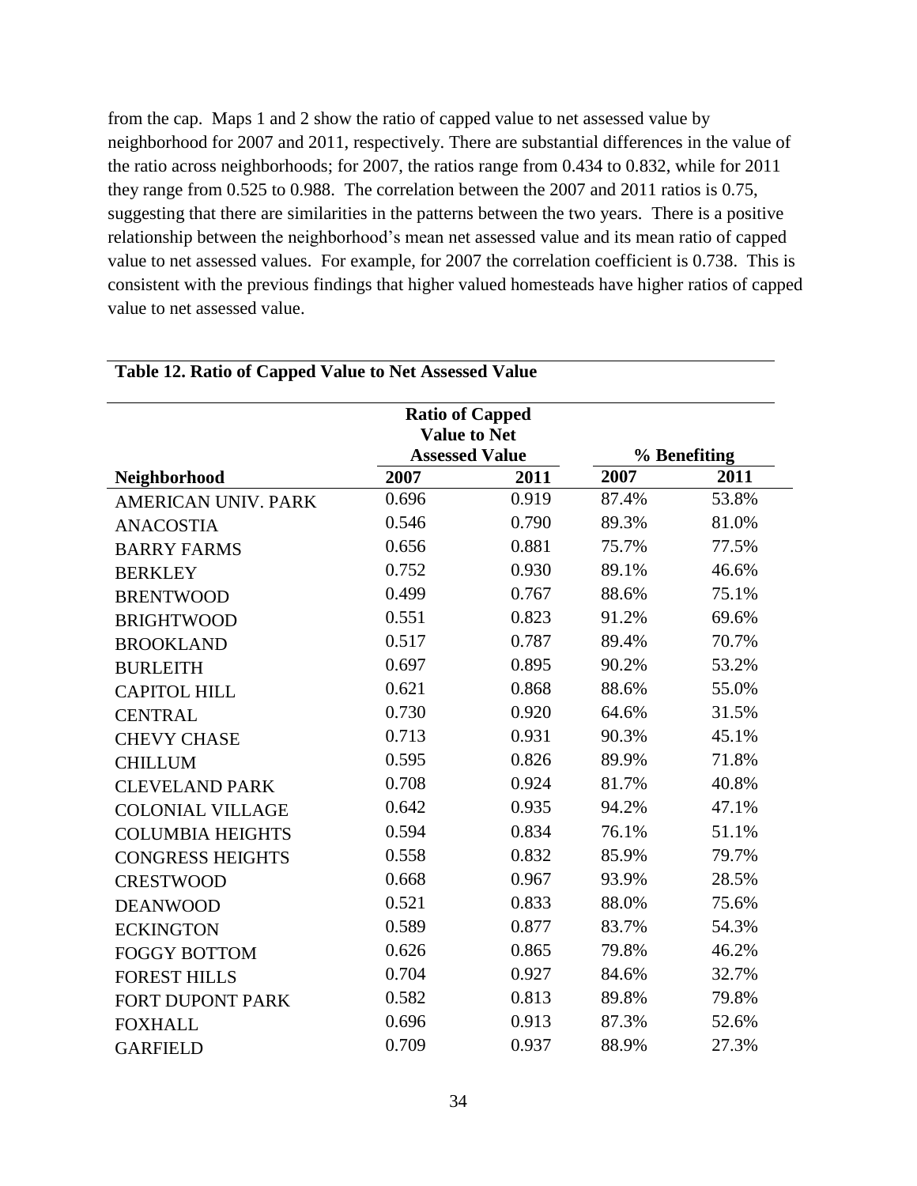from the cap. Maps 1 and 2 show the ratio of capped value to net assessed value by neighborhood for 2007 and 2011, respectively. There are substantial differences in the value of the ratio across neighborhoods; for 2007, the ratios range from 0.434 to 0.832, while for 2011 they range from 0.525 to 0.988. The correlation between the 2007 and 2011 ratios is 0.75, suggesting that there are similarities in the patterns between the two years. There is a positive relationship between the neighborhood's mean net assessed value and its mean ratio of capped value to net assessed values. For example, for 2007 the correlation coefficient is 0.738. This is consistent with the previous findings that higher valued homesteads have higher ratios of capped value to net assessed value.

**Table 12. Ratio of Capped Value to Net Assessed Value**

| | Ratio of Capped Value to Net Assessed Value | | % Benefiting | |
|---|---|---|---|---|
| **Neighborhood** | **2007** | **2011** | **2007** | **2011** |
| AMERICAN UNIV. PARK | 0.696 | 0.919 | 87.4% | 53.8% |
| ANACOSTIA | 0.546 | 0.790 | 89.3% | 81.0% |
| BARRY FARMS | 0.656 | 0.881 | 75.7% | 77.5% |
| BERKLEY | 0.752 | 0.930 | 89.1% | 46.6% |
| BRENTWOOD | 0.499 | 0.767 | 88.6% | 75.1% |
| BRIGHTWOOD | 0.551 | 0.823 | 91.2% | 69.6% |
| BROOKLAND | 0.517 | 0.787 | 89.4% | 70.7% |
| BURLEITH | 0.697 | 0.895 | 90.2% | 53.2% |
| CAPITOL HILL | 0.621 | 0.868 | 88.6% | 55.0% |
| CENTRAL | 0.730 | 0.920 | 64.6% | 31.5% |
| CHEVY CHASE | 0.713 | 0.931 | 90.3% | 45.1% |
| CHILLUM | 0.595 | 0.826 | 89.9% | 71.8% |
| CLEVELAND PARK | 0.708 | 0.924 | 81.7% | 40.8% |
| COLONIAL VILLAGE | 0.642 | 0.935 | 94.2% | 47.1% |
| COLUMBIA HEIGHTS | 0.594 | 0.834 | 76.1% | 51.1% |
| CONGRESS HEIGHTS | 0.558 | 0.832 | 85.9% | 79.7% |
| CRESTWOOD | 0.668 | 0.967 | 93.9% | 28.5% |
| DEANWOOD | 0.521 | 0.833 | 88.0% | 75.6% |
| ECKINGTON | 0.589 | 0.877 | 83.7% | 54.3% |
| FOGGY BOTTOM | 0.626 | 0.865 | 79.8% | 46.2% |
| FOREST HILLS | 0.704 | 0.927 | 84.6% | 32.7% |
| FORT DUPONT PARK | 0.582 | 0.813 | 89.8% | 79.8% |
| FOXHALL | 0.696 | 0.913 | 87.3% | 52.6% |
| GARFIELD | 0.709 | 0.937 | 88.9% | 27.3% |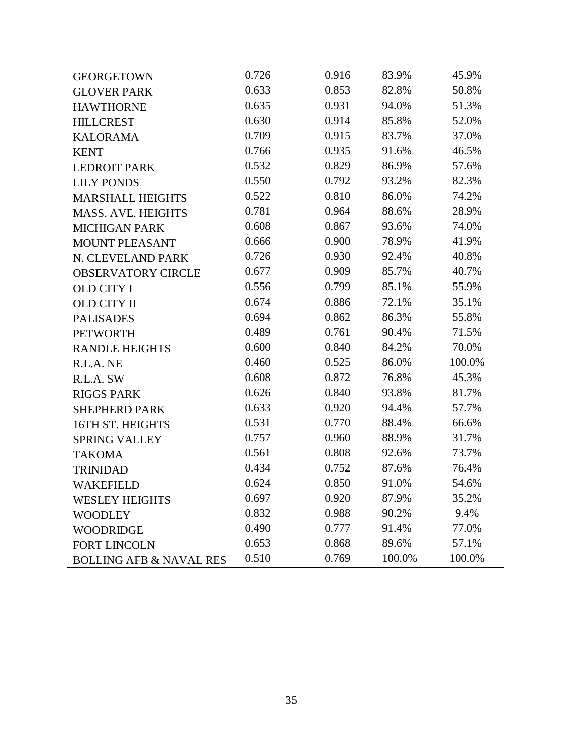| | | | | |
|---|---|---|---|---|
| GEORGETOWN | 0.726 | 0.916 | 83.9% | 45.9% |
| GLOVER PARK | 0.633 | 0.853 | 82.8% | 50.8% |
| HAWTHORNE | 0.635 | 0.931 | 94.0% | 51.3% |
| HILLCREST | 0.630 | 0.914 | 85.8% | 52.0% |
| KALORAMA | 0.709 | 0.915 | 83.7% | 37.0% |
| KENT | 0.766 | 0.935 | 91.6% | 46.5% |
| LEDROIT PARK | 0.532 | 0.829 | 86.9% | 57.6% |
| LILY PONDS | 0.550 | 0.792 | 93.2% | 82.3% |
| MARSHALL HEIGHTS | 0.522 | 0.810 | 86.0% | 74.2% |
| MASS. AVE. HEIGHTS | 0.781 | 0.964 | 88.6% | 28.9% |
| MICHIGAN PARK | 0.608 | 0.867 | 93.6% | 74.0% |
| MOUNT PLEASANT | 0.666 | 0.900 | 78.9% | 41.9% |
| N. CLEVELAND PARK | 0.726 | 0.930 | 92.4% | 40.8% |
| OBSERVATORY CIRCLE | 0.677 | 0.909 | 85.7% | 40.7% |
| OLD CITY I | 0.556 | 0.799 | 85.1% | 55.9% |
| OLD CITY II | 0.674 | 0.886 | 72.1% | 35.1% |
| PALISADES | 0.694 | 0.862 | 86.3% | 55.8% |
| PETWORTH | 0.489 | 0.761 | 90.4% | 71.5% |
| RANDLE HEIGHTS | 0.600 | 0.840 | 84.2% | 70.0% |
| R.L.A. NE | 0.460 | 0.525 | 86.0% | 100.0% |
| R.L.A. SW | 0.608 | 0.872 | 76.8% | 45.3% |
| RIGGS PARK | 0.626 | 0.840 | 93.8% | 81.7% |
| SHEPHERD PARK | 0.633 | 0.920 | 94.4% | 57.7% |
| 16TH ST. HEIGHTS | 0.531 | 0.770 | 88.4% | 66.6% |
| SPRING VALLEY | 0.757 | 0.960 | 88.9% | 31.7% |
| TAKOMA | 0.561 | 0.808 | 92.6% | 73.7% |
| TRINIDAD | 0.434 | 0.752 | 87.6% | 76.4% |
| WAKEFIELD | 0.624 | 0.850 | 91.0% | 54.6% |
| WESLEY HEIGHTS | 0.697 | 0.920 | 87.9% | 35.2% |
| WOODLEY | 0.832 | 0.988 | 90.2% | 9.4% |
| WOODRIDGE | 0.490 | 0.777 | 91.4% | 77.0% |
| FORT LINCOLN | 0.653 | 0.868 | 89.6% | 57.1% |
| BOLLING AFB & NAVAL RES | 0.510 | 0.769 | 100.0% | 100.0% |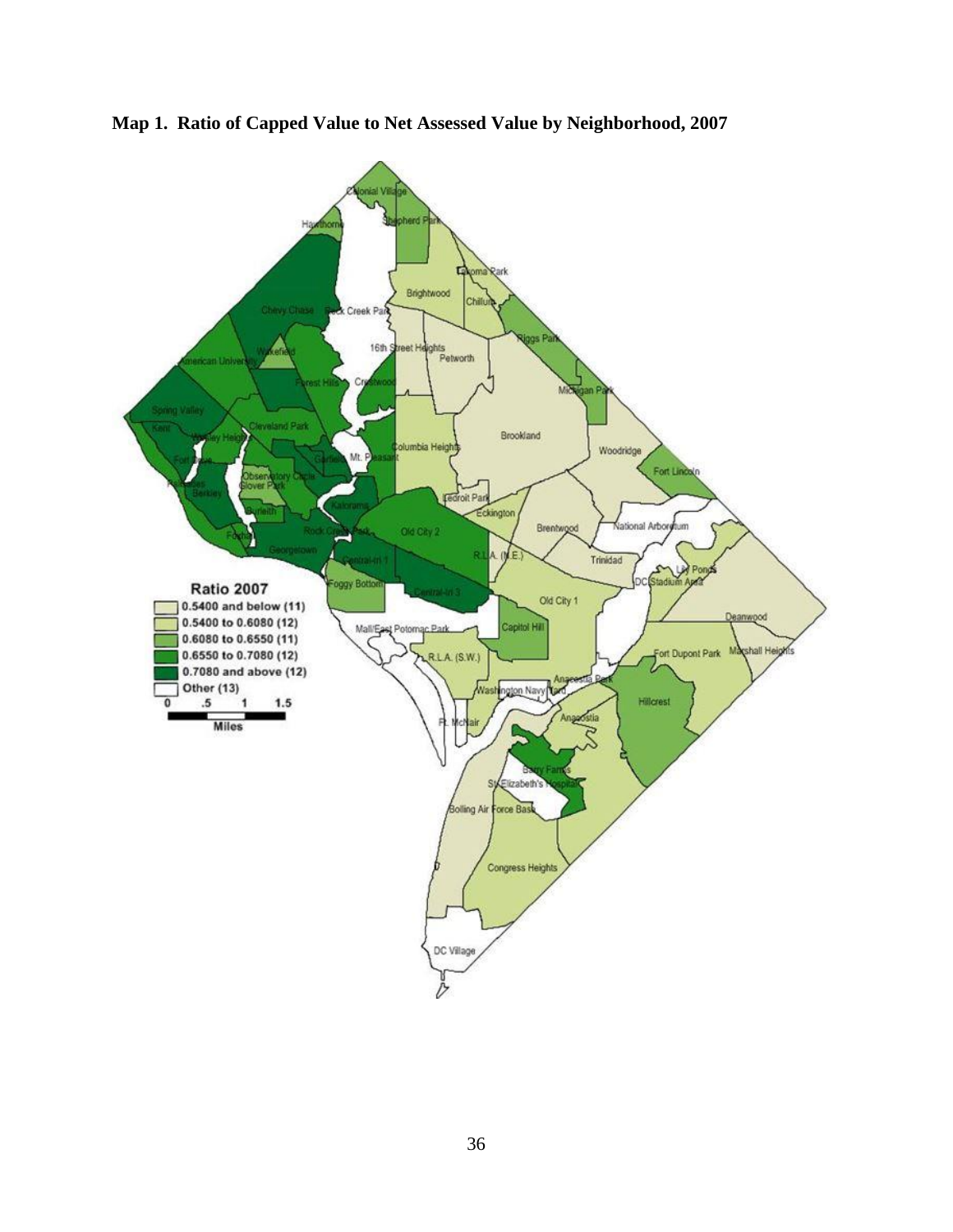**Map 1. Ratio of Capped Value to Net Assessed Value by Neighborhood, 2007**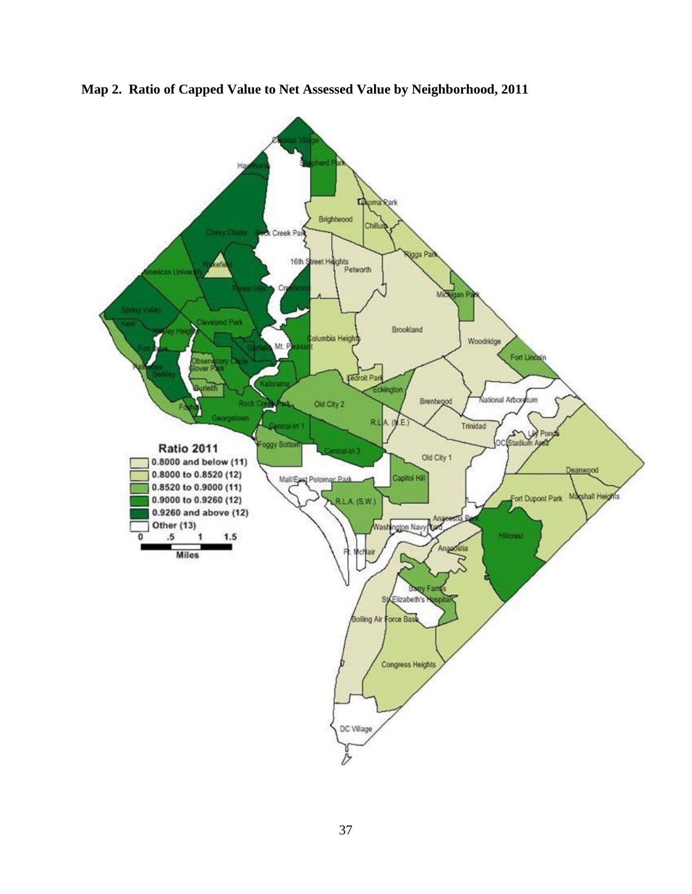**Map 2. Ratio of Capped Value to Net Assessed Value by Neighborhood, 2011**

Ratio 2011

- 0.8000 and below (11)
- 0.8000 to 0.8520 (12)
- 0.8520 to 0.9000 (11)
- 0.9000 to 0.9260 (12)
- 0.9260 and above (12)
- Other (13)

0 .5 1 1.5
Miles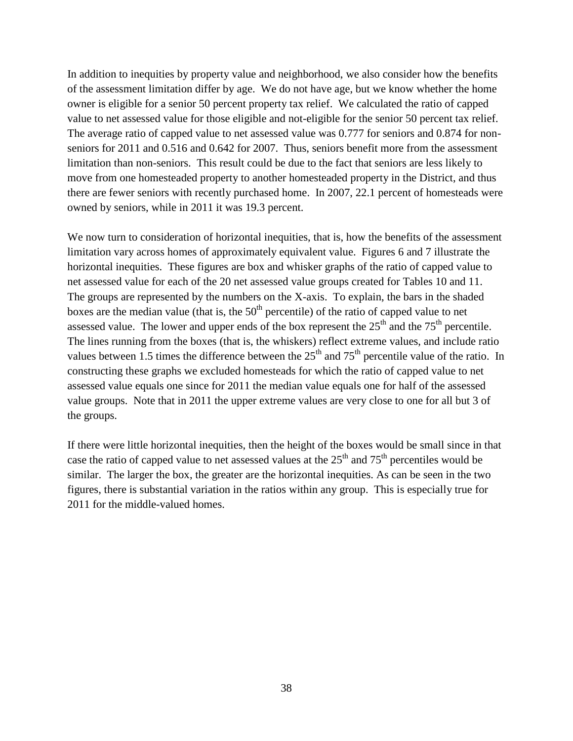In addition to inequities by property value and neighborhood, we also consider how the benefits of the assessment limitation differ by age. We do not have age, but we know whether the home owner is eligible for a senior 50 percent property tax relief. We calculated the ratio of capped value to net assessed value for those eligible and not-eligible for the senior 50 percent tax relief. The average ratio of capped value to net assessed value was 0.777 for seniors and 0.874 for non-seniors for 2011 and 0.516 and 0.642 for 2007. Thus, seniors benefit more from the assessment limitation than non-seniors. This result could be due to the fact that seniors are less likely to move from one homesteaded property to another homesteaded property in the District, and thus there are fewer seniors with recently purchased home. In 2007, 22.1 percent of homesteads were owned by seniors, while in 2011 it was 19.3 percent.

We now turn to consideration of horizontal inequities, that is, how the benefits of the assessment limitation vary across homes of approximately equivalent value. Figures 6 and 7 illustrate the horizontal inequities. These figures are box and whisker graphs of the ratio of capped value to net assessed value for each of the 20 net assessed value groups created for Tables 10 and 11. The groups are represented by the numbers on the X-axis. To explain, the bars in the shaded boxes are the median value (that is, the 50th percentile) of the ratio of capped value to net assessed value. The lower and upper ends of the box represent the 25th and the 75th percentile. The lines running from the boxes (that is, the whiskers) reflect extreme values, and include ratio values between 1.5 times the difference between the 25th and 75th percentile value of the ratio. In constructing these graphs we excluded homesteads for which the ratio of capped value to net assessed value equals one since for 2011 the median value equals one for half of the assessed value groups. Note that in 2011 the upper extreme values are very close to one for all but 3 of the groups.

If there were little horizontal inequities, then the height of the boxes would be small since in that case the ratio of capped value to net assessed values at the 25th and 75th percentiles would be similar. The larger the box, the greater are the horizontal inequities. As can be seen in the two figures, there is substantial variation in the ratios within any group. This is especially true for 2011 for the middle-valued homes.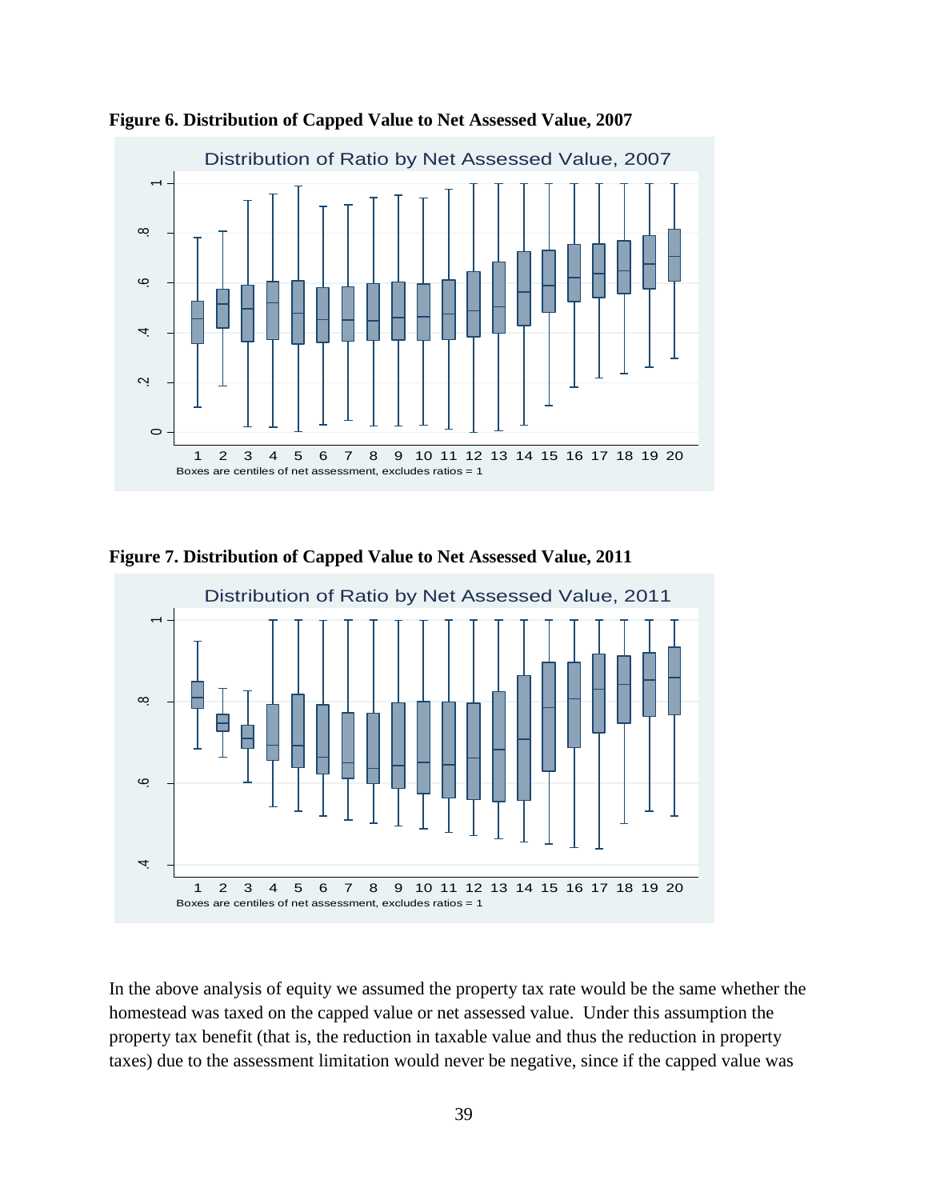**Figure 6. Distribution of Capped Value to Net Assessed Value, 2007**

**Figure 7. Distribution of Capped Value to Net Assessed Value, 2011**

In the above analysis of equity we assumed the property tax rate would be the same whether the homestead was taxed on the capped value or net assessed value. Under this assumption the property tax benefit (that is, the reduction in taxable value and thus the reduction in property taxes) due to the assessment limitation would never be negative, since if the capped value was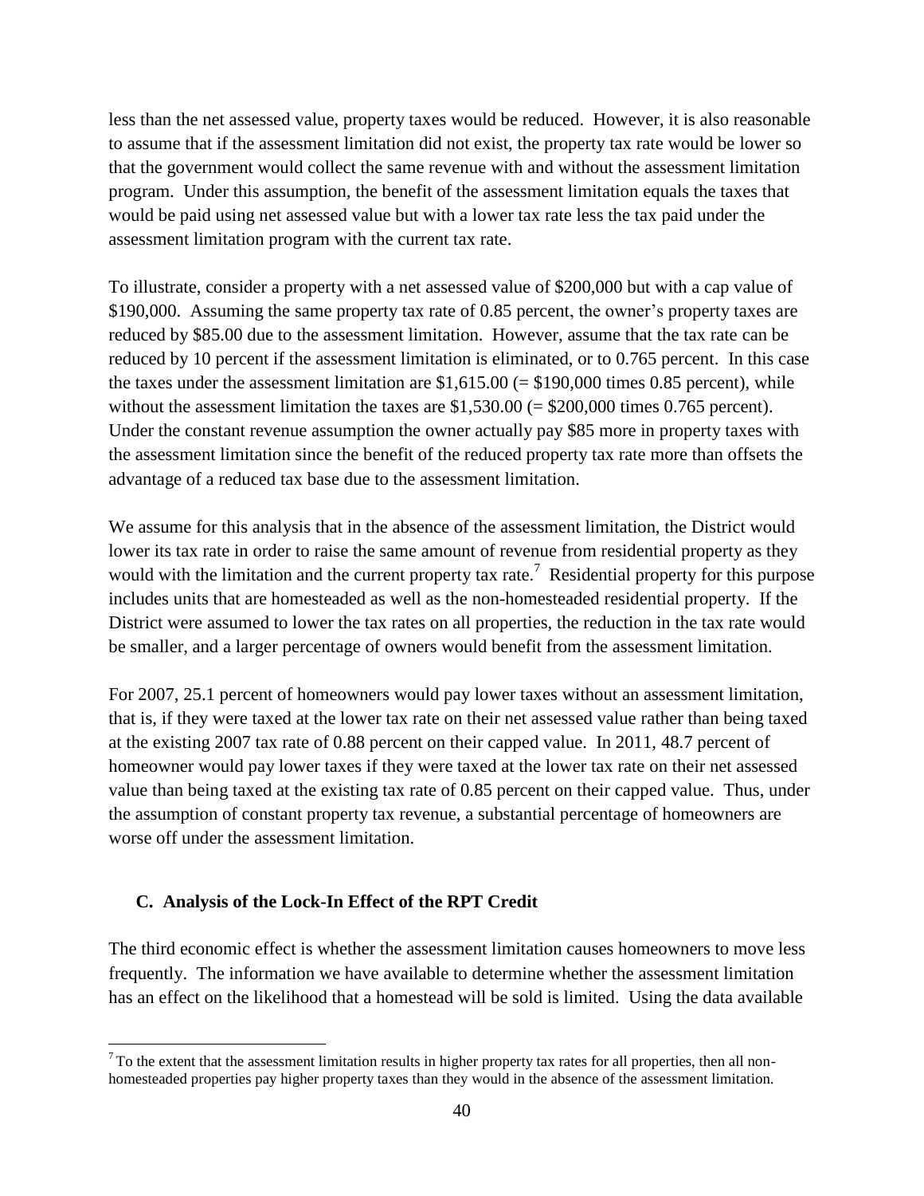less than the net assessed value, property taxes would be reduced. However, it is also reasonable to assume that if the assessment limitation did not exist, the property tax rate would be lower so that the government would collect the same revenue with and without the assessment limitation program. Under this assumption, the benefit of the assessment limitation equals the taxes that would be paid using net assessed value but with a lower tax rate less the tax paid under the assessment limitation program with the current tax rate.

To illustrate, consider a property with a net assessed value of $200,000 but with a cap value of $190,000. Assuming the same property tax rate of 0.85 percent, the owner's property taxes are reduced by $85.00 due to the assessment limitation. However, assume that the tax rate can be reduced by 10 percent if the assessment limitation is eliminated, or to 0.765 percent. In this case the taxes under the assessment limitation are $1,615.00 (= $190,000 times 0.85 percent), while without the assessment limitation the taxes are $1,530.00 (= $200,000 times 0.765 percent). Under the constant revenue assumption the owner actually pay $85 more in property taxes with the assessment limitation since the benefit of the reduced property tax rate more than offsets the advantage of a reduced tax base due to the assessment limitation.

We assume for this analysis that in the absence of the assessment limitation, the District would lower its tax rate in order to raise the same amount of revenue from residential property as they would with the limitation and the current property tax rate.[7] Residential property for this purpose includes units that are homesteaded as well as the non-homesteaded residential property. If the District were assumed to lower the tax rates on all properties, the reduction in the tax rate would be smaller, and a larger percentage of owners would benefit from the assessment limitation.

For 2007, 25.1 percent of homeowners would pay lower taxes without an assessment limitation, that is, if they were taxed at the lower tax rate on their net assessed value rather than being taxed at the existing 2007 tax rate of 0.88 percent on their capped value. In 2011, 48.7 percent of homeowner would pay lower taxes if they were taxed at the lower tax rate on their net assessed value than being taxed at the existing tax rate of 0.85 percent on their capped value. Thus, under the assumption of constant property tax revenue, a substantial percentage of homeowners are worse off under the assessment limitation.

### C. Analysis of the Lock-In Effect of the RPT Credit

The third economic effect is whether the assessment limitation causes homeowners to move less frequently. The information we have available to determine whether the assessment limitation has an effect on the likelihood that a homestead will be sold is limited. Using the data available

[7] To the extent that the assessment limitation results in higher property tax rates for all properties, then all non-homesteaded properties pay higher property taxes than they would in the absence of the assessment limitation.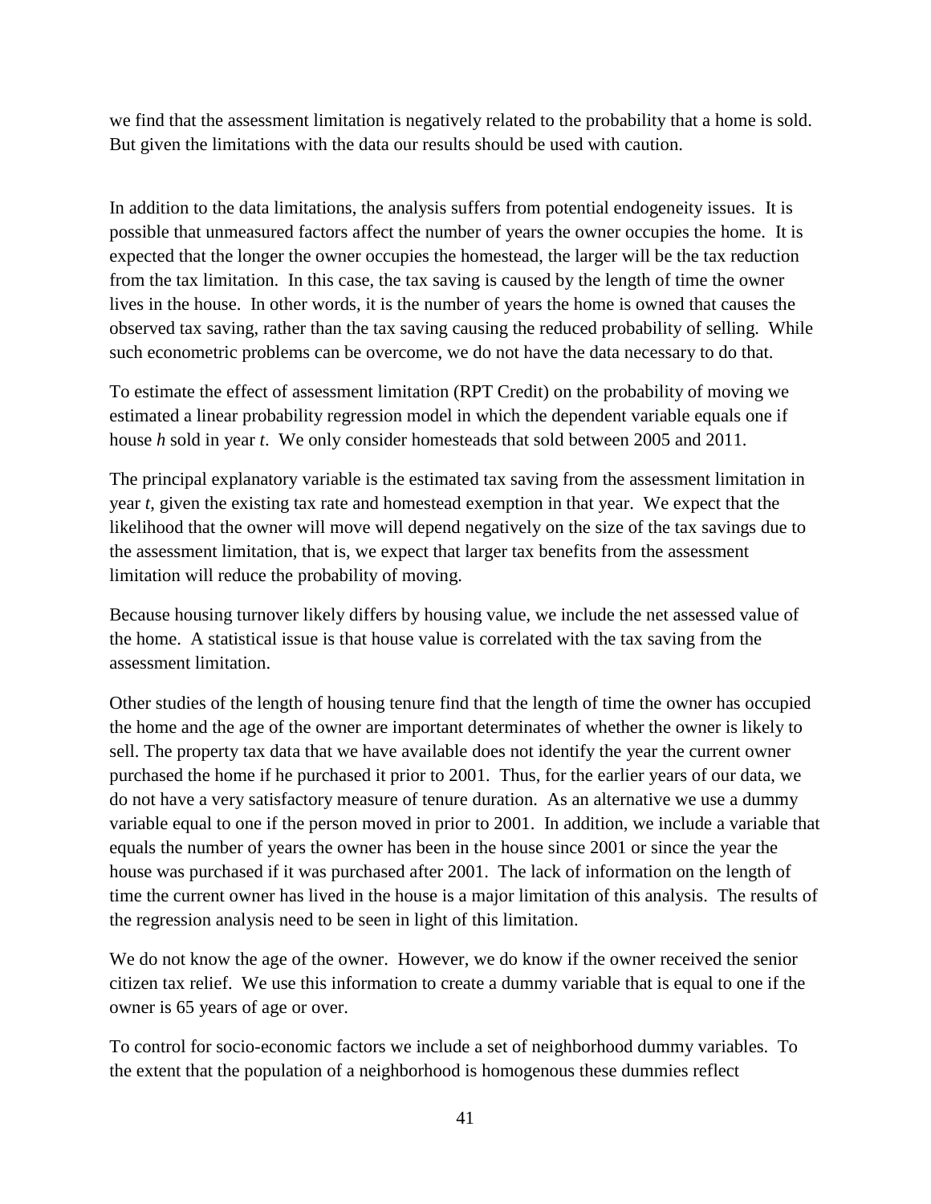we find that the assessment limitation is negatively related to the probability that a home is sold. But given the limitations with the data our results should be used with caution.

In addition to the data limitations, the analysis suffers from potential endogeneity issues. It is possible that unmeasured factors affect the number of years the owner occupies the home. It is expected that the longer the owner occupies the homestead, the larger will be the tax reduction from the tax limitation. In this case, the tax saving is caused by the length of time the owner lives in the house. In other words, it is the number of years the home is owned that causes the observed tax saving, rather than the tax saving causing the reduced probability of selling. While such econometric problems can be overcome, we do not have the data necessary to do that.

To estimate the effect of assessment limitation (RPT Credit) on the probability of moving we estimated a linear probability regression model in which the dependent variable equals one if house *h* sold in year *t*. We only consider homesteads that sold between 2005 and 2011.

The principal explanatory variable is the estimated tax saving from the assessment limitation in year *t*, given the existing tax rate and homestead exemption in that year. We expect that the likelihood that the owner will move will depend negatively on the size of the tax savings due to the assessment limitation, that is, we expect that larger tax benefits from the assessment limitation will reduce the probability of moving.

Because housing turnover likely differs by housing value, we include the net assessed value of the home. A statistical issue is that house value is correlated with the tax saving from the assessment limitation.

Other studies of the length of housing tenure find that the length of time the owner has occupied the home and the age of the owner are important determinates of whether the owner is likely to sell. The property tax data that we have available does not identify the year the current owner purchased the home if he purchased it prior to 2001. Thus, for the earlier years of our data, we do not have a very satisfactory measure of tenure duration. As an alternative we use a dummy variable equal to one if the person moved in prior to 2001. In addition, we include a variable that equals the number of years the owner has been in the house since 2001 or since the year the house was purchased if it was purchased after 2001. The lack of information on the length of time the current owner has lived in the house is a major limitation of this analysis. The results of the regression analysis need to be seen in light of this limitation.

We do not know the age of the owner. However, we do know if the owner received the senior citizen tax relief. We use this information to create a dummy variable that is equal to one if the owner is 65 years of age or over.

To control for socio-economic factors we include a set of neighborhood dummy variables. To the extent that the population of a neighborhood is homogenous these dummies reflect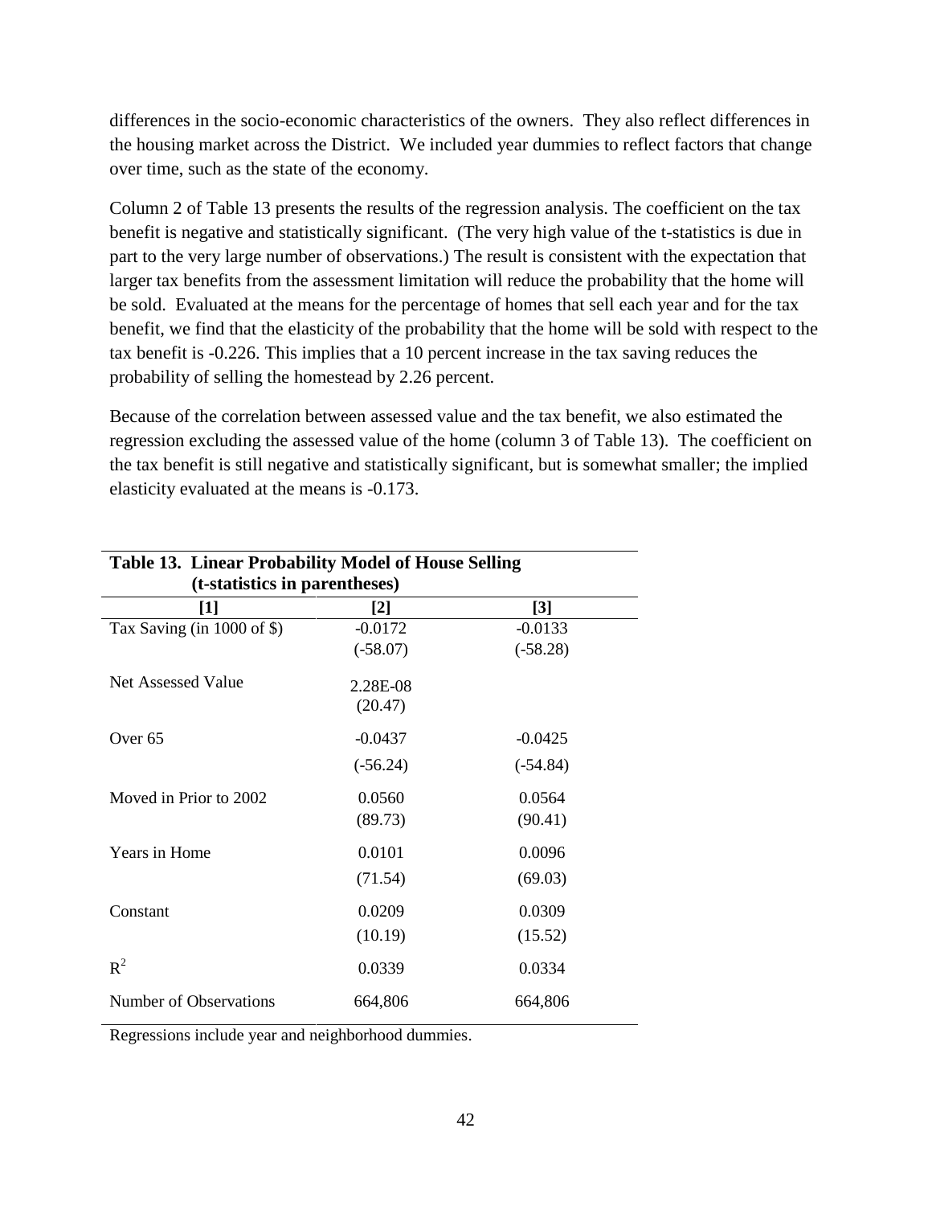differences in the socio-economic characteristics of the owners. They also reflect differences in the housing market across the District. We included year dummies to reflect factors that change over time, such as the state of the economy.

Column 2 of Table 13 presents the results of the regression analysis. The coefficient on the tax benefit is negative and statistically significant. (The very high value of the t-statistics is due in part to the very large number of observations.) The result is consistent with the expectation that larger tax benefits from the assessment limitation will reduce the probability that the home will be sold. Evaluated at the means for the percentage of homes that sell each year and for the tax benefit, we find that the elasticity of the probability that the home will be sold with respect to the tax benefit is -0.226. This implies that a 10 percent increase in the tax saving reduces the probability of selling the homestead by 2.26 percent.

Because of the correlation between assessed value and the tax benefit, we also estimated the regression excluding the assessed value of the home (column 3 of Table 13). The coefficient on the tax benefit is still negative and statistically significant, but is somewhat smaller; the implied elasticity evaluated at the means is -0.173.

**Table 13. Linear Probability Model of House Selling (t-statistics in parentheses)**

| [1] | [2] | [3] |
|---|---|---|
| Tax Saving (in 1000 of $) | -0.0172 | -0.0133 |
| | (-58.07) | (-58.28) |
| Net Assessed Value | 2.28E-08 | |
| | (20.47) | |
| Over 65 | -0.0437 | -0.0425 |
| | (-56.24) | (-54.84) |
| Moved in Prior to 2002 | 0.0560 | 0.0564 |
| | (89.73) | (90.41) |
| Years in Home | 0.0101 | 0.0096 |
| | (71.54) | (69.03) |
| Constant | 0.0209 | 0.0309 |
| | (10.19) | (15.52) |
| $R^2$ | 0.0339 | 0.0334 |
| Number of Observations | 664,806 | 664,806 |

Regressions include year and neighborhood dummies.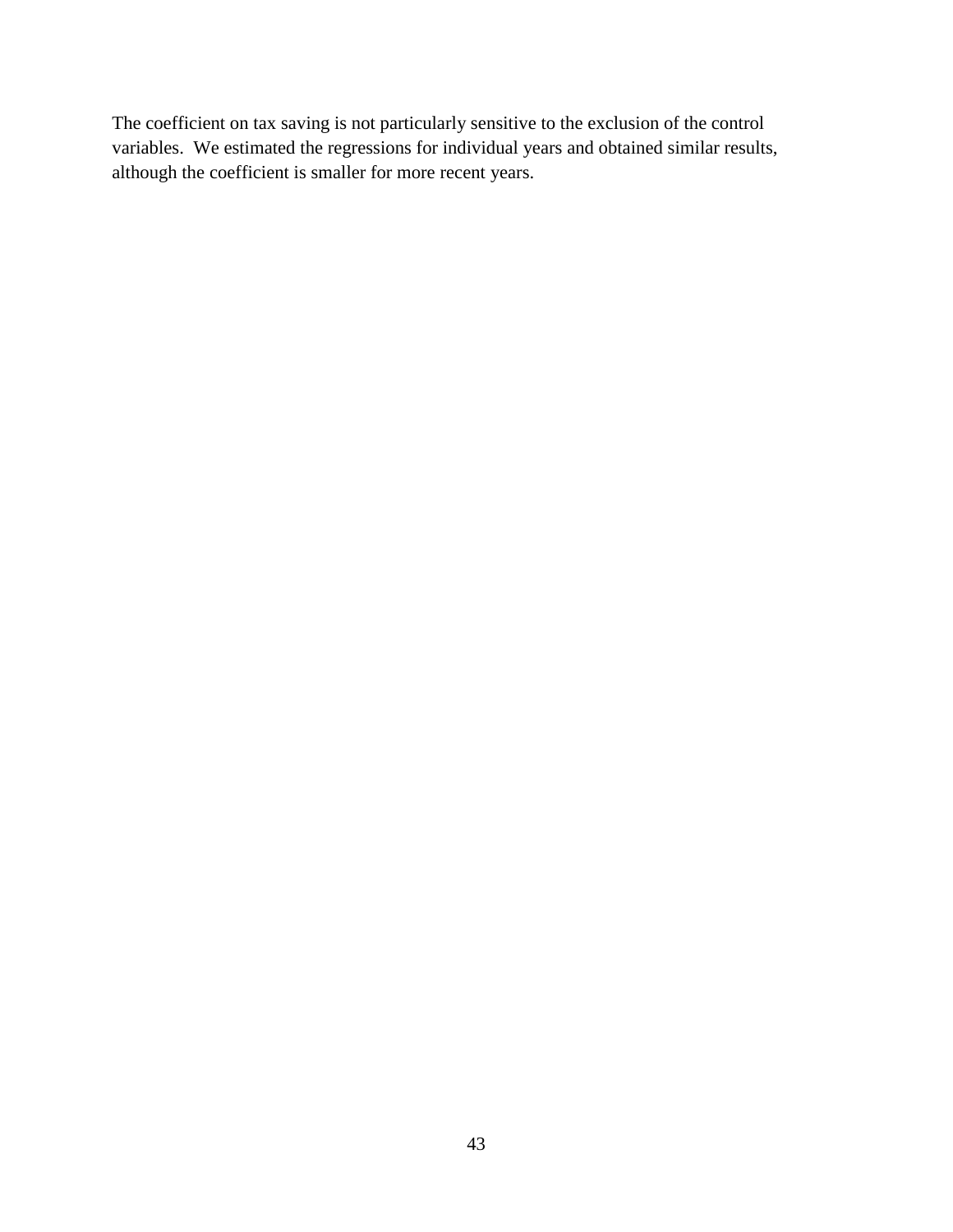The coefficient on tax saving is not particularly sensitive to the exclusion of the control variables. We estimated the regressions for individual years and obtained similar results, although the coefficient is smaller for more recent years.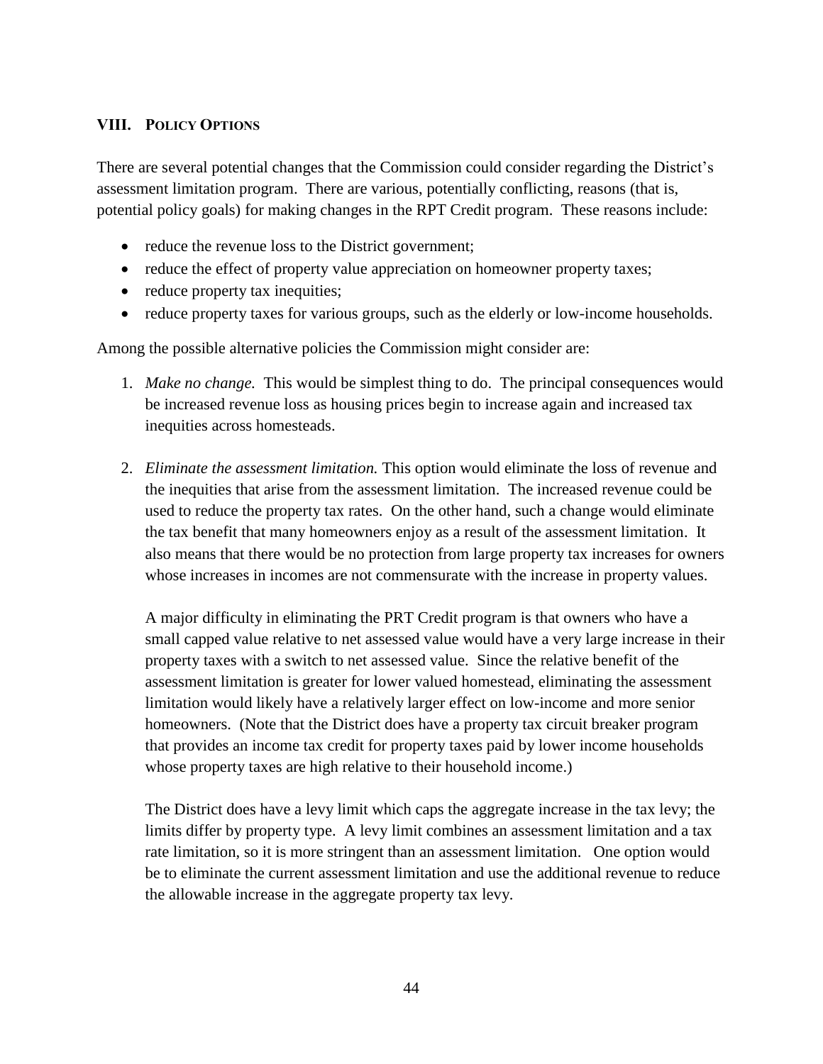## VIII. Policy Options

There are several potential changes that the Commission could consider regarding the District's assessment limitation program. There are various, potentially conflicting, reasons (that is, potential policy goals) for making changes in the RPT Credit program. These reasons include:

- reduce the revenue loss to the District government;
- reduce the effect of property value appreciation on homeowner property taxes;
- reduce property tax inequities;
- reduce property taxes for various groups, such as the elderly or low-income households.

Among the possible alternative policies the Commission might consider are:

1. *Make no change.* This would be simplest thing to do. The principal consequences would be increased revenue loss as housing prices begin to increase again and increased tax inequities across homesteads.

2. *Eliminate the assessment limitation.* This option would eliminate the loss of revenue and the inequities that arise from the assessment limitation. The increased revenue could be used to reduce the property tax rates. On the other hand, such a change would eliminate the tax benefit that many homeowners enjoy as a result of the assessment limitation. It also means that there would be no protection from large property tax increases for owners whose increases in incomes are not commensurate with the increase in property values.

   A major difficulty in eliminating the PRT Credit program is that owners who have a small capped value relative to net assessed value would have a very large increase in their property taxes with a switch to net assessed value. Since the relative benefit of the assessment limitation is greater for lower valued homestead, eliminating the assessment limitation would likely have a relatively larger effect on low-income and more senior homeowners. (Note that the District does have a property tax circuit breaker program that provides an income tax credit for property taxes paid by lower income households whose property taxes are high relative to their household income.)

   The District does have a levy limit which caps the aggregate increase in the tax levy; the limits differ by property type. A levy limit combines an assessment limitation and a tax rate limitation, so it is more stringent than an assessment limitation. One option would be to eliminate the current assessment limitation and use the additional revenue to reduce the allowable increase in the aggregate property tax levy.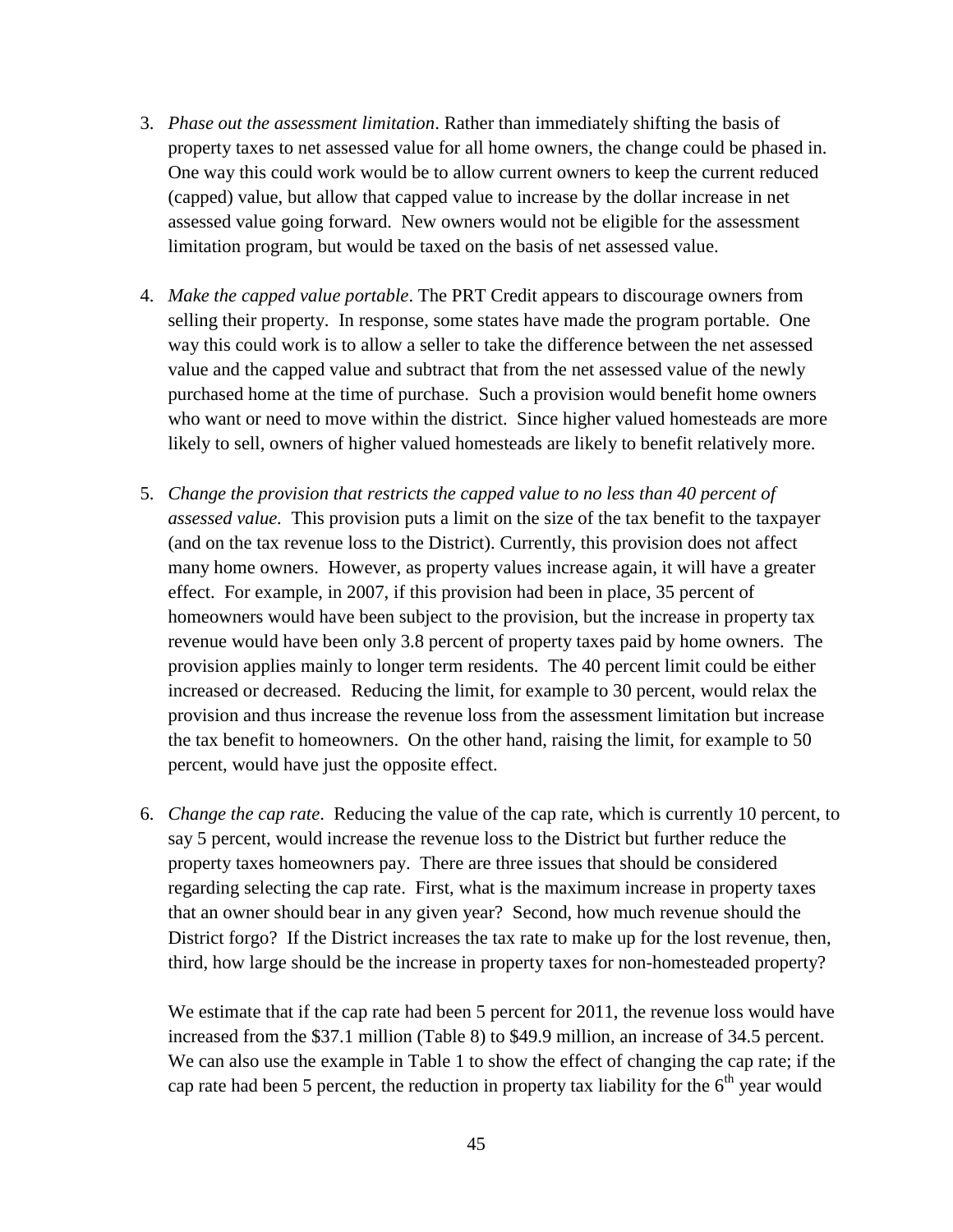3. *Phase out the assessment limitation*. Rather than immediately shifting the basis of property taxes to net assessed value for all home owners, the change could be phased in. One way this could work would be to allow current owners to keep the current reduced (capped) value, but allow that capped value to increase by the dollar increase in net assessed value going forward. New owners would not be eligible for the assessment limitation program, but would be taxed on the basis of net assessed value.

4. *Make the capped value portable*. The PRT Credit appears to discourage owners from selling their property. In response, some states have made the program portable. One way this could work is to allow a seller to take the difference between the net assessed value and the capped value and subtract that from the net assessed value of the newly purchased home at the time of purchase. Such a provision would benefit home owners who want or need to move within the district. Since higher valued homesteads are more likely to sell, owners of higher valued homesteads are likely to benefit relatively more.

5. *Change the provision that restricts the capped value to no less than 40 percent of assessed value.* This provision puts a limit on the size of the tax benefit to the taxpayer (and on the tax revenue loss to the District). Currently, this provision does not affect many home owners. However, as property values increase again, it will have a greater effect. For example, in 2007, if this provision had been in place, 35 percent of homeowners would have been subject to the provision, but the increase in property tax revenue would have been only 3.8 percent of property taxes paid by home owners. The provision applies mainly to longer term residents. The 40 percent limit could be either increased or decreased. Reducing the limit, for example to 30 percent, would relax the provision and thus increase the revenue loss from the assessment limitation but increase the tax benefit to homeowners. On the other hand, raising the limit, for example to 50 percent, would have just the opposite effect.

6. *Change the cap rate*. Reducing the value of the cap rate, which is currently 10 percent, to say 5 percent, would increase the revenue loss to the District but further reduce the property taxes homeowners pay. There are three issues that should be considered regarding selecting the cap rate. First, what is the maximum increase in property taxes that an owner should bear in any given year? Second, how much revenue should the District forgo? If the District increases the tax rate to make up for the lost revenue, then, third, how large should be the increase in property taxes for non-homesteaded property?

   We estimate that if the cap rate had been 5 percent for 2011, the revenue loss would have increased from the \$37.1 million (Table 8) to \$49.9 million, an increase of 34.5 percent. We can also use the example in Table 1 to show the effect of changing the cap rate; if the cap rate had been 5 percent, the reduction in property tax liability for the 6th year would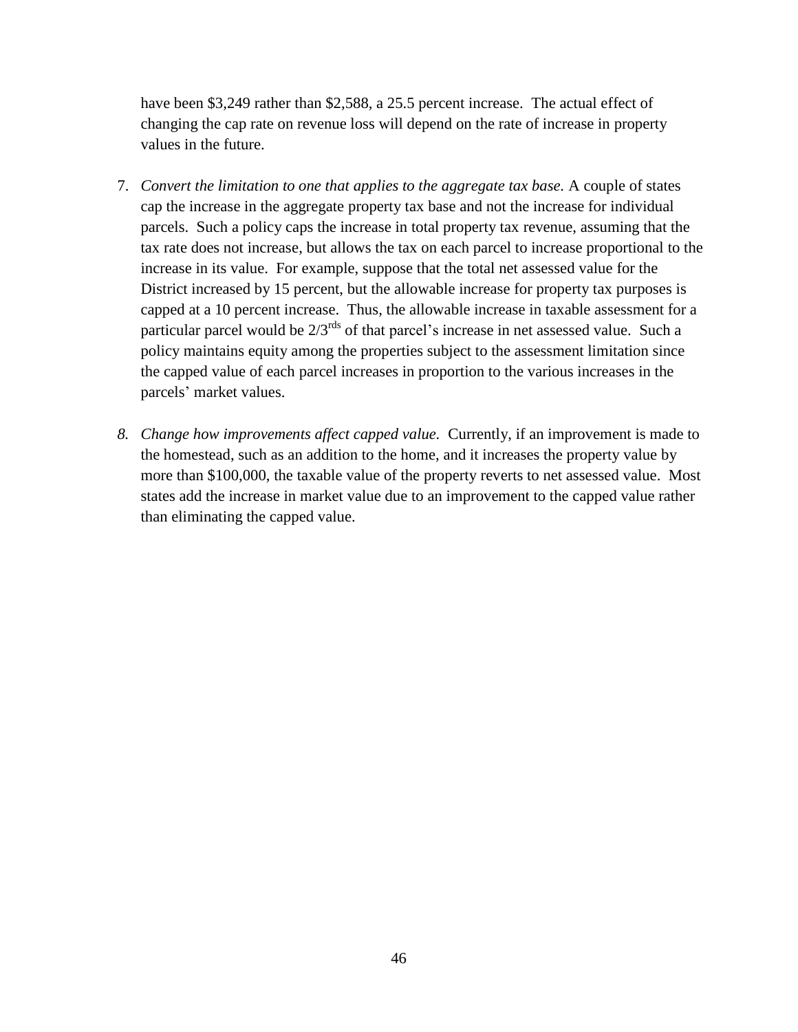have been $3,249 rather than $2,588, a 25.5 percent increase. The actual effect of changing the cap rate on revenue loss will depend on the rate of increase in property values in the future.

7. *Convert the limitation to one that applies to the aggregate tax base.* A couple of states cap the increase in the aggregate property tax base and not the increase for individual parcels. Such a policy caps the increase in total property tax revenue, assuming that the tax rate does not increase, but allows the tax on each parcel to increase proportional to the increase in its value. For example, suppose that the total net assessed value for the District increased by 15 percent, but the allowable increase for property tax purposes is capped at a 10 percent increase. Thus, the allowable increase in taxable assessment for a particular parcel would be 2/3rds of that parcel's increase in net assessed value. Such a policy maintains equity among the properties subject to the assessment limitation since the capped value of each parcel increases in proportion to the various increases in the parcels' market values.

8. *Change how improvements affect capped value.* Currently, if an improvement is made to the homestead, such as an addition to the home, and it increases the property value by more than $100,000, the taxable value of the property reverts to net assessed value. Most states add the increase in market value due to an improvement to the capped value rather than eliminating the capped value.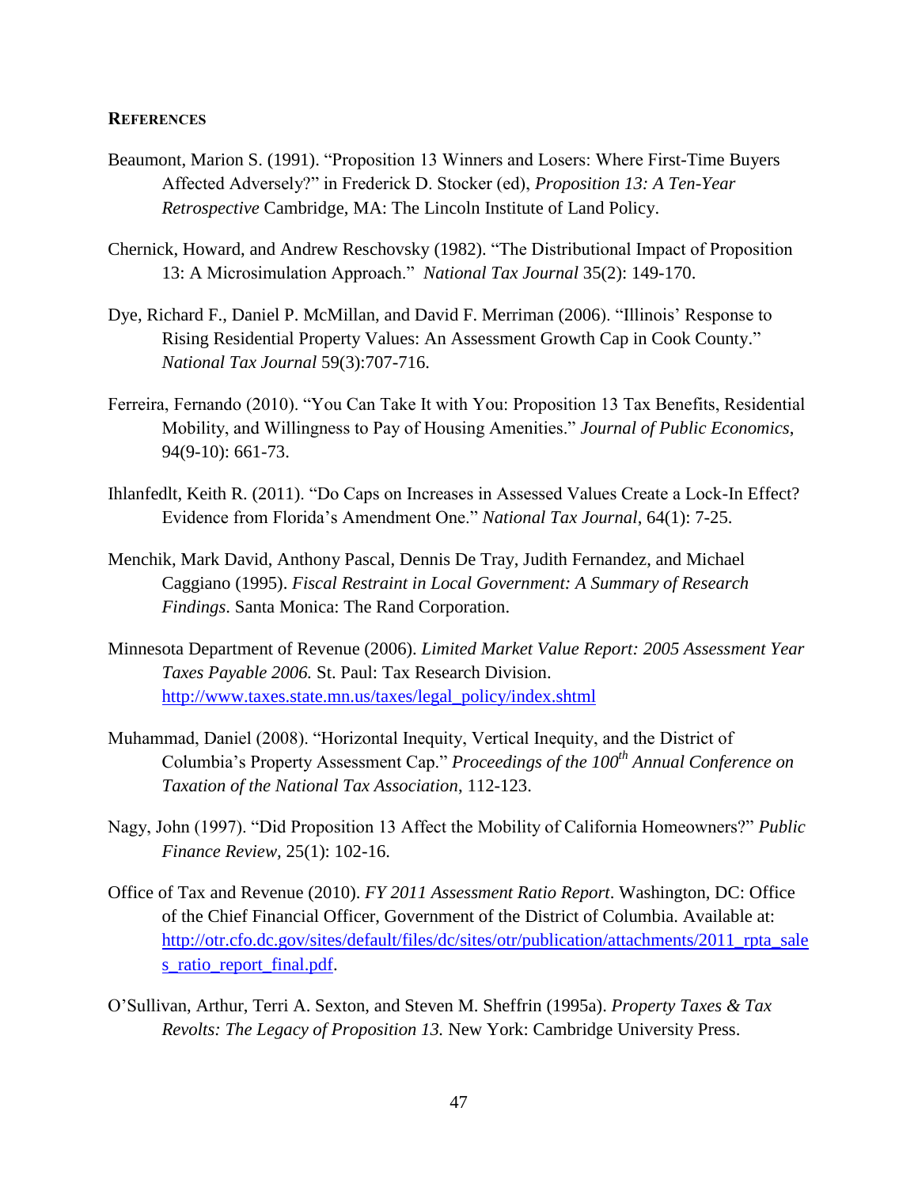## **REFERENCES**

Beaumont, Marion S. (1991). "Proposition 13 Winners and Losers: Where First-Time Buyers Affected Adversely?" in Frederick D. Stocker (ed), *Proposition 13: A Ten-Year Retrospective* Cambridge, MA: The Lincoln Institute of Land Policy.

Chernick, Howard, and Andrew Reschovsky (1982). "The Distributional Impact of Proposition 13: A Microsimulation Approach." *National Tax Journal* 35(2): 149-170.

Dye, Richard F., Daniel P. McMillan, and David F. Merriman (2006). "Illinois' Response to Rising Residential Property Values: An Assessment Growth Cap in Cook County." *National Tax Journal* 59(3):707-716.

Ferreira, Fernando (2010). "You Can Take It with You: Proposition 13 Tax Benefits, Residential Mobility, and Willingness to Pay of Housing Amenities." *Journal of Public Economics*, 94(9-10): 661-73.

Ihlanfedlt, Keith R. (2011). "Do Caps on Increases in Assessed Values Create a Lock-In Effect? Evidence from Florida's Amendment One." *National Tax Journal*, 64(1): 7-25.

Menchik, Mark David, Anthony Pascal, Dennis De Tray, Judith Fernandez, and Michael Caggiano (1995). *Fiscal Restraint in Local Government: A Summary of Research Findings*. Santa Monica: The Rand Corporation.

Minnesota Department of Revenue (2006). *Limited Market Value Report: 2005 Assessment Year Taxes Payable 2006.* St. Paul: Tax Research Division. http://www.taxes.state.mn.us/taxes/legal_policy/index.shtml

Muhammad, Daniel (2008). "Horizontal Inequity, Vertical Inequity, and the District of Columbia's Property Assessment Cap." *Proceedings of the 100th Annual Conference on Taxation of the National Tax Association*, 112-123.

Nagy, John (1997). "Did Proposition 13 Affect the Mobility of California Homeowners?" *Public Finance Review*, 25(1): 102-16.

Office of Tax and Revenue (2010). *FY 2011 Assessment Ratio Report*. Washington, DC: Office of the Chief Financial Officer, Government of the District of Columbia. Available at: http://otr.cfo.dc.gov/sites/default/files/dc/sites/otr/publication/attachments/2011_rpta_sales_ratio_report_final.pdf.

O'Sullivan, Arthur, Terri A. Sexton, and Steven M. Sheffrin (1995a). *Property Taxes & Tax Revolts: The Legacy of Proposition 13.* New York: Cambridge University Press.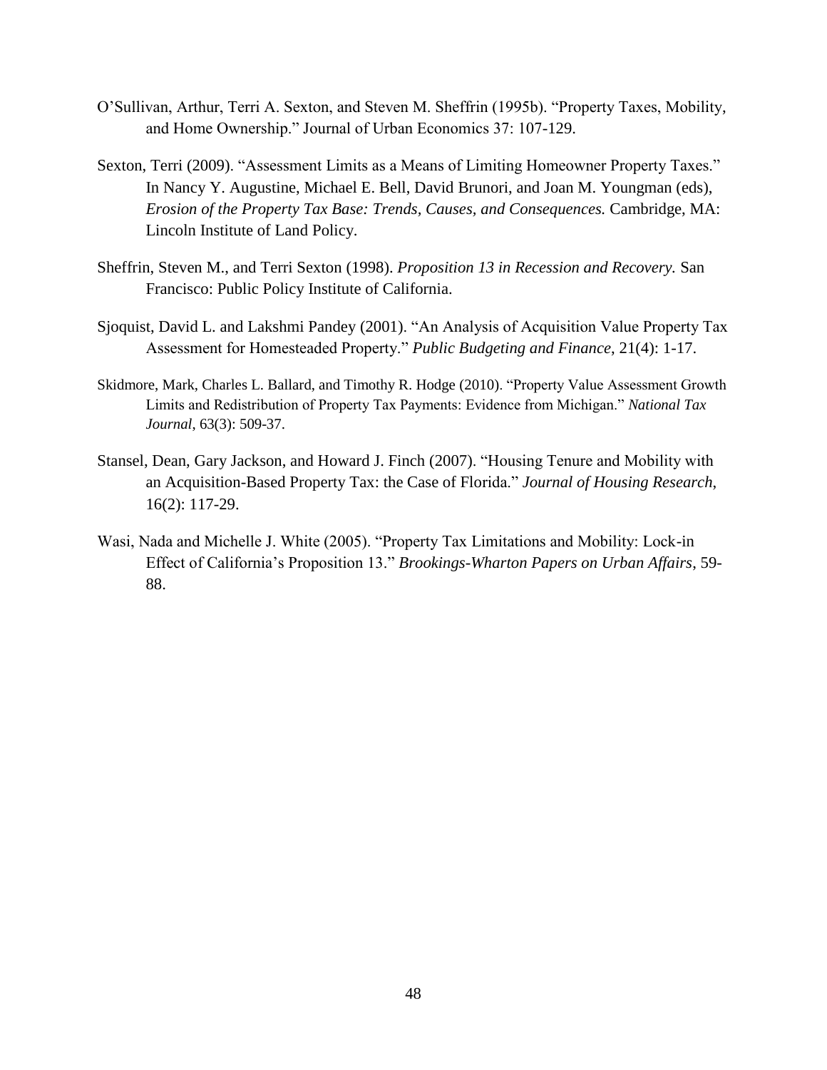O'Sullivan, Arthur, Terri A. Sexton, and Steven M. Sheffrin (1995b). "Property Taxes, Mobility, and Home Ownership." Journal of Urban Economics 37: 107-129.

Sexton, Terri (2009). "Assessment Limits as a Means of Limiting Homeowner Property Taxes." In Nancy Y. Augustine, Michael E. Bell, David Brunori, and Joan M. Youngman (eds), *Erosion of the Property Tax Base: Trends, Causes, and Consequences.* Cambridge, MA: Lincoln Institute of Land Policy.

Sheffrin, Steven M., and Terri Sexton (1998). *Proposition 13 in Recession and Recovery.* San Francisco: Public Policy Institute of California.

Sjoquist, David L. and Lakshmi Pandey (2001). "An Analysis of Acquisition Value Property Tax Assessment for Homesteaded Property." *Public Budgeting and Finance*, 21(4): 1-17.

Skidmore, Mark, Charles L. Ballard, and Timothy R. Hodge (2010). "Property Value Assessment Growth Limits and Redistribution of Property Tax Payments: Evidence from Michigan." *National Tax Journal*, 63(3): 509-37.

Stansel, Dean, Gary Jackson, and Howard J. Finch (2007). "Housing Tenure and Mobility with an Acquisition-Based Property Tax: the Case of Florida." *Journal of Housing Research*, 16(2): 117-29.

Wasi, Nada and Michelle J. White (2005). "Property Tax Limitations and Mobility: Lock-in Effect of California's Proposition 13." *Brookings-Wharton Papers on Urban Affairs*, 59-88.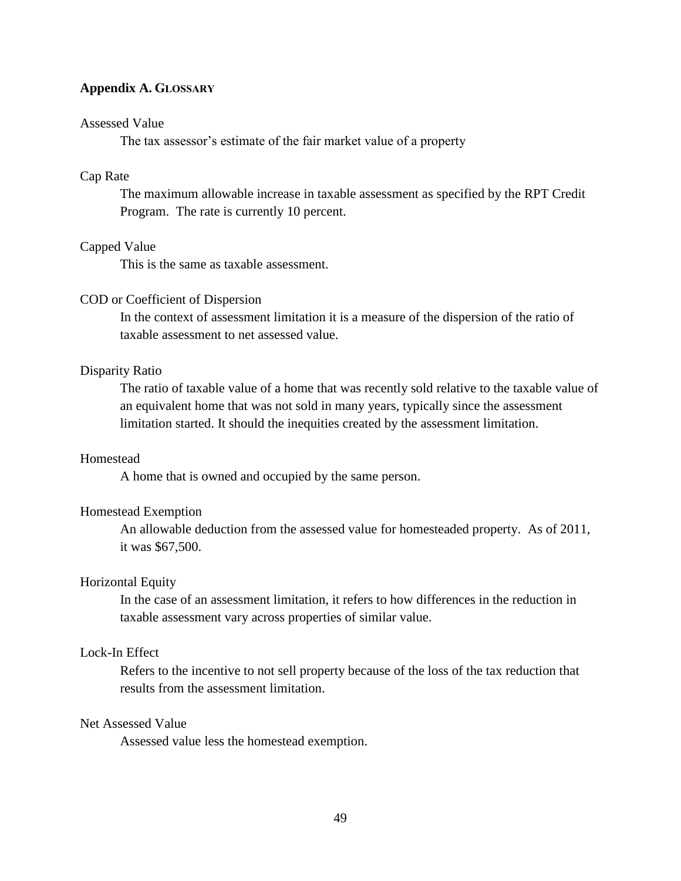## Appendix A. GLOSSARY

Assessed Value

The tax assessor's estimate of the fair market value of a property

Cap Rate

The maximum allowable increase in taxable assessment as specified by the RPT Credit Program. The rate is currently 10 percent.

Capped Value

This is the same as taxable assessment.

COD or Coefficient of Dispersion

In the context of assessment limitation it is a measure of the dispersion of the ratio of taxable assessment to net assessed value.

Disparity Ratio

The ratio of taxable value of a home that was recently sold relative to the taxable value of an equivalent home that was not sold in many years, typically since the assessment limitation started. It should the inequities created by the assessment limitation.

Homestead

A home that is owned and occupied by the same person.

Homestead Exemption

An allowable deduction from the assessed value for homesteaded property. As of 2011, it was $67,500.

Horizontal Equity

In the case of an assessment limitation, it refers to how differences in the reduction in taxable assessment vary across properties of similar value.

Lock-In Effect

Refers to the incentive to not sell property because of the loss of the tax reduction that results from the assessment limitation.

Net Assessed Value

Assessed value less the homestead exemption.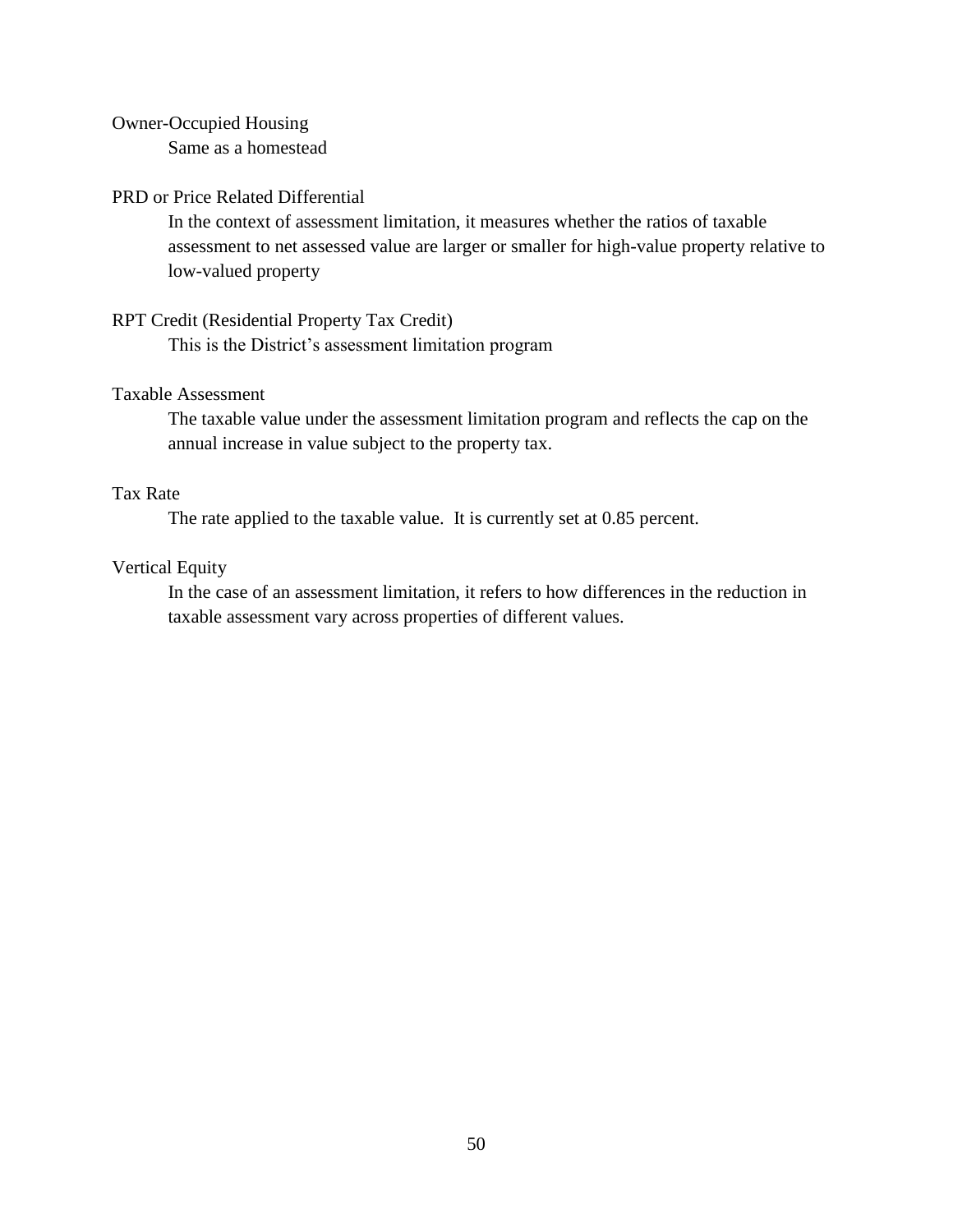Owner-Occupied Housing

Same as a homestead

PRD or Price Related Differential

In the context of assessment limitation, it measures whether the ratios of taxable assessment to net assessed value are larger or smaller for high-value property relative to low-valued property

RPT Credit (Residential Property Tax Credit)

This is the District's assessment limitation program

Taxable Assessment

The taxable value under the assessment limitation program and reflects the cap on the annual increase in value subject to the property tax.

Tax Rate

The rate applied to the taxable value. It is currently set at 0.85 percent.

Vertical Equity

In the case of an assessment limitation, it refers to how differences in the reduction in taxable assessment vary across properties of different values.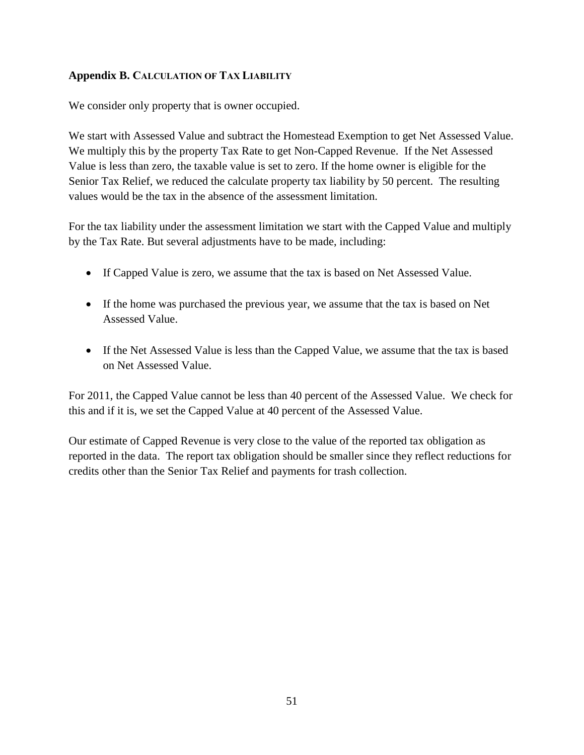## Appendix B. Calculation of Tax Liability

We consider only property that is owner occupied.

We start with Assessed Value and subtract the Homestead Exemption to get Net Assessed Value. We multiply this by the property Tax Rate to get Non-Capped Revenue. If the Net Assessed Value is less than zero, the taxable value is set to zero. If the home owner is eligible for the Senior Tax Relief, we reduced the calculate property tax liability by 50 percent. The resulting values would be the tax in the absence of the assessment limitation.

For the tax liability under the assessment limitation we start with the Capped Value and multiply by the Tax Rate. But several adjustments have to be made, including:

- If Capped Value is zero, we assume that the tax is based on Net Assessed Value.
- If the home was purchased the previous year, we assume that the tax is based on Net Assessed Value.
- If the Net Assessed Value is less than the Capped Value, we assume that the tax is based on Net Assessed Value.

For 2011, the Capped Value cannot be less than 40 percent of the Assessed Value. We check for this and if it is, we set the Capped Value at 40 percent of the Assessed Value.

Our estimate of Capped Revenue is very close to the value of the reported tax obligation as reported in the data. The report tax obligation should be smaller since they reflect reductions for credits other than the Senior Tax Relief and payments for trash collection.